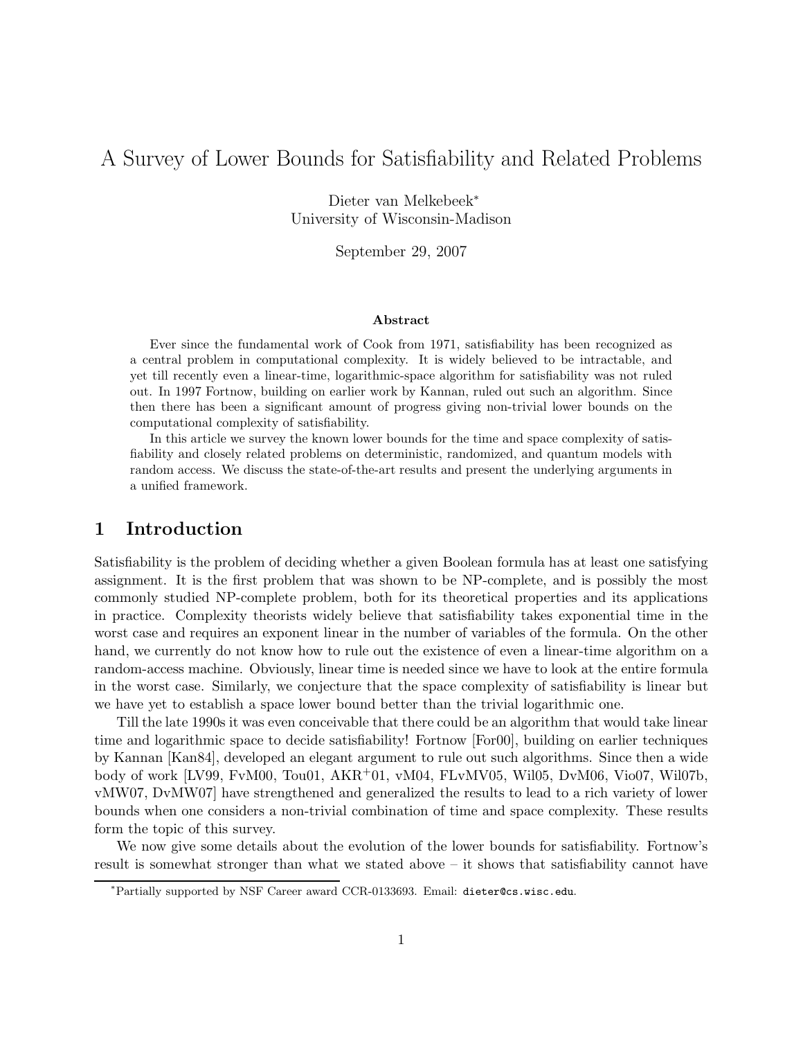# A Survey of Lower Bounds for Satisfiability and Related Problems

Dieter van Melkebeek*
University of Wisconsin-Madison

September 29, 2007

### Abstract

Ever since the fundamental work of Cook from 1971, satisfiability has been recognized as a central problem in computational complexity. It is widely believed to be intractable, and yet till recently even a linear-time, logarithmic-space algorithm for satisfiability was not ruled out. In 1997 Fortnow, building on earlier work by Kannan, ruled out such an algorithm. Since then there has been a significant amount of progress giving non-trivial lower bounds on the computational complexity of satisfiability.

In this article we survey the known lower bounds for the time and space complexity of satisfiability and closely related problems on deterministic, randomized, and quantum models with random access. We discuss the state-of-the-art results and present the underlying arguments in a unified framework.

## 1 Introduction

Satisfiability is the problem of deciding whether a given Boolean formula has at least one satisfying assignment. It is the first problem that was shown to be NP-complete, and is possibly the most commonly studied NP-complete problem, both for its theoretical properties and its applications in practice. Complexity theorists widely believe that satisfiability takes exponential time in the worst case and requires an exponent linear in the number of variables of the formula. On the other hand, we currently do not know how to rule out the existence of even a linear-time algorithm on a random-access machine. Obviously, linear time is needed since we have to look at the entire formula in the worst case. Similarly, we conjecture that the space complexity of satisfiability is linear but we have yet to establish a space lower bound better than the trivial logarithmic one.

Till the late 1990s it was even conceivable that there could be an algorithm that would take linear time and logarithmic space to decide satisfiability! Fortnow [For00], building on earlier techniques by Kannan [Kan84], developed an elegant argument to rule out such algorithms. Since then a wide body of work [LV99, FvM00, Tou01, AKR+01, vM04, FLvMV05, Wil05, DvM06, Vio07, Wil07b, vMW07, DvMW07] have strengthened and generalized the results to lead to a rich variety of lower bounds when one considers a non-trivial combination of time and space complexity. These results form the topic of this survey.

We now give some details about the evolution of the lower bounds for satisfiability. Fortnow's result is somewhat stronger than what we stated above – it shows that satisfiability cannot have

---

*Partially supported by NSF Career award CCR-0133693. Email: dieter@cs.wisc.edu.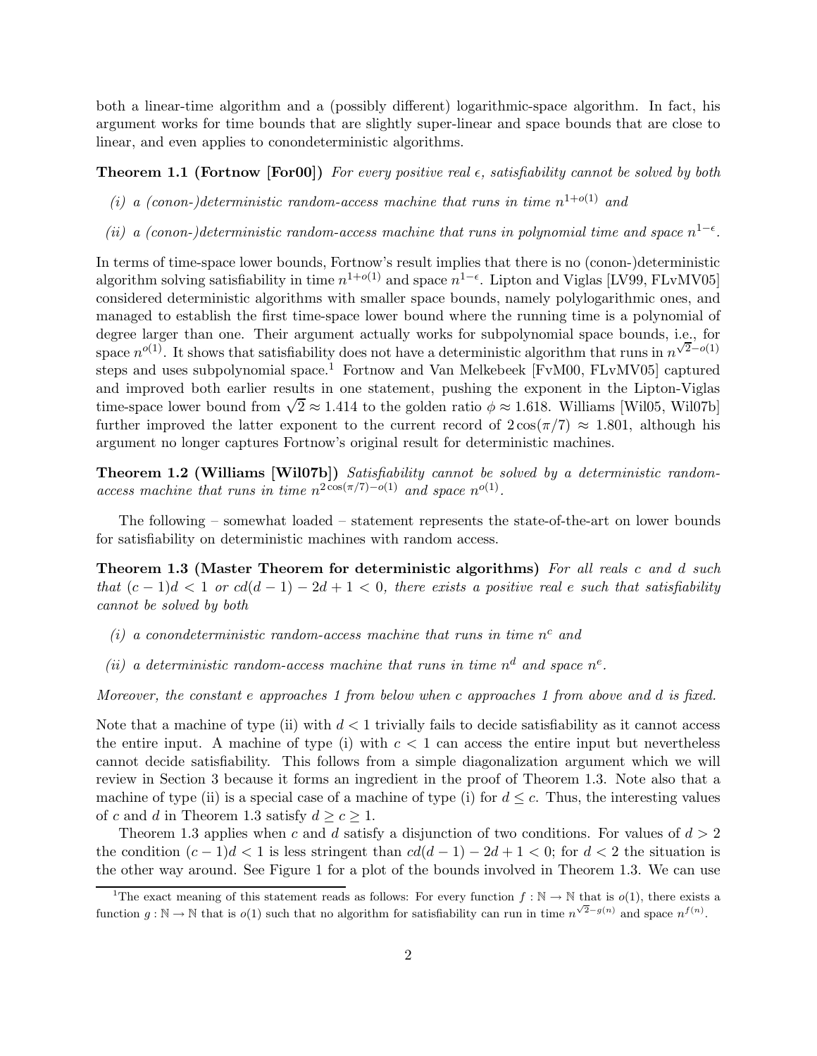both a linear-time algorithm and a (possibly different) logarithmic-space algorithm. In fact, his argument works for time bounds that are slightly super-linear and space bounds that are close to linear, and even applies to conondeterministic algorithms.

**Theorem 1.1 (Fortnow [For00])** *For every positive real $\epsilon$, satisfiability cannot be solved by both*

*(i) a (conon-)deterministic random-access machine that runs in time $n^{1+o(1)}$ and*

*(ii) a (conon-)deterministic random-access machine that runs in polynomial time and space $n^{1-\epsilon}$.*

In terms of time-space lower bounds, Fortnow's result implies that there is no (conon-)deterministic algorithm solving satisfiability in time $n^{1+o(1)}$ and space $n^{1-\epsilon}$. Lipton and Viglas [LV99, FLvMV05] considered deterministic algorithms with smaller space bounds, namely polylogarithmic ones, and managed to establish the first time-space lower bound where the running time is a polynomial of degree larger than one. Their argument actually works for subpolynomial space bounds, i.e., for space $n^{o(1)}$. It shows that satisfiability does not have a deterministic algorithm that runs in $n^{\sqrt{2}-o(1)}$ steps and uses subpolynomial space.[1] Fortnow and Van Melkebeek [FvM00, FLvMV05] captured and improved both earlier results in one statement, pushing the exponent in the Lipton-Viglas time-space lower bound from $\sqrt{2} \approx 1.414$ to the golden ratio $\phi \approx 1.618$. Williams [Wil05, Wil07b] further improved the latter exponent to the current record of $2\cos(\pi/7) \approx 1.801$, although his argument no longer captures Fortnow's original result for deterministic machines.

**Theorem 1.2 (Williams [Wil07b])** *Satisfiability cannot be solved by a deterministic random-access machine that runs in time $n^{2\cos(\pi/7)-o(1)}$ and space $n^{o(1)}$.*

The following – somewhat loaded – statement represents the state-of-the-art on lower bounds for satisfiability on deterministic machines with random access.

**Theorem 1.3 (Master Theorem for deterministic algorithms)** *For all reals $c$ and $d$ such that $(c-1)d < 1$ or $cd(d-1) - 2d + 1 < 0$, there exists a positive real $e$ such that satisfiability cannot be solved by both*

*(i) a conondeterministic random-access machine that runs in time $n^c$ and*

*(ii) a deterministic random-access machine that runs in time $n^d$ and space $n^e$.*

*Moreover, the constant $e$ approaches 1 from below when $c$ approaches 1 from above and $d$ is fixed.*

Note that a machine of type (ii) with $d < 1$ trivially fails to decide satisfiability as it cannot access the entire input. A machine of type (i) with $c < 1$ can access the entire input but nevertheless cannot decide satisfiability. This follows from a simple diagonalization argument which we will review in Section 3 because it forms an ingredient in the proof of Theorem 1.3. Note also that a machine of type (ii) is a special case of a machine of type (i) for $d \le c$. Thus, the interesting values of $c$ and $d$ in Theorem 1.3 satisfy $d \ge c \ge 1$.

Theorem 1.3 applies when $c$ and $d$ satisfy a disjunction of two conditions. For values of $d > 2$ the condition $(c-1)d < 1$ is less stringent than $cd(d-1) - 2d + 1 < 0$; for $d < 2$ the situation is the other way around. See Figure 1 for a plot of the bounds involved in Theorem 1.3. We can use

[1] The exact meaning of this statement reads as follows: For every function $f : \mathbb{N} \to \mathbb{N}$ that is $o(1)$, there exists a function $g : \mathbb{N} \to \mathbb{N}$ that is $o(1)$ such that no algorithm for satisfiability can run in time $n^{\sqrt{2}-g(n)}$ and space $n^{f(n)}$.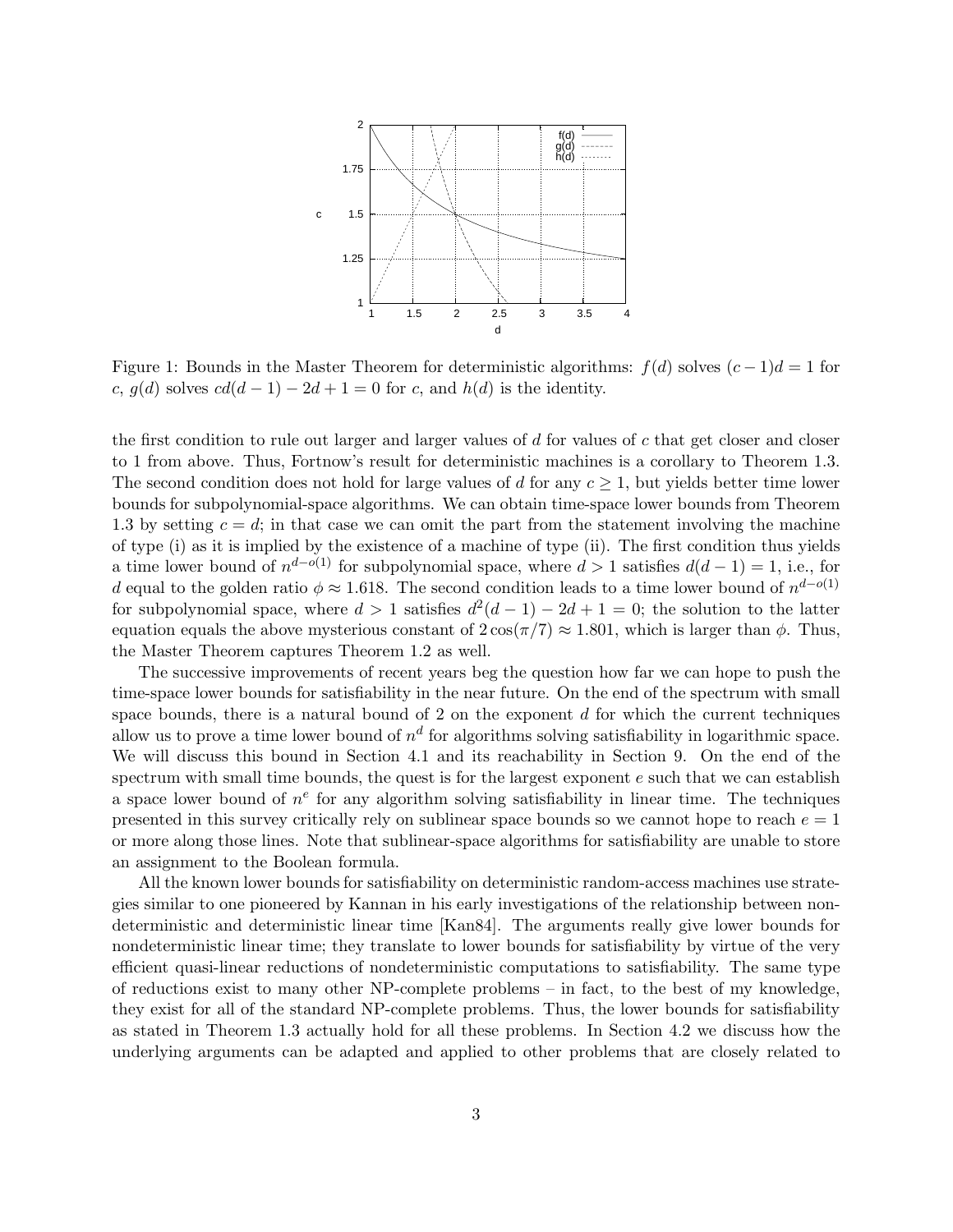Figure 1: Bounds in the Master Theorem for deterministic algorithms: $f(d)$ solves $(c-1)d = 1$ for $c$, $g(d)$ solves $cd(d-1) - 2d + 1 = 0$ for $c$, and $h(d)$ is the identity.

the first condition to rule out larger and larger values of $d$ for values of $c$ that get closer and closer to 1 from above. Thus, Fortnow's result for deterministic machines is a corollary to Theorem 1.3. The second condition does not hold for large values of $d$ for any $c \geq 1$, but yields better time lower bounds for subpolynomial-space algorithms. We can obtain time-space lower bounds from Theorem 1.3 by setting $c = d$; in that case we can omit the part from the statement involving the machine of type (i) as it is implied by the existence of a machine of type (ii). The first condition thus yields a time lower bound of $n^{d-o(1)}$ for subpolynomial space, where $d > 1$ satisfies $d(d-1) = 1$, i.e., for $d$ equal to the golden ratio $\phi \approx 1.618$. The second condition leads to a time lower bound of $n^{d-o(1)}$ for subpolynomial space, where $d > 1$ satisfies $d^2(d-1) - 2d + 1 = 0$; the solution to the latter equation equals the above mysterious constant of $2\cos(\pi/7) \approx 1.801$, which is larger than $\phi$. Thus, the Master Theorem captures Theorem 1.2 as well.

The successive improvements of recent years beg the question how far we can hope to push the time-space lower bounds for satisfiability in the near future. On the end of the spectrum with small space bounds, there is a natural bound of 2 on the exponent $d$ for which the current techniques allow us to prove a time lower bound of $n^d$ for algorithms solving satisfiability in logarithmic space. We will discuss this bound in Section 4.1 and its reachability in Section 9. On the end of the spectrum with small time bounds, the quest is for the largest exponent $e$ such that we can establish a space lower bound of $n^e$ for any algorithm solving satisfiability in linear time. The techniques presented in this survey critically rely on sublinear space bounds so we cannot hope to reach $e = 1$ or more along those lines. Note that sublinear-space algorithms for satisfiability are unable to store an assignment to the Boolean formula.

All the known lower bounds for satisfiability on deterministic random-access machines use strategies similar to one pioneered by Kannan in his early investigations of the relationship between nondeterministic and deterministic linear time [Kan84]. The arguments really give lower bounds for nondeterministic linear time; they translate to lower bounds for satisfiability by virtue of the very efficient quasi-linear reductions of nondeterministic computations to satisfiability. The same type of reductions exist to many other NP-complete problems – in fact, to the best of my knowledge, they exist for all of the standard NP-complete problems. Thus, the lower bounds for satisfiability as stated in Theorem 1.3 actually hold for all these problems. In Section 4.2 we discuss how the underlying arguments can be adapted and applied to other problems that are closely related to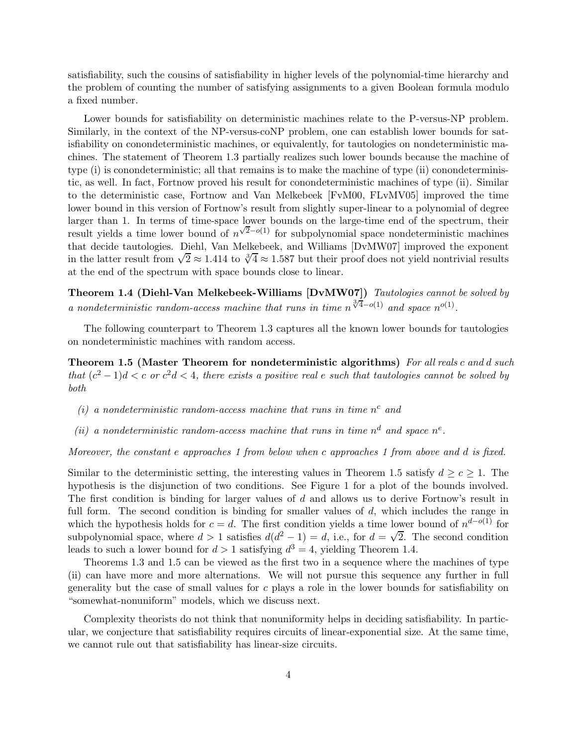satisfiability, such the cousins of satisfiability in higher levels of the polynomial-time hierarchy and the problem of counting the number of satisfying assignments to a given Boolean formula modulo a fixed number.

Lower bounds for satisfiability on deterministic machines relate to the P-versus-NP problem. Similarly, in the context of the NP-versus-coNP problem, one can establish lower bounds for satisfiability on conondeterministic machines, or equivalently, for tautologies on nondeterministic machines. The statement of Theorem 1.3 partially realizes such lower bounds because the machine of type (i) is conondeterministic; all that remains is to make the machine of type (ii) conondeterministic, as well. In fact, Fortnow proved his result for conondeterministic machines of type (ii). Similar to the deterministic case, Fortnow and Van Melkebeek [FvM00, FLvMV05] improved the time lower bound in this version of Fortnow's result from slightly super-linear to a polynomial of degree larger than 1. In terms of time-space lower bounds on the large-time end of the spectrum, their result yields a time lower bound of $n^{\sqrt{2}-o(1)}$ for subpolynomial space nondeterministic machines that decide tautologies. Diehl, Van Melkebeek, and Williams [DvMW07] improved the exponent in the latter result from $\sqrt{2} \approx 1.414$ to $\sqrt[3]{4} \approx 1.587$ but their proof does not yield nontrivial results at the end of the spectrum with space bounds close to linear.

**Theorem 1.4 (Diehl-Van Melkebeek-Williams [DvMW07])** *Tautologies cannot be solved by a nondeterministic random-access machine that runs in time $n^{\sqrt[3]{4}-o(1)}$ and space $n^{o(1)}$.*

The following counterpart to Theorem 1.3 captures all the known lower bounds for tautologies on nondeterministic machines with random access.

**Theorem 1.5 (Master Theorem for nondeterministic algorithms)** *For all reals $c$ and $d$ such that $(c^2-1)d < c$ or $c^2 d < 4$, there exists a positive real $e$ such that tautologies cannot be solved by both*

*(i) a nondeterministic random-access machine that runs in time $n^c$ and*

*(ii) a nondeterministic random-access machine that runs in time $n^d$ and space $n^e$.*

*Moreover, the constant $e$ approaches 1 from below when $c$ approaches 1 from above and $d$ is fixed.*

Similar to the deterministic setting, the interesting values in Theorem 1.5 satisfy $d \geq c \geq 1$. The hypothesis is the disjunction of two conditions. See Figure 1 for a plot of the bounds involved. The first condition is binding for larger values of $d$ and allows us to derive Fortnow's result in full form. The second condition is binding for smaller values of $d$, which includes the range in which the hypothesis holds for $c = d$. The first condition yields a time lower bound of $n^{d-o(1)}$ for subpolynomial space, where $d > 1$ satisfies $d(d^2-1) = d$, i.e., for $d = \sqrt{2}$. The second condition leads to such a lower bound for $d > 1$ satisfying $d^3 = 4$, yielding Theorem 1.4.

Theorems 1.3 and 1.5 can be viewed as the first two in a sequence where the machines of type (ii) can have more and more alternations. We will not pursue this sequence any further in full generality but the case of small values for $c$ plays a role in the lower bounds for satisfiability on "somewhat-nonuniform" models, which we discuss next.

Complexity theorists do not think that nonuniformity helps in deciding satisfiability. In particular, we conjecture that satisfiability requires circuits of linear-exponential size. At the same time, we cannot rule out that satisfiability has linear-size circuits.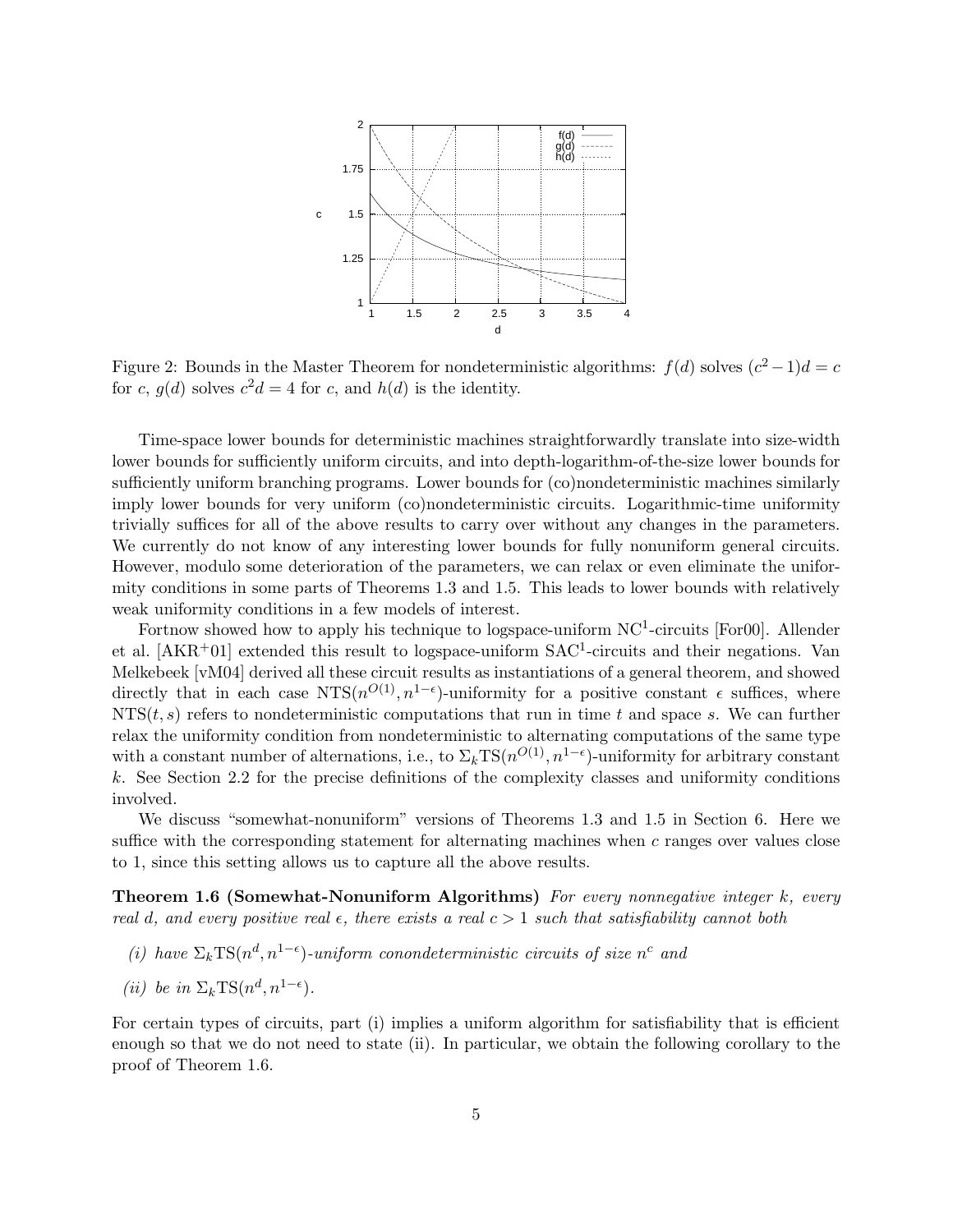Figure 2: Bounds in the Master Theorem for nondeterministic algorithms: $f(d)$ solves $(c^2-1)d = c$ for $c$, $g(d)$ solves $c^2 d = 4$ for $c$, and $h(d)$ is the identity.

Time-space lower bounds for deterministic machines straightforwardly translate into size-width lower bounds for sufficiently uniform circuits, and into depth-logarithm-of-the-size lower bounds for sufficiently uniform branching programs. Lower bounds for (co)nondeterministic machines similarly imply lower bounds for very uniform (co)nondeterministic circuits. Logarithmic-time uniformity trivially suffices for all of the above results to carry over without any changes in the parameters. We currently do not know of any interesting lower bounds for fully nonuniform general circuits. However, modulo some deterioration of the parameters, we can relax or even eliminate the uniformity conditions in some parts of Theorems 1.3 and 1.5. This leads to lower bounds with relatively weak uniformity conditions in a few models of interest.

Fortnow showed how to apply his technique to logspace-uniform $\mathrm{NC}^1$-circuits [For00]. Allender et al. [AKR+01] extended this result to logspace-uniform $\mathrm{SAC}^1$-circuits and their negations. Van Melkebeek [vM04] derived all these circuit results as instantiations of a general theorem, and showed directly that in each case $\mathrm{NTS}(n^{O(1)}, n^{1-\epsilon})$-uniformity for a positive constant $\epsilon$ suffices, where $\mathrm{NTS}(t, s)$ refers to nondeterministic computations that run in time $t$ and space $s$. We can further relax the uniformity condition from nondeterministic to alternating computations of the same type with a constant number of alternations, i.e., to $\Sigma_k\mathrm{TS}(n^{O(1)}, n^{1-\epsilon})$-uniformity for arbitrary constant $k$. See Section 2.2 for the precise definitions of the complexity classes and uniformity conditions involved.

We discuss "somewhat-nonuniform" versions of Theorems 1.3 and 1.5 in Section 6. Here we suffice with the corresponding statement for alternating machines when $c$ ranges over values close to 1, since this setting allows us to capture all the above results.

**Theorem 1.6 (Somewhat-Nonuniform Algorithms)** *For every nonnegative integer $k$, every real $d$, and every positive real $\epsilon$, there exists a real $c > 1$ such that satisfiability cannot both*

*(i) have $\Sigma_k\mathrm{TS}(n^d, n^{1-\epsilon})$-uniform conondeterministic circuits of size $n^c$ and*

*(ii) be in $\Sigma_k\mathrm{TS}(n^d, n^{1-\epsilon})$.*

For certain types of circuits, part (i) implies a uniform algorithm for satisfiability that is efficient enough so that we do not need to state (ii). In particular, we obtain the following corollary to the proof of Theorem 1.6.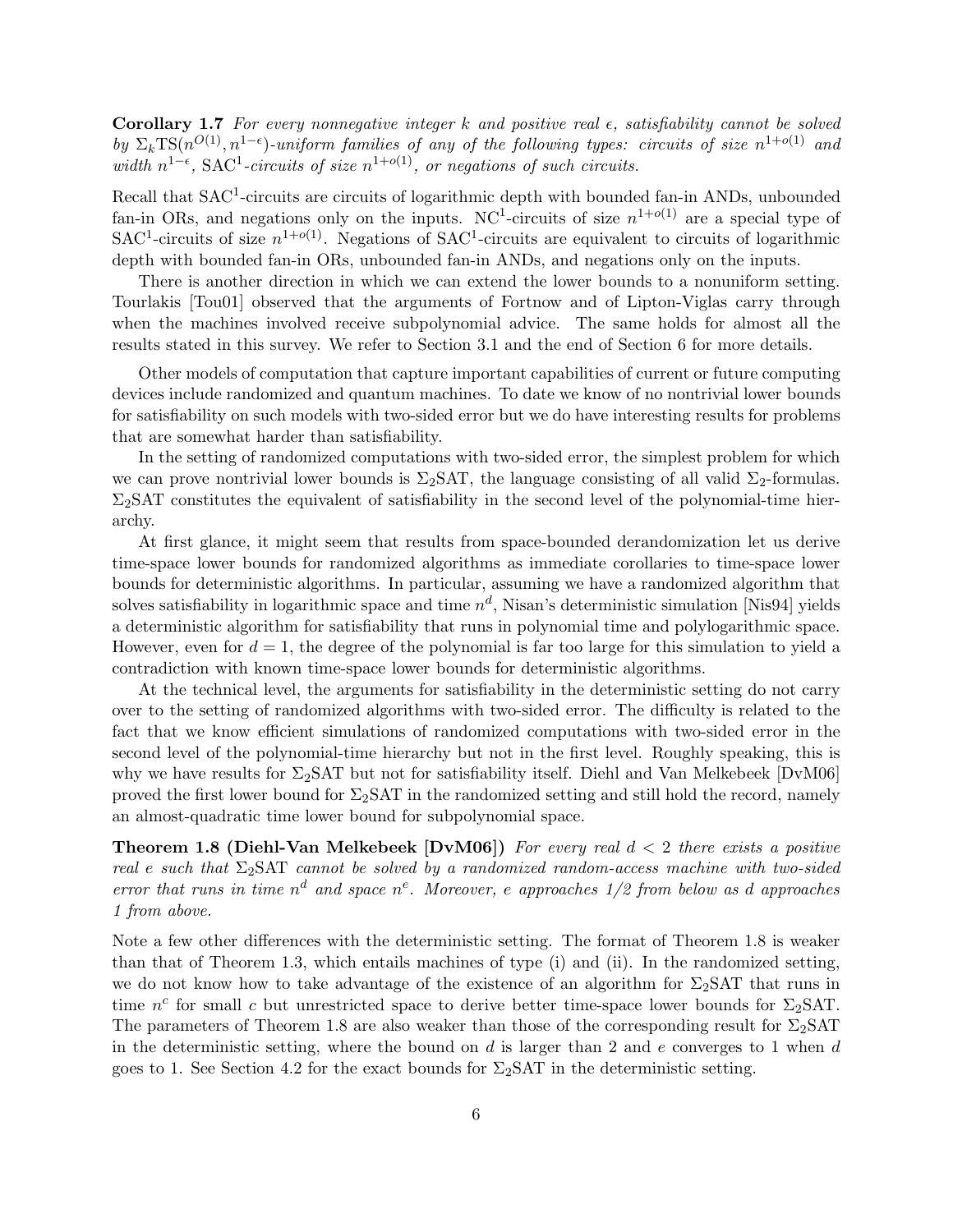**Corollary 1.7** *For every nonnegative integer $k$ and positive real $\epsilon$, satisfiability cannot be solved by $\Sigma_k\mathrm{TS}(n^{O(1)}, n^{1-\epsilon})$-uniform families of any of the following types: circuits of size $n^{1+o(1)}$ and width $n^{1-\epsilon}$, $\mathrm{SAC}^1$-circuits of size $n^{1+o(1)}$, or negations of such circuits.*

Recall that $\mathrm{SAC}^1$-circuits are circuits of logarithmic depth with bounded fan-in ANDs, unbounded fan-in ORs, and negations only on the inputs. $\mathrm{NC}^1$-circuits of size $n^{1+o(1)}$ are a special type of $\mathrm{SAC}^1$-circuits of size $n^{1+o(1)}$. Negations of $\mathrm{SAC}^1$-circuits are equivalent to circuits of logarithmic depth with bounded fan-in ORs, unbounded fan-in ANDs, and negations only on the inputs.

There is another direction in which we can extend the lower bounds to a nonuniform setting. Tourlakis [Tou01] observed that the arguments of Fortnow and of Lipton-Viglas carry through when the machines involved receive subpolynomial advice. The same holds for almost all the results stated in this survey. We refer to Section 3.1 and the end of Section 6 for more details.

Other models of computation that capture important capabilities of current or future computing devices include randomized and quantum machines. To date we know of no nontrivial lower bounds for satisfiability on such models with two-sided error but we do have interesting results for problems that are somewhat harder than satisfiability.

In the setting of randomized computations with two-sided error, the simplest problem for which we can prove nontrivial lower bounds is $\Sigma_2\mathrm{SAT}$, the language consisting of all valid $\Sigma_2$-formulas. $\Sigma_2\mathrm{SAT}$ constitutes the equivalent of satisfiability in the second level of the polynomial-time hierarchy.

At first glance, it might seem that results from space-bounded derandomization let us derive time-space lower bounds for randomized algorithms as immediate corollaries to time-space lower bounds for deterministic algorithms. In particular, assuming we have a randomized algorithm that solves satisfiability in logarithmic space and time $n^d$, Nisan's deterministic simulation [Nis94] yields a deterministic algorithm for satisfiability that runs in polynomial time and polylogarithmic space. However, even for $d = 1$, the degree of the polynomial is far too large for this simulation to yield a contradiction with known time-space lower bounds for deterministic algorithms.

At the technical level, the arguments for satisfiability in the deterministic setting do not carry over to the setting of randomized algorithms with two-sided error. The difficulty is related to the fact that we know efficient simulations of randomized computations with two-sided error in the second level of the polynomial-time hierarchy but not in the first level. Roughly speaking, this is why we have results for $\Sigma_2\mathrm{SAT}$ but not for satisfiability itself. Diehl and Van Melkebeek [DvM06] proved the first lower bound for $\Sigma_2\mathrm{SAT}$ in the randomized setting and still hold the record, namely an almost-quadratic time lower bound for subpolynomial space.

**Theorem 1.8 (Diehl-Van Melkebeek [DvM06])** *For every real $d < 2$ there exists a positive real $e$ such that $\Sigma_2\mathrm{SAT}$ cannot be solved by a randomized random-access machine with two-sided error that runs in time $n^d$ and space $n^e$. Moreover, $e$ approaches 1/2 from below as $d$ approaches 1 from above.*

Note a few other differences with the deterministic setting. The format of Theorem 1.8 is weaker than that of Theorem 1.3, which entails machines of type (i) and (ii). In the randomized setting, we do not know how to take advantage of the existence of an algorithm for $\Sigma_2\mathrm{SAT}$ that runs in time $n^c$ for small $c$ but unrestricted space to derive better time-space lower bounds for $\Sigma_2\mathrm{SAT}$. The parameters of Theorem 1.8 are also weaker than those of the corresponding result for $\Sigma_2\mathrm{SAT}$ in the deterministic setting, where the bound on $d$ is larger than 2 and $e$ converges to 1 when $d$ goes to 1. See Section 4.2 for the exact bounds for $\Sigma_2\mathrm{SAT}$ in the deterministic setting.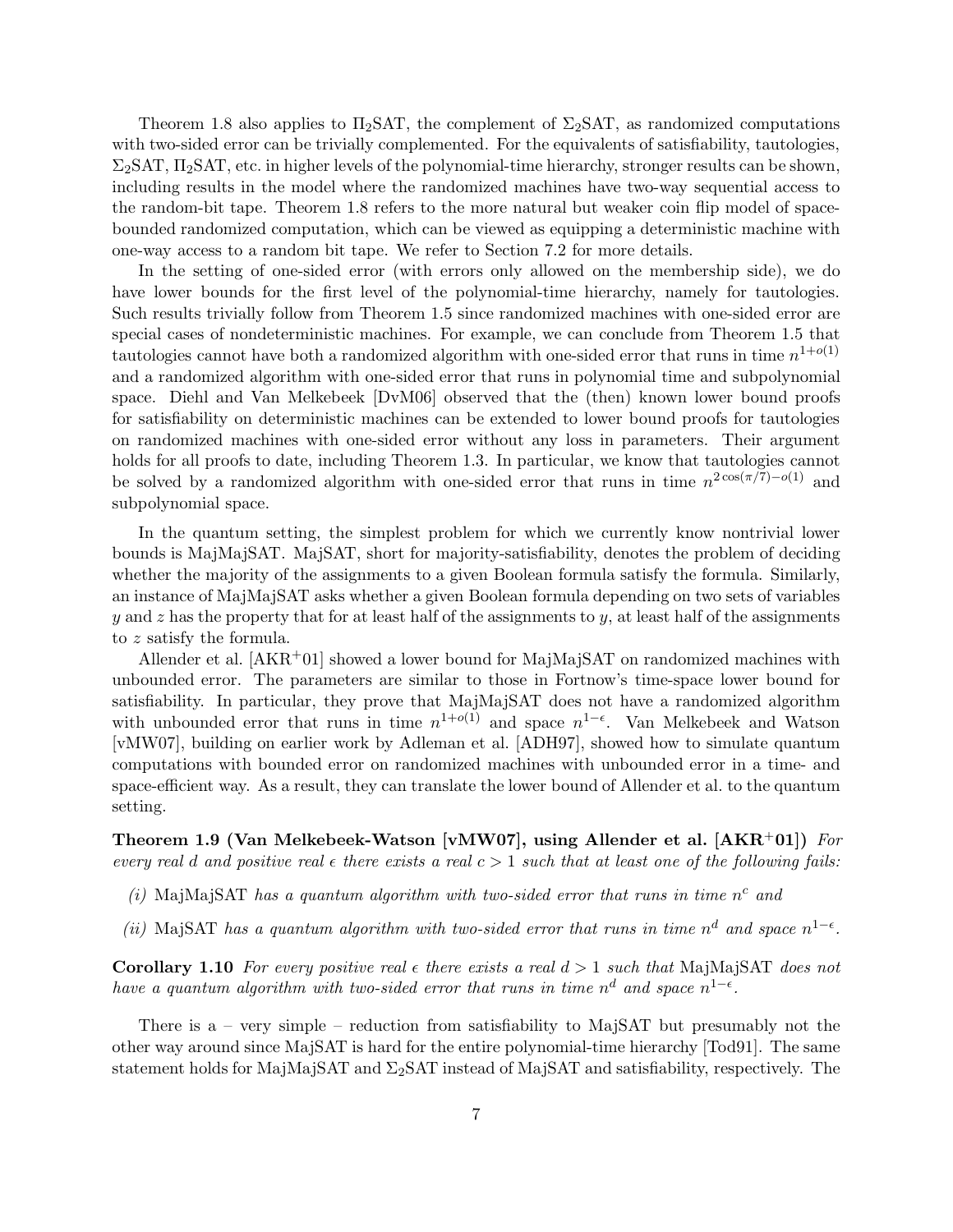Theorem 1.8 also applies to $\Pi_2$SAT, the complement of $\Sigma_2$SAT, as randomized computations with two-sided error can be trivially complemented. For the equivalents of satisfiability, tautologies, $\Sigma_2$SAT, $\Pi_2$SAT, etc. in higher levels of the polynomial-time hierarchy, stronger results can be shown, including results in the model where the randomized machines have two-way sequential access to the random-bit tape. Theorem 1.8 refers to the more natural but weaker coin flip model of space-bounded randomized computation, which can be viewed as equipping a deterministic machine with one-way access to a random bit tape. We refer to Section 7.2 for more details.

In the setting of one-sided error (with errors only allowed on the membership side), we do have lower bounds for the first level of the polynomial-time hierarchy, namely for tautologies. Such results trivially follow from Theorem 1.5 since randomized machines with one-sided error are special cases of nondeterministic machines. For example, we can conclude from Theorem 1.5 that tautologies cannot have both a randomized algorithm with one-sided error that runs in time $n^{1+o(1)}$ and a randomized algorithm with one-sided error that runs in polynomial time and subpolynomial space. Diehl and Van Melkebeek [DvM06] observed that the (then) known lower bound proofs for satisfiability on deterministic machines can be extended to lower bound proofs for tautologies on randomized machines with one-sided error without any loss in parameters. Their argument holds for all proofs to date, including Theorem 1.3. In particular, we know that tautologies cannot be solved by a randomized algorithm with one-sided error that runs in time $n^{2\cos(\pi/7)-o(1)}$ and subpolynomial space.

In the quantum setting, the simplest problem for which we currently know nontrivial lower bounds is MajMajSAT. MajSAT, short for majority-satisfiability, denotes the problem of deciding whether the majority of the assignments to a given Boolean formula satisfy the formula. Similarly, an instance of MajMajSAT asks whether a given Boolean formula depending on two sets of variables $y$ and $z$ has the property that for at least half of the assignments to $y$, at least half of the assignments to $z$ satisfy the formula.

Allender et al. [AKR+01] showed a lower bound for MajMajSAT on randomized machines with unbounded error. The parameters are similar to those in Fortnow's time-space lower bound for satisfiability. In particular, they prove that MajMajSAT does not have a randomized algorithm with unbounded error that runs in time $n^{1+o(1)}$ and space $n^{1-\epsilon}$. Van Melkebeek and Watson [vMW07], building on earlier work by Adleman et al. [ADH97], showed how to simulate quantum computations with bounded error on randomized machines with unbounded error in a time- and space-efficient way. As a result, they can translate the lower bound of Allender et al. to the quantum setting.

**Theorem 1.9 (Van Melkebeek-Watson [vMW07], using Allender et al. [AKR+01])** *For every real $d$ and positive real $\epsilon$ there exists a real $c > 1$ such that at least one of the following fails:*

*(i)* MajMajSAT *has a quantum algorithm with two-sided error that runs in time $n^c$ and*

*(ii)* MajSAT *has a quantum algorithm with two-sided error that runs in time $n^d$ and space $n^{1-\epsilon}$.*

**Corollary 1.10** *For every positive real $\epsilon$ there exists a real $d > 1$ such that* MajMajSAT *does not have a quantum algorithm with two-sided error that runs in time $n^d$ and space $n^{1-\epsilon}$.*

There is a – very simple – reduction from satisfiability to MajSAT but presumably not the other way around since MajSAT is hard for the entire polynomial-time hierarchy [Tod91]. The same statement holds for MajMajSAT and $\Sigma_2$SAT instead of MajSAT and satisfiability, respectively. The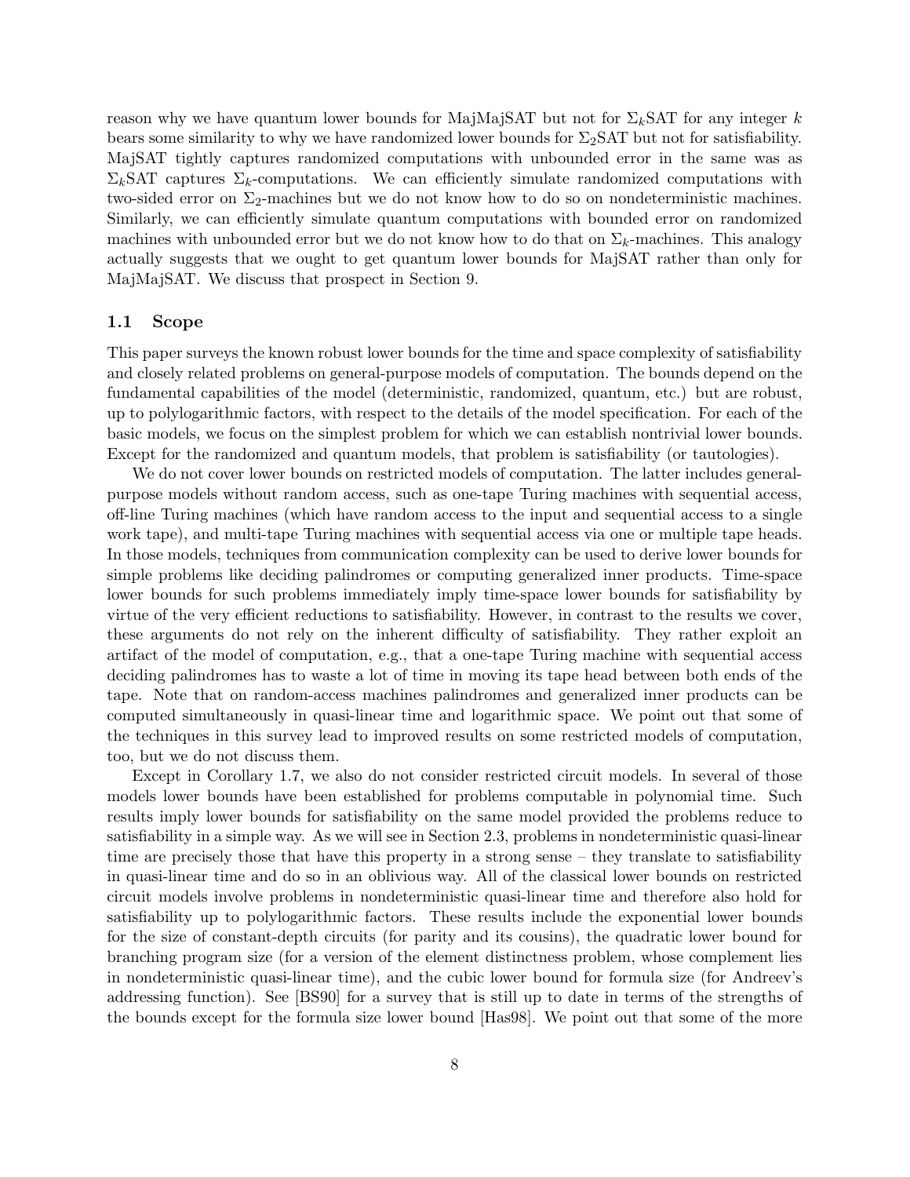reason why we have quantum lower bounds for MajMajSAT but not for $\Sigma_k$SAT for any integer $k$ bears some similarity to why we have randomized lower bounds for $\Sigma_2$SAT but not for satisfiability. MajSAT tightly captures randomized computations with unbounded error in the same was as $\Sigma_k$SAT captures $\Sigma_k$-computations. We can efficiently simulate randomized computations with two-sided error on $\Sigma_2$-machines but we do not know how to do so on nondeterministic machines. Similarly, we can efficiently simulate quantum computations with bounded error on randomized machines with unbounded error but we do not know how to do that on $\Sigma_k$-machines. This analogy actually suggests that we ought to get quantum lower bounds for MajSAT rather than only for MajMajSAT. We discuss that prospect in Section 9.

### 1.1 Scope

This paper surveys the known robust lower bounds for the time and space complexity of satisfiability and closely related problems on general-purpose models of computation. The bounds depend on the fundamental capabilities of the model (deterministic, randomized, quantum, etc.) but are robust, up to polylogarithmic factors, with respect to the details of the model specification. For each of the basic models, we focus on the simplest problem for which we can establish nontrivial lower bounds. Except for the randomized and quantum models, that problem is satisfiability (or tautologies).

We do not cover lower bounds on restricted models of computation. The latter includes general-purpose models without random access, such as one-tape Turing machines with sequential access, off-line Turing machines (which have random access to the input and sequential access to a single work tape), and multi-tape Turing machines with sequential access via one or multiple tape heads. In those models, techniques from communication complexity can be used to derive lower bounds for simple problems like deciding palindromes or computing generalized inner products. Time-space lower bounds for such problems immediately imply time-space lower bounds for satisfiability by virtue of the very efficient reductions to satisfiability. However, in contrast to the results we cover, these arguments do not rely on the inherent difficulty of satisfiability. They rather exploit an artifact of the model of computation, e.g., that a one-tape Turing machine with sequential access deciding palindromes has to waste a lot of time in moving its tape head between both ends of the tape. Note that on random-access machines palindromes and generalized inner products can be computed simultaneously in quasi-linear time and logarithmic space. We point out that some of the techniques in this survey lead to improved results on some restricted models of computation, too, but we do not discuss them.

Except in Corollary 1.7, we also do not consider restricted circuit models. In several of those models lower bounds have been established for problems computable in polynomial time. Such results imply lower bounds for satisfiability on the same model provided the problems reduce to satisfiability in a simple way. As we will see in Section 2.3, problems in nondeterministic quasi-linear time are precisely those that have this property in a strong sense – they translate to satisfiability in quasi-linear time and do so in an oblivious way. All of the classical lower bounds on restricted circuit models involve problems in nondeterministic quasi-linear time and therefore also hold for satisfiability up to polylogarithmic factors. These results include the exponential lower bounds for the size of constant-depth circuits (for parity and its cousins), the quadratic lower bound for branching program size (for a version of the element distinctness problem, whose complement lies in nondeterministic quasi-linear time), and the cubic lower bound for formula size (for Andreev's addressing function). See [BS90] for a survey that is still up to date in terms of the strengths of the bounds except for the formula size lower bound [Has98]. We point out that some of the more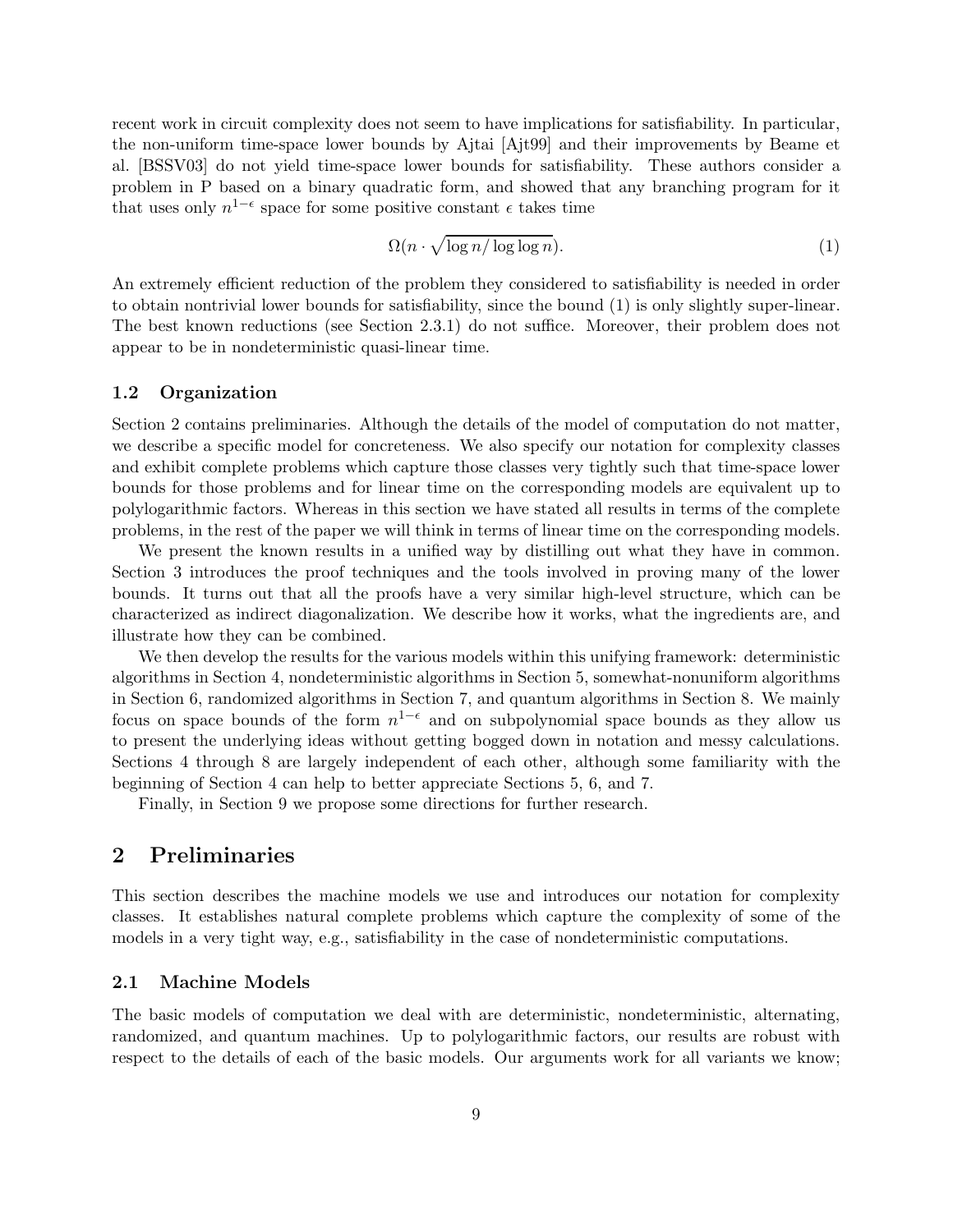recent work in circuit complexity does not seem to have implications for satisfiability. In particular, the non-uniform time-space lower bounds by Ajtai [Ajt99] and their improvements by Beame et al. [BSSV03] do not yield time-space lower bounds for satisfiability. These authors consider a problem in P based on a binary quadratic form, and showed that any branching program for it that uses only $n^{1-\epsilon}$ space for some positive constant $\epsilon$ takes time

$$\Omega(n \cdot \sqrt{\log n / \log \log n}). \tag{1}$$

An extremely efficient reduction of the problem they considered to satisfiability is needed in order to obtain nontrivial lower bounds for satisfiability, since the bound (1) is only slightly super-linear. The best known reductions (see Section 2.3.1) do not suffice. Moreover, their problem does not appear to be in nondeterministic quasi-linear time.

### 1.2 Organization

Section 2 contains preliminaries. Although the details of the model of computation do not matter, we describe a specific model for concreteness. We also specify our notation for complexity classes and exhibit complete problems which capture those classes very tightly such that time-space lower bounds for those problems and for linear time on the corresponding models are equivalent up to polylogarithmic factors. Whereas in this section we have stated all results in terms of the complete problems, in the rest of the paper we will think in terms of linear time on the corresponding models.

We present the known results in a unified way by distilling out what they have in common. Section 3 introduces the proof techniques and the tools involved in proving many of the lower bounds. It turns out that all the proofs have a very similar high-level structure, which can be characterized as indirect diagonalization. We describe how it works, what the ingredients are, and illustrate how they can be combined.

We then develop the results for the various models within this unifying framework: deterministic algorithms in Section 4, nondeterministic algorithms in Section 5, somewhat-nonuniform algorithms in Section 6, randomized algorithms in Section 7, and quantum algorithms in Section 8. We mainly focus on space bounds of the form $n^{1-\epsilon}$ and on subpolynomial space bounds as they allow us to present the underlying ideas without getting bogged down in notation and messy calculations. Sections 4 through 8 are largely independent of each other, although some familiarity with the beginning of Section 4 can help to better appreciate Sections 5, 6, and 7.

Finally, in Section 9 we propose some directions for further research.

## 2 Preliminaries

This section describes the machine models we use and introduces our notation for complexity classes. It establishes natural complete problems which capture the complexity of some of the models in a very tight way, e.g., satisfiability in the case of nondeterministic computations.

### 2.1 Machine Models

The basic models of computation we deal with are deterministic, nondeterministic, alternating, randomized, and quantum machines. Up to polylogarithmic factors, our results are robust with respect to the details of each of the basic models. Our arguments work for all variants we know;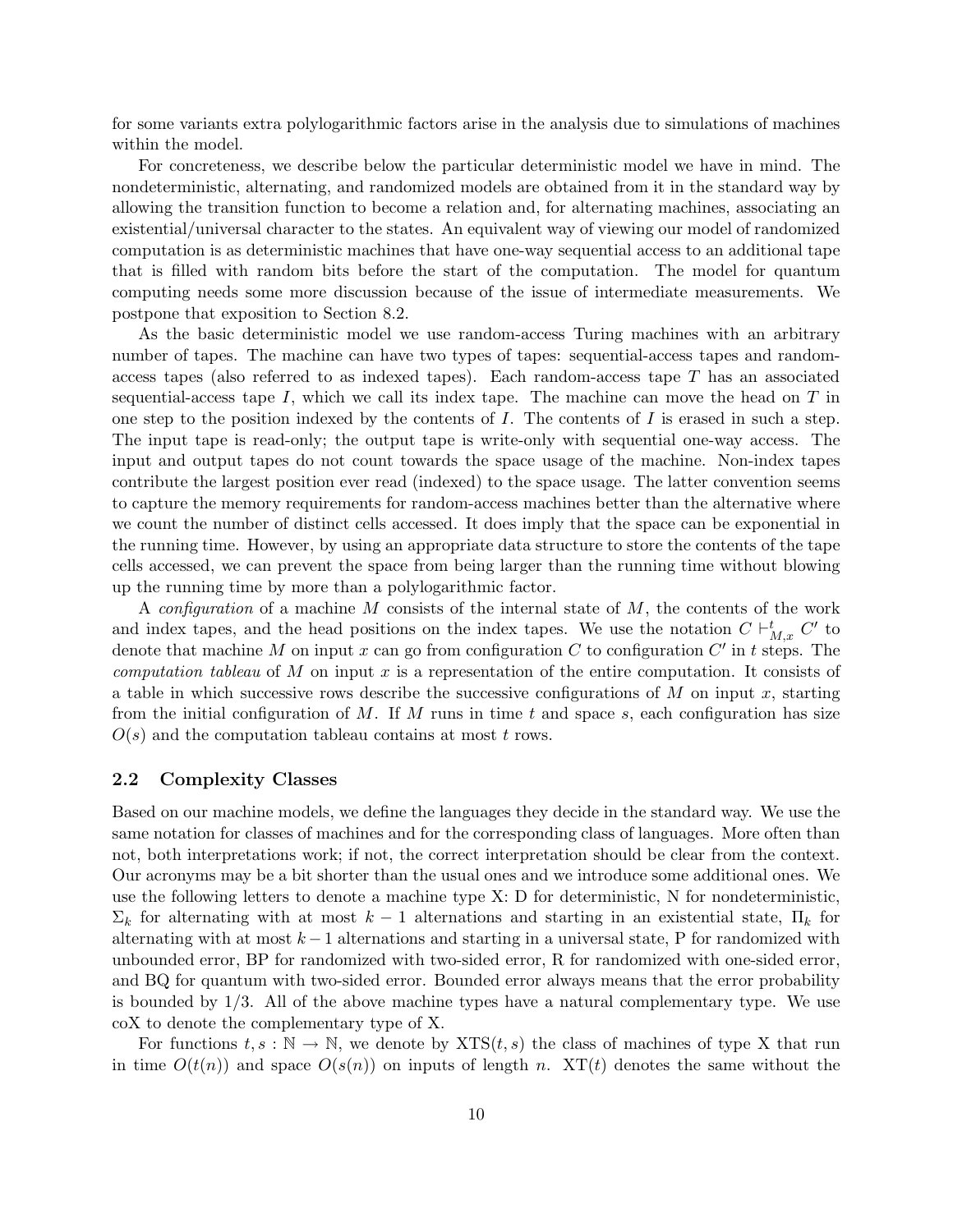for some variants extra polylogarithmic factors arise in the analysis due to simulations of machines within the model.

For concreteness, we describe below the particular deterministic model we have in mind. The nondeterministic, alternating, and randomized models are obtained from it in the standard way by allowing the transition function to become a relation and, for alternating machines, associating an existential/universal character to the states. An equivalent way of viewing our model of randomized computation is as deterministic machines that have one-way sequential access to an additional tape that is filled with random bits before the start of the computation. The model for quantum computing needs some more discussion because of the issue of intermediate measurements. We postpone that exposition to Section 8.2.

As the basic deterministic model we use random-access Turing machines with an arbitrary number of tapes. The machine can have two types of tapes: sequential-access tapes and random-access tapes (also referred to as indexed tapes). Each random-access tape $T$ has an associated sequential-access tape $I$, which we call its index tape. The machine can move the head on $T$ in one step to the position indexed by the contents of $I$. The contents of $I$ is erased in such a step. The input tape is read-only; the output tape is write-only with sequential one-way access. The input and output tapes do not count towards the space usage of the machine. Non-index tapes contribute the largest position ever read (indexed) to the space usage. The latter convention seems to capture the memory requirements for random-access machines better than the alternative where we count the number of distinct cells accessed. It does imply that the space can be exponential in the running time. However, by using an appropriate data structure to store the contents of the tape cells accessed, we can prevent the space from being larger than the running time without blowing up the running time by more than a polylogarithmic factor.

A *configuration* of a machine $M$ consists of the internal state of $M$, the contents of the work and index tapes, and the head positions on the index tapes. We use the notation $C \vdash^t_{M,x} C'$ to denote that machine $M$ on input $x$ can go from configuration $C$ to configuration $C'$ in $t$ steps. The *computation tableau* of $M$ on input $x$ is a representation of the entire computation. It consists of a table in which successive rows describe the successive configurations of $M$ on input $x$, starting from the initial configuration of $M$. If $M$ runs in time $t$ and space $s$, each configuration has size $O(s)$ and the computation tableau contains at most $t$ rows.

## 2.2 Complexity Classes

Based on our machine models, we define the languages they decide in the standard way. We use the same notation for classes of machines and for the corresponding class of languages. More often than not, both interpretations work; if not, the correct interpretation should be clear from the context. Our acronyms may be a bit shorter than the usual ones and we introduce some additional ones. We use the following letters to denote a machine type X: D for deterministic, N for nondeterministic, $\Sigma_k$ for alternating with at most $k-1$ alternations and starting in an existential state, $\Pi_k$ for alternating with at most $k-1$ alternations and starting in a universal state, P for randomized with unbounded error, BP for randomized with two-sided error, R for randomized with one-sided error, and BQ for quantum with two-sided error. Bounded error always means that the error probability is bounded by 1/3. All of the above machine types have a natural complementary type. We use coX to denote the complementary type of X.

For functions $t, s : \mathbb{N} \to \mathbb{N}$, we denote by XTS$(t, s)$ the class of machines of type X that run in time $O(t(n))$ and space $O(s(n))$ on inputs of length $n$. XT$(t)$ denotes the same without the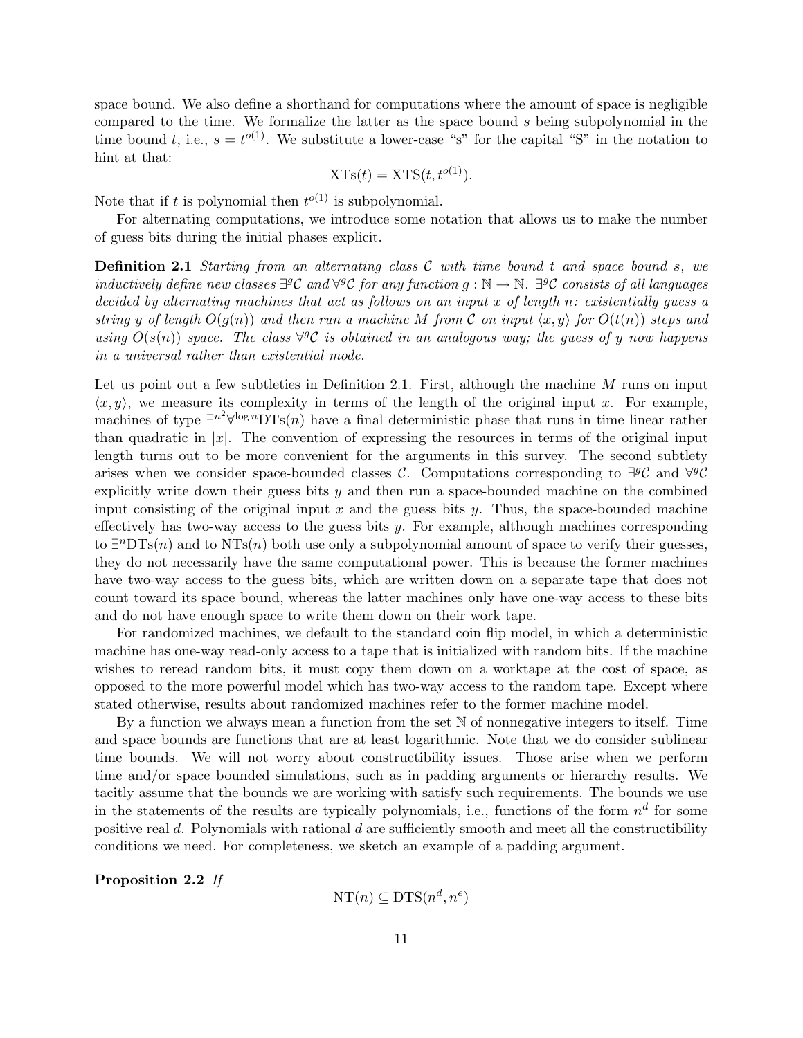space bound. We also define a shorthand for computations where the amount of space is negligible compared to the time. We formalize the latter as the space bound $s$ being subpolynomial in the time bound $t$, i.e., $s = t^{o(1)}$. We substitute a lower-case "s" for the capital "S" in the notation to hint at that:

$$\mathrm{XTs}(t) = \mathrm{XTS}(t, t^{o(1)}).$$

Note that if $t$ is polynomial then $t^{o(1)}$ is subpolynomial.

For alternating computations, we introduce some notation that allows us to make the number of guess bits during the initial phases explicit.

**Definition 2.1** *Starting from an alternating class $\mathcal{C}$ with time bound $t$ and space bound $s$, we inductively define new classes $\exists^g\mathcal{C}$ and $\forall^g\mathcal{C}$ for any function $g : \mathbb{N} \to \mathbb{N}$. $\exists^g\mathcal{C}$ consists of all languages decided by alternating machines that act as follows on an input $x$ of length $n$: existentially guess a string $y$ of length $O(g(n))$ and then run a machine $M$ from $\mathcal{C}$ on input $\langle x, y\rangle$ for $O(t(n))$ steps and using $O(s(n))$ space. The class $\forall^g\mathcal{C}$ is obtained in an analogous way; the guess of $y$ now happens in a universal rather than existential mode.*

Let us point out a few subtleties in Definition 2.1. First, although the machine $M$ runs on input $\langle x, y\rangle$, we measure its complexity in terms of the length of the original input $x$. For example, machines of type $\exists^{n^2}\forall^{\log n}\mathrm{DTs}(n)$ have a final deterministic phase that runs in time linear rather than quadratic in $|x|$. The convention of expressing the resources in terms of the original input length turns out to be more convenient for the arguments in this survey. The second subtlety arises when we consider space-bounded classes $\mathcal{C}$. Computations corresponding to $\exists^g\mathcal{C}$ and $\forall^g\mathcal{C}$ explicitly write down their guess bits $y$ and then run a space-bounded machine on the combined input consisting of the original input $x$ and the guess bits $y$. Thus, the space-bounded machine effectively has two-way access to the guess bits $y$. For example, although machines corresponding to $\exists^n\mathrm{DTs}(n)$ and to $\mathrm{NTs}(n)$ both use only a subpolynomial amount of space to verify their guesses, they do not necessarily have the same computational power. This is because the former machines have two-way access to the guess bits, which are written down on a separate tape that does not count toward its space bound, whereas the latter machines only have one-way access to these bits and do not have enough space to write them down on their work tape.

For randomized machines, we default to the standard coin flip model, in which a deterministic machine has one-way read-only access to a tape that is initialized with random bits. If the machine wishes to reread random bits, it must copy them down on a worktape at the cost of space, as opposed to the more powerful model which has two-way access to the random tape. Except where stated otherwise, results about randomized machines refer to the former machine model.

By a function we always mean a function from the set $\mathbb{N}$ of nonnegative integers to itself. Time and space bounds are functions that are at least logarithmic. Note that we do consider sublinear time bounds. We will not worry about constructibility issues. Those arise when we perform time and/or space bounded simulations, such as in padding arguments or hierarchy results. We tacitly assume that the bounds we are working with satisfy such requirements. The bounds we use in the statements of the results are typically polynomials, i.e., functions of the form $n^d$ for some positive real $d$. Polynomials with rational $d$ are sufficiently smooth and meet all the constructibility conditions we need. For completeness, we sketch an example of a padding argument.

**Proposition 2.2** *If*

$$\mathrm{NT}(n) \subseteq \mathrm{DTS}(n^d, n^e)$$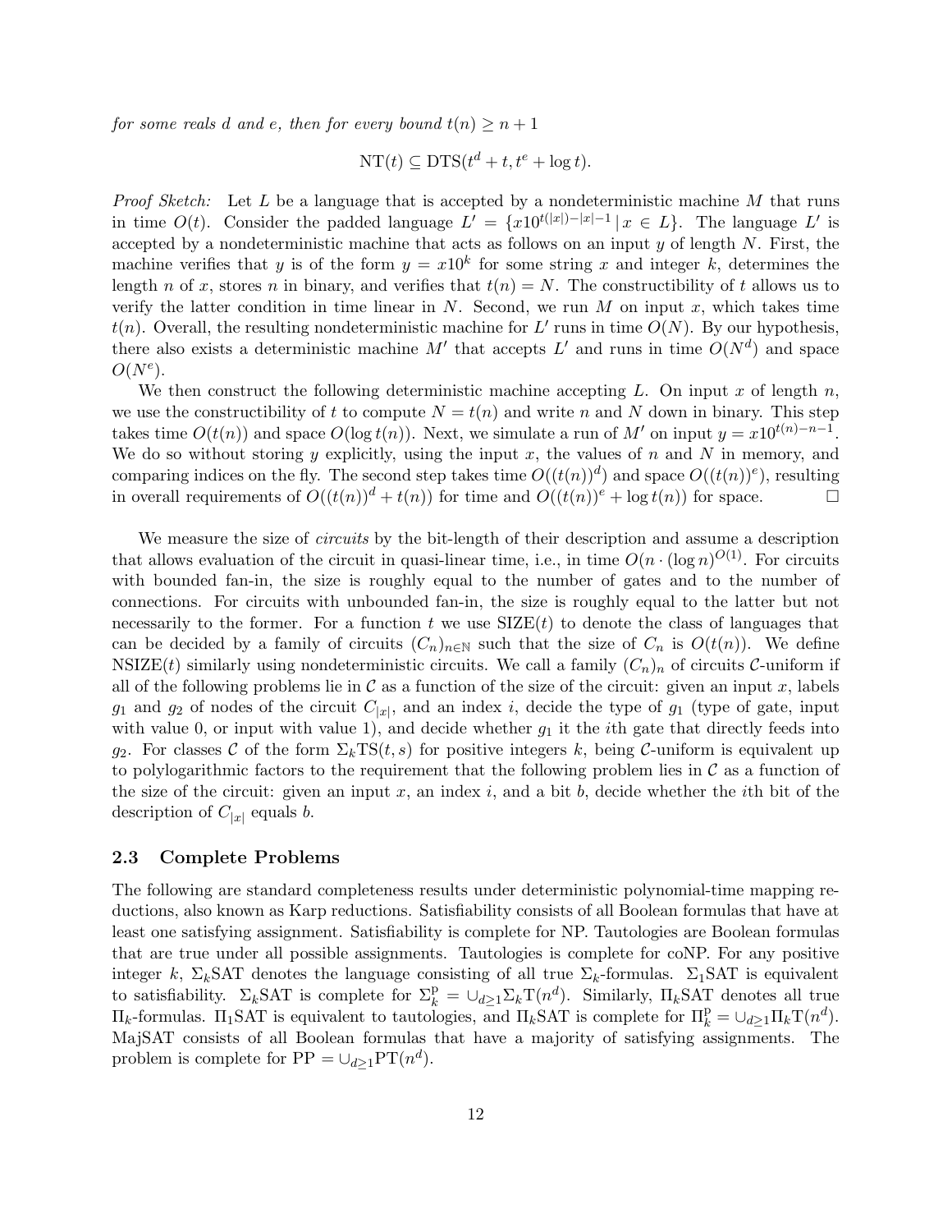*for some reals d and e, then for every bound* $t(n) \geq n+1$

$$\mathrm{NT}(t) \subseteq \mathrm{DTS}(t^d + t, t^e + \log t).$$

*Proof Sketch:* Let $L$ be a language that is accepted by a nondeterministic machine $M$ that runs in time $O(t)$. Consider the padded language $L' = \{x10^{t(|x|)-|x|-1} \,|\, x \in L\}$. The language $L'$ is accepted by a nondeterministic machine that acts as follows on an input $y$ of length $N$. First, the machine verifies that $y$ is of the form $y = x10^k$ for some string $x$ and integer $k$, determines the length $n$ of $x$, stores $n$ in binary, and verifies that $t(n) = N$. The constructibility of $t$ allows us to verify the latter condition in time linear in $N$. Second, we run $M$ on input $x$, which takes time $t(n)$. Overall, the resulting nondeterministic machine for $L'$ runs in time $O(N)$. By our hypothesis, there also exists a deterministic machine $M'$ that accepts $L'$ and runs in time $O(N^d)$ and space $O(N^e)$.

We then construct the following deterministic machine accepting $L$. On input $x$ of length $n$, we use the constructibility of $t$ to compute $N = t(n)$ and write $n$ and $N$ down in binary. This step takes time $O(t(n))$ and space $O(\log t(n))$. Next, we simulate a run of $M'$ on input $y = x10^{t(n)-n-1}$. We do so without storing $y$ explicitly, using the input $x$, the values of $n$ and $N$ in memory, and comparing indices on the fly. The second step takes time $O((t(n))^d)$ and space $O((t(n))^e)$, resulting in overall requirements of $O((t(n))^d + t(n))$ for time and $O((t(n))^e + \log t(n))$ for space. □

We measure the size of *circuits* by the bit-length of their description and assume a description that allows evaluation of the circuit in quasi-linear time, i.e., in time $O(n \cdot (\log n)^{O(1)})$. For circuits with bounded fan-in, the size is roughly equal to the number of gates and to the number of connections. For circuits with unbounded fan-in, the size is roughly equal to the latter but not necessarily to the former. For a function $t$ we use $\mathrm{SIZE}(t)$ to denote the class of languages that can be decided by a family of circuits $(C_n)_{n \in \mathbb{N}}$ such that the size of $C_n$ is $O(t(n))$. We define $\mathrm{NSIZE}(t)$ similarly using nondeterministic circuits. We call a family $(C_n)_n$ of circuits $\mathcal{C}$-uniform if all of the following problems lie in $\mathcal{C}$ as a function of the size of the circuit: given an input $x$, labels $g_1$ and $g_2$ of nodes of the circuit $C_{|x|}$, and an index $i$, decide the type of $g_1$ (type of gate, input with value 0, or input with value 1), and decide whether $g_1$ it the $i$th gate that directly feeds into $g_2$. For classes $\mathcal{C}$ of the form $\Sigma_k\mathrm{TS}(t,s)$ for positive integers $k$, being $\mathcal{C}$-uniform is equivalent up to polylogarithmic factors to the requirement that the following problem lies in $\mathcal{C}$ as a function of the size of the circuit: given an input $x$, an index $i$, and a bit $b$, decide whether the $i$th bit of the description of $C_{|x|}$ equals $b$.

### 2.3 Complete Problems

The following are standard completeness results under deterministic polynomial-time mapping reductions, also known as Karp reductions. Satisfiability consists of all Boolean formulas that have at least one satisfying assignment. Satisfiability is complete for NP. Tautologies are Boolean formulas that are true under all possible assignments. Tautologies is complete for coNP. For any positive integer $k$, $\Sigma_k\mathrm{SAT}$ denotes the language consisting of all true $\Sigma_k$-formulas. $\Sigma_1\mathrm{SAT}$ is equivalent to satisfiability. $\Sigma_k\mathrm{SAT}$ is complete for $\Sigma_k^{\mathrm{p}} = \cup_{d \geq 1} \Sigma_k\mathrm{T}(n^d)$. Similarly, $\Pi_k\mathrm{SAT}$ denotes all true $\Pi_k$-formulas. $\Pi_1\mathrm{SAT}$ is equivalent to tautologies, and $\Pi_k\mathrm{SAT}$ is complete for $\Pi_k^{\mathrm{p}} = \cup_{d \geq 1} \Pi_k\mathrm{T}(n^d)$. MajSAT consists of all Boolean formulas that have a majority of satisfying assignments. The problem is complete for $\mathrm{PP} = \cup_{d \geq 1} \mathrm{PT}(n^d)$.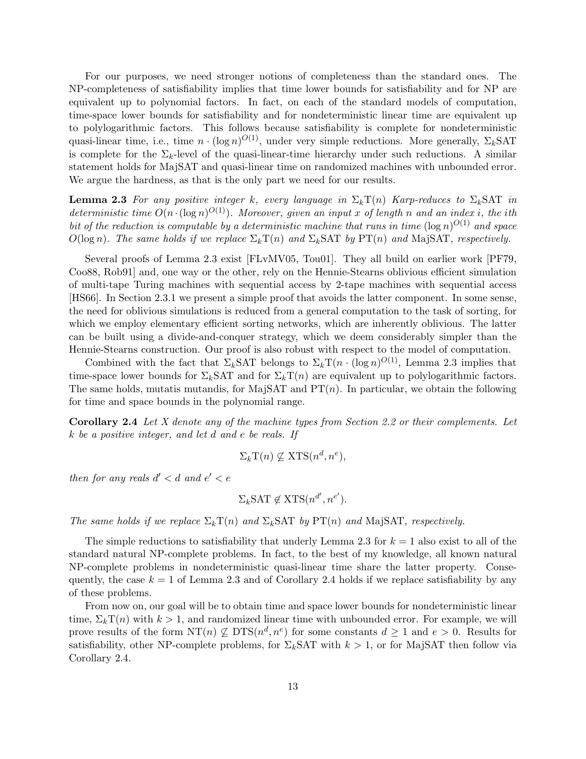For our purposes, we need stronger notions of completeness than the standard ones. The NP-completeness of satisfiability implies that time lower bounds for satisfiability and for NP are equivalent up to polynomial factors. In fact, on each of the standard models of computation, time-space lower bounds for satisfiability and for nondeterministic linear time are equivalent up to polylogarithmic factors. This follows because satisfiability is complete for nondeterministic quasi-linear time, i.e., time $n \cdot (\log n)^{O(1)}$, under very simple reductions. More generally, $\Sigma_k$SAT is complete for the $\Sigma_k$-level of the quasi-linear-time hierarchy under such reductions. A similar statement holds for MajSAT and quasi-linear time on randomized machines with unbounded error. We argue the hardness, as that is the only part we need for our results.

**Lemma 2.3** *For any positive integer $k$, every language in $\Sigma_k\mathrm{T}(n)$ Karp-reduces to $\Sigma_k$SAT in deterministic time $O(n \cdot (\log n)^{O(1)})$. Moreover, given an input $x$ of length $n$ and an index $i$, the $i$th bit of the reduction is computable by a deterministic machine that runs in time $(\log n)^{O(1)}$ and space $O(\log n)$. The same holds if we replace $\Sigma_k\mathrm{T}(n)$ and $\Sigma_k$SAT by $\mathrm{PT}(n)$ and MajSAT, respectively.*

Several proofs of Lemma 2.3 exist [FLvMV05, Tou01]. They all build on earlier work [PF79, Coo88, Rob91] and, one way or the other, rely on the Hennie-Stearns oblivious efficient simulation of multi-tape Turing machines with sequential access by 2-tape machines with sequential access [HS66]. In Section 2.3.1 we present a simple proof that avoids the latter component. In some sense, the need for oblivious simulations is reduced from a general computation to the task of sorting, for which we employ elementary efficient sorting networks, which are inherently oblivious. The latter can be built using a divide-and-conquer strategy, which we deem considerably simpler than the Hennie-Stearns construction. Our proof is also robust with respect to the model of computation.

Combined with the fact that $\Sigma_k$SAT belongs to $\Sigma_k\mathrm{T}(n \cdot (\log n)^{O(1)})$, Lemma 2.3 implies that time-space lower bounds for $\Sigma_k$SAT and for $\Sigma_k\mathrm{T}(n)$ are equivalent up to polylogarithmic factors. The same holds, mutatis mutandis, for MajSAT and $\mathrm{PT}(n)$. In particular, we obtain the following for time and space bounds in the polynomial range.

**Corollary 2.4** *Let $X$ denote any of the machine types from Section 2.2 or their complements. Let $k$ be a positive integer, and let $d$ and $e$ be reals. If*

$$\Sigma_k\mathrm{T}(n) \not\subseteq \mathrm{XTS}(n^d, n^e),$$

*then for any reals $d' < d$ and $e' < e$*

$$\Sigma_k\mathrm{SAT} \notin \mathrm{XTS}(n^{d'}, n^{e'}).$$

*The same holds if we replace $\Sigma_k\mathrm{T}(n)$ and $\Sigma_k$SAT by $\mathrm{PT}(n)$ and MajSAT, respectively.*

The simple reductions to satisfiability that underly Lemma 2.3 for $k = 1$ also exist to all of the standard natural NP-complete problems. In fact, to the best of my knowledge, all known natural NP-complete problems in nondeterministic quasi-linear time share the latter property. Consequently, the case $k = 1$ of Lemma 2.3 and of Corollary 2.4 holds if we replace satisfiability by any of these problems.

From now on, our goal will be to obtain time and space lower bounds for nondeterministic linear time, $\Sigma_k\mathrm{T}(n)$ with $k > 1$, and randomized linear time with unbounded error. For example, we will prove results of the form $\mathrm{NT}(n) \not\subseteq \mathrm{DTS}(n^d, n^e)$ for some constants $d \geq 1$ and $e > 0$. Results for satisfiability, other NP-complete problems, for $\Sigma_k$SAT with $k > 1$, or for MajSAT then follow via Corollary 2.4.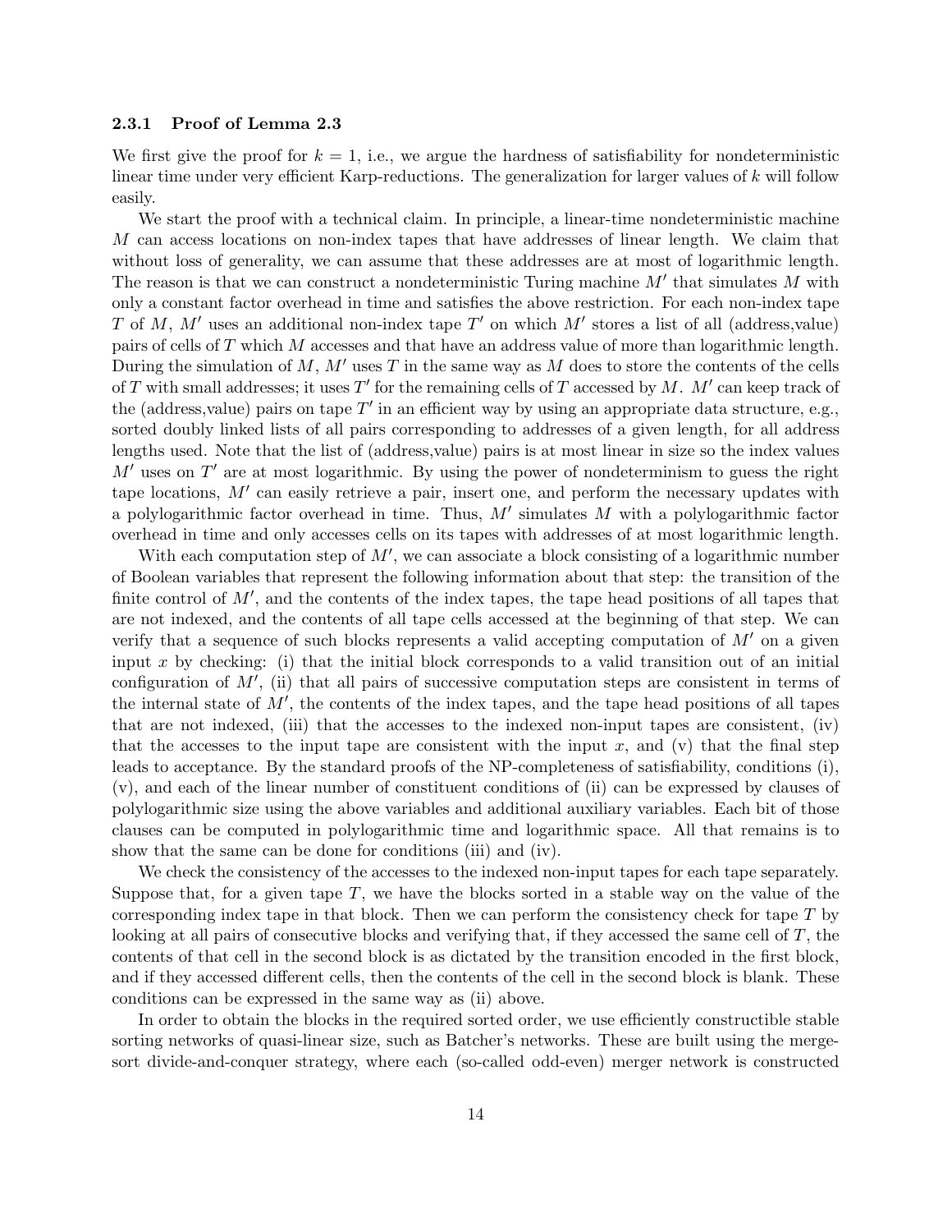### 2.3.1 Proof of Lemma 2.3

We first give the proof for $k = 1$, i.e., we argue the hardness of satisfiability for nondeterministic linear time under very efficient Karp-reductions. The generalization for larger values of $k$ will follow easily.

We start the proof with a technical claim. In principle, a linear-time nondeterministic machine $M$ can access locations on non-index tapes that have addresses of linear length. We claim that without loss of generality, we can assume that these addresses are at most of logarithmic length. The reason is that we can construct a nondeterministic Turing machine $M'$ that simulates $M$ with only a constant factor overhead in time and satisfies the above restriction. For each non-index tape $T$ of $M$, $M'$ uses an additional non-index tape $T'$ on which $M'$ stores a list of all (address,value) pairs of cells of $T$ which $M$ accesses and that have an address value of more than logarithmic length. During the simulation of $M$, $M'$ uses $T$ in the same way as $M$ does to store the contents of the cells of $T$ with small addresses; it uses $T'$ for the remaining cells of $T$ accessed by $M$. $M'$ can keep track of the (address,value) pairs on tape $T'$ in an efficient way by using an appropriate data structure, e.g., sorted doubly linked lists of all pairs corresponding to addresses of a given length, for all address lengths used. Note that the list of (address,value) pairs is at most linear in size so the index values $M'$ uses on $T'$ are at most logarithmic. By using the power of nondeterminism to guess the right tape locations, $M'$ can easily retrieve a pair, insert one, and perform the necessary updates with a polylogarithmic factor overhead in time. Thus, $M'$ simulates $M$ with a polylogarithmic factor overhead in time and only accesses cells on its tapes with addresses of at most logarithmic length.

With each computation step of $M'$, we can associate a block consisting of a logarithmic number of Boolean variables that represent the following information about that step: the transition of the finite control of $M'$, and the contents of the index tapes, the tape head positions of all tapes that are not indexed, and the contents of all tape cells accessed at the beginning of that step. We can verify that a sequence of such blocks represents a valid accepting computation of $M'$ on a given input $x$ by checking: (i) that the initial block corresponds to a valid transition out of an initial configuration of $M'$, (ii) that all pairs of successive computation steps are consistent in terms of the internal state of $M'$, the contents of the index tapes, and the tape head positions of all tapes that are not indexed, (iii) that the accesses to the indexed non-input tapes are consistent, (iv) that the accesses to the input tape are consistent with the input $x$, and (v) that the final step leads to acceptance. By the standard proofs of the NP-completeness of satisfiability, conditions (i), (v), and each of the linear number of constituent conditions of (ii) can be expressed by clauses of polylogarithmic size using the above variables and additional auxiliary variables. Each bit of those clauses can be computed in polylogarithmic time and logarithmic space. All that remains is to show that the same can be done for conditions (iii) and (iv).

We check the consistency of the accesses to the indexed non-input tapes for each tape separately. Suppose that, for a given tape $T$, we have the blocks sorted in a stable way on the value of the corresponding index tape in that block. Then we can perform the consistency check for tape $T$ by looking at all pairs of consecutive blocks and verifying that, if they accessed the same cell of $T$, the contents of that cell in the second block is as dictated by the transition encoded in the first block, and if they accessed different cells, then the contents of the cell in the second block is blank. These conditions can be expressed in the same way as (ii) above.

In order to obtain the blocks in the required sorted order, we use efficiently constructible stable sorting networks of quasi-linear size, such as Batcher's networks. These are built using the merge-sort divide-and-conquer strategy, where each (so-called odd-even) merger network is constructed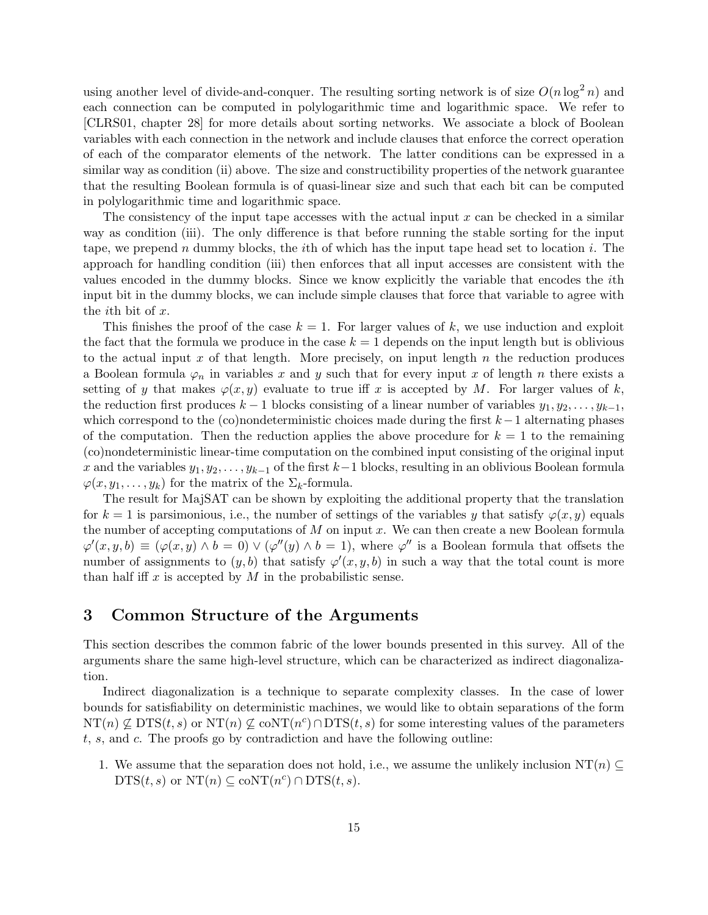using another level of divide-and-conquer. The resulting sorting network is of size $O(n \log^2 n)$ and each connection can be computed in polylogarithmic time and logarithmic space. We refer to [CLRS01, chapter 28] for more details about sorting networks. We associate a block of Boolean variables with each connection in the network and include clauses that enforce the correct operation of each of the comparator elements of the network. The latter conditions can be expressed in a similar way as condition (ii) above. The size and constructibility properties of the network guarantee that the resulting Boolean formula is of quasi-linear size and such that each bit can be computed in polylogarithmic time and logarithmic space.

The consistency of the input tape accesses with the actual input $x$ can be checked in a similar way as condition (iii). The only difference is that before running the stable sorting for the input tape, we prepend $n$ dummy blocks, the $i$th of which has the input tape head set to location $i$. The approach for handling condition (iii) then enforces that all input accesses are consistent with the values encoded in the dummy blocks. Since we know explicitly the variable that encodes the $i$th input bit in the dummy blocks, we can include simple clauses that force that variable to agree with the $i$th bit of $x$.

This finishes the proof of the case $k = 1$. For larger values of $k$, we use induction and exploit the fact that the formula we produce in the case $k = 1$ depends on the input length but is oblivious to the actual input $x$ of that length. More precisely, on input length $n$ the reduction produces a Boolean formula $\varphi_n$ in variables $x$ and $y$ such that for every input $x$ of length $n$ there exists a setting of $y$ that makes $\varphi(x, y)$ evaluate to true iff $x$ is accepted by $M$. For larger values of $k$, the reduction first produces $k-1$ blocks consisting of a linear number of variables $y_1, y_2, \ldots, y_{k-1}$, which correspond to the (co)nondeterministic choices made during the first $k-1$ alternating phases of the computation. Then the reduction applies the above procedure for $k = 1$ to the remaining (co)nondeterministic linear-time computation on the combined input consisting of the original input $x$ and the variables $y_1, y_2, \ldots, y_{k-1}$ of the first $k-1$ blocks, resulting in an oblivious Boolean formula $\varphi(x, y_1, \ldots, y_k)$ for the matrix of the $\Sigma_k$-formula.

The result for MajSAT can be shown by exploiting the additional property that the translation for $k = 1$ is parsimonious, i.e., the number of settings of the variables $y$ that satisfy $\varphi(x, y)$ equals the number of accepting computations of $M$ on input $x$. We can then create a new Boolean formula $\varphi'(x, y, b) \equiv (\varphi(x, y) \wedge b = 0) \vee (\varphi''(y) \wedge b = 1)$, where $\varphi''$ is a Boolean formula that offsets the number of assignments to $(y, b)$ that satisfy $\varphi'(x, y, b)$ in such a way that the total count is more than half iff $x$ is accepted by $M$ in the probabilistic sense.

# 3 Common Structure of the Arguments

This section describes the common fabric of the lower bounds presented in this survey. All of the arguments share the same high-level structure, which can be characterized as indirect diagonalization.

Indirect diagonalization is a technique to separate complexity classes. In the case of lower bounds for satisfiability on deterministic machines, we would like to obtain separations of the form $\text{NT}(n) \not\subseteq \text{DTS}(t, s)$ or $\text{NT}(n) \not\subseteq \text{coNT}(n^c) \cap \text{DTS}(t, s)$ for some interesting values of the parameters $t$, $s$, and $c$. The proofs go by contradiction and have the following outline:

1. We assume that the separation does not hold, i.e., we assume the unlikely inclusion $\text{NT}(n) \subseteq \text{DTS}(t, s)$ or $\text{NT}(n) \subseteq \text{coNT}(n^c) \cap \text{DTS}(t, s)$.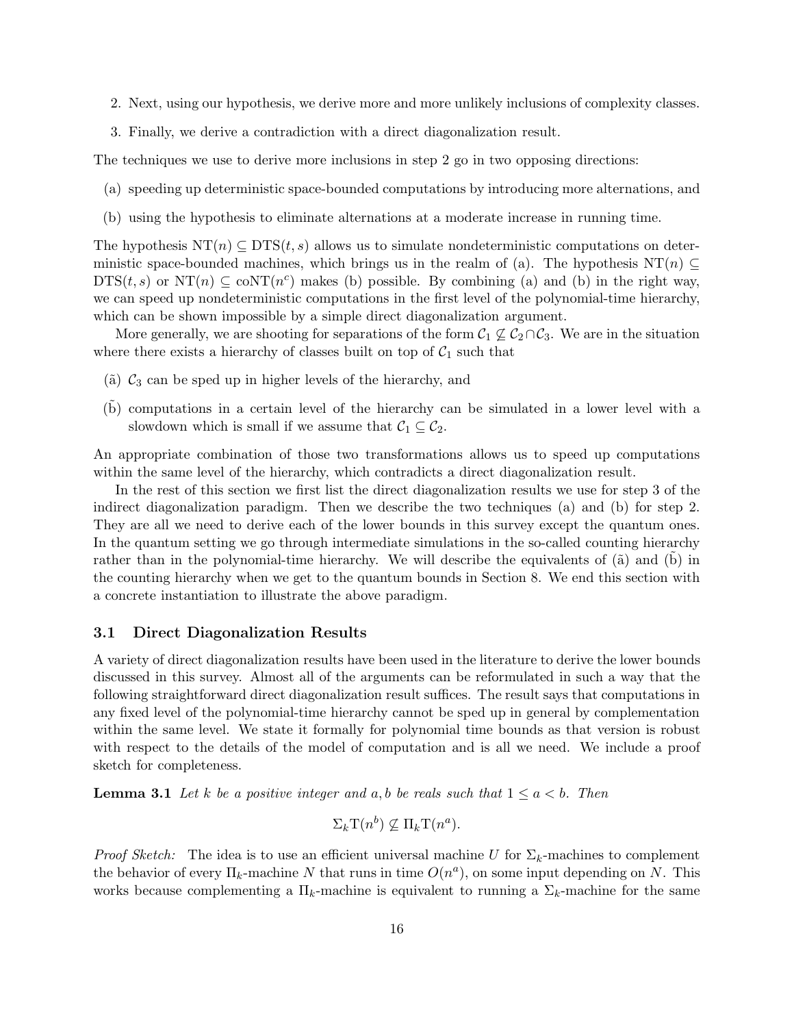2. Next, using our hypothesis, we derive more and more unlikely inclusions of complexity classes.

3. Finally, we derive a contradiction with a direct diagonalization result.

The techniques we use to derive more inclusions in step 2 go in two opposing directions:

(a) speeding up deterministic space-bounded computations by introducing more alternations, and

(b) using the hypothesis to eliminate alternations at a moderate increase in running time.

The hypothesis $\mathrm{NT}(n) \subseteq \mathrm{DTS}(t,s)$ allows us to simulate nondeterministic computations on deterministic space-bounded machines, which brings us in the realm of (a). The hypothesis $\mathrm{NT}(n) \subseteq \mathrm{DTS}(t,s)$ or $\mathrm{NT}(n) \subseteq \mathrm{coNT}(n^c)$ makes (b) possible. By combining (a) and (b) in the right way, we can speed up nondeterministic computations in the first level of the polynomial-time hierarchy, which can be shown impossible by a simple direct diagonalization argument.

More generally, we are shooting for separations of the form $\mathcal{C}_1 \not\subseteq \mathcal{C}_2 \cap \mathcal{C}_3$. We are in the situation where there exists a hierarchy of classes built on top of $\mathcal{C}_1$ such that

(ã) $\mathcal{C}_3$ can be sped up in higher levels of the hierarchy, and

($\tilde{\text{b}}$) computations in a certain level of the hierarchy can be simulated in a lower level with a slowdown which is small if we assume that $\mathcal{C}_1 \subseteq \mathcal{C}_2$.

An appropriate combination of those two transformations allows us to speed up computations within the same level of the hierarchy, which contradicts a direct diagonalization result.

In the rest of this section we first list the direct diagonalization results we use for step 3 of the indirect diagonalization paradigm. Then we describe the two techniques (a) and (b) for step 2. They are all we need to derive each of the lower bounds in this survey except the quantum ones. In the quantum setting we go through intermediate simulations in the so-called counting hierarchy rather than in the polynomial-time hierarchy. We will describe the equivalents of (ã) and ($\tilde{\text{b}}$) in the counting hierarchy when we get to the quantum bounds in Section 8. We end this section with a concrete instantiation to illustrate the above paradigm.

### 3.1 Direct Diagonalization Results

A variety of direct diagonalization results have been used in the literature to derive the lower bounds discussed in this survey. Almost all of the arguments can be reformulated in such a way that the following straightforward direct diagonalization result suffices. The result says that computations in any fixed level of the polynomial-time hierarchy cannot be sped up in general by complementation within the same level. We state it formally for polynomial time bounds as that version is robust with respect to the details of the model of computation and is all we need. We include a proof sketch for completeness.

**Lemma 3.1** *Let $k$ be a positive integer and $a, b$ be reals such that $1 \leq a < b$. Then*

$$\Sigma_k \mathrm{T}(n^b) \not\subseteq \Pi_k \mathrm{T}(n^a).$$

*Proof Sketch:* The idea is to use an efficient universal machine $U$ for $\Sigma_k$-machines to complement the behavior of every $\Pi_k$-machine $N$ that runs in time $O(n^a)$, on some input depending on $N$. This works because complementing a $\Pi_k$-machine is equivalent to running a $\Sigma_k$-machine for the same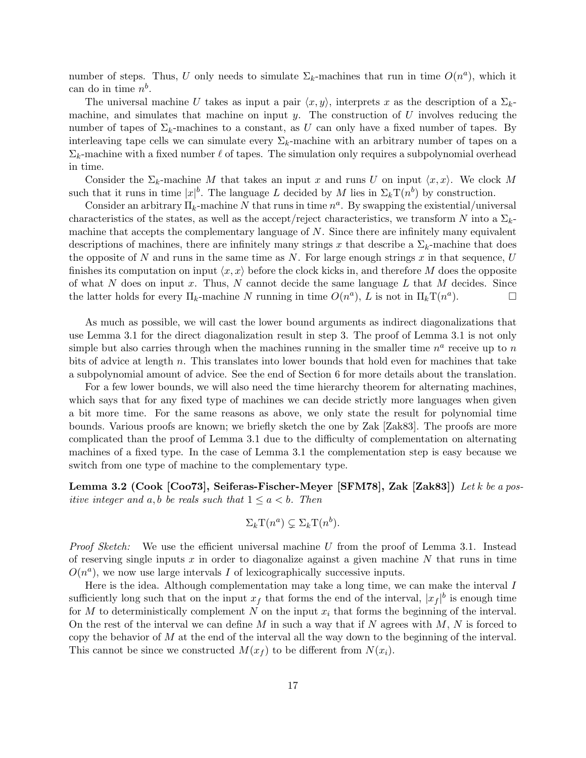number of steps. Thus, $U$ only needs to simulate $\Sigma_k$-machines that run in time $O(n^a)$, which it can do in time $n^b$.

The universal machine $U$ takes as input a pair $\langle x, y \rangle$, interprets $x$ as the description of a $\Sigma_k$-machine, and simulates that machine on input $y$. The construction of $U$ involves reducing the number of tapes of $\Sigma_k$-machines to a constant, as $U$ can only have a fixed number of tapes. By interleaving tape cells we can simulate every $\Sigma_k$-machine with an arbitrary number of tapes on a $\Sigma_k$-machine with a fixed number $\ell$ of tapes. The simulation only requires a subpolynomial overhead in time.

Consider the $\Sigma_k$-machine $M$ that takes an input $x$ and runs $U$ on input $\langle x, x \rangle$. We clock $M$ such that it runs in time $|x|^b$. The language $L$ decided by $M$ lies in $\Sigma_k\mathrm{T}(n^b)$ by construction.

Consider an arbitrary $\Pi_k$-machine $N$ that runs in time $n^a$. By swapping the existential/universal characteristics of the states, as well as the accept/reject characteristics, we transform $N$ into a $\Sigma_k$-machine that accepts the complementary language of $N$. Since there are infinitely many equivalent descriptions of machines, there are infinitely many strings $x$ that describe a $\Sigma_k$-machine that does the opposite of $N$ and runs in the same time as $N$. For large enough strings $x$ in that sequence, $U$ finishes its computation on input $\langle x, x \rangle$ before the clock kicks in, and therefore $M$ does the opposite of what $N$ does on input $x$. Thus, $N$ cannot decide the same language $L$ that $M$ decides. Since the latter holds for every $\Pi_k$-machine $N$ running in time $O(n^a)$, $L$ is not in $\Pi_k\mathrm{T}(n^a)$. □

As much as possible, we will cast the lower bound arguments as indirect diagonalizations that use Lemma 3.1 for the direct diagonalization result in step 3. The proof of Lemma 3.1 is not only simple but also carries through when the machines running in the smaller time $n^a$ receive up to $n$ bits of advice at length $n$. This translates into lower bounds that hold even for machines that take a subpolynomial amount of advice. See the end of Section 6 for more details about the translation.

For a few lower bounds, we will also need the time hierarchy theorem for alternating machines, which says that for any fixed type of machines we can decide strictly more languages when given a bit more time. For the same reasons as above, we only state the result for polynomial time bounds. Various proofs are known; we briefly sketch the one by Zak [Zak83]. The proofs are more complicated than the proof of Lemma 3.1 due to the difficulty of complementation on alternating machines of a fixed type. In the case of Lemma 3.1 the complementation step is easy because we switch from one type of machine to the complementary type.

**Lemma 3.2 (Cook [Coo73], Seiferas-Fischer-Meyer [SFM78], Zak [Zak83])** *Let $k$ be a positive integer and $a, b$ be reals such that $1 \leq a < b$. Then*

$$\Sigma_k\mathrm{T}(n^a) \subsetneq \Sigma_k\mathrm{T}(n^b).$$

*Proof Sketch:* We use the efficient universal machine $U$ from the proof of Lemma 3.1. Instead of reserving single inputs $x$ in order to diagonalize against a given machine $N$ that runs in time $O(n^a)$, we now use large intervals $I$ of lexicographically successive inputs.

Here is the idea. Although complementation may take a long time, we can make the interval $I$ sufficiently long such that on the input $x_f$ that forms the end of the interval, $|x_f|^b$ is enough time for $M$ to deterministically complement $N$ on the input $x_i$ that forms the beginning of the interval. On the rest of the interval we can define $M$ in such a way that if $N$ agrees with $M$, $N$ is forced to copy the behavior of $M$ at the end of the interval all the way down to the beginning of the interval. This cannot be since we constructed $M(x_f)$ to be different from $N(x_i)$.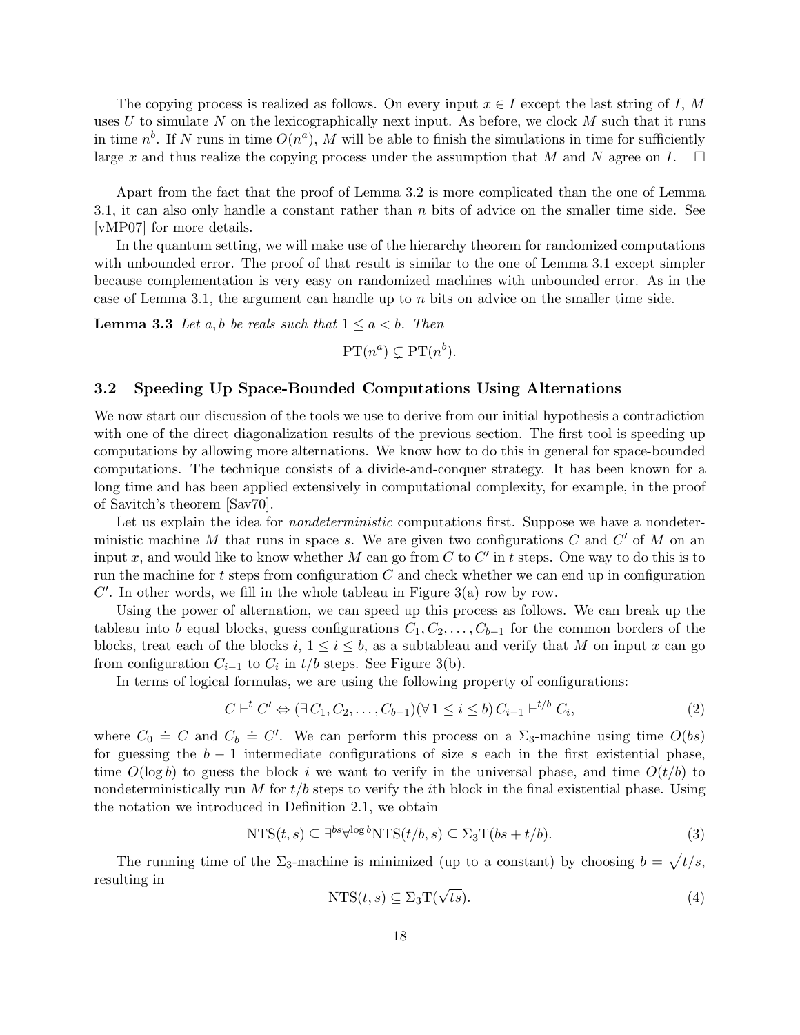The copying process is realized as follows. On every input $x \in I$ except the last string of $I$, $M$ uses $U$ to simulate $N$ on the lexicographically next input. As before, we clock $M$ such that it runs in time $n^b$. If $N$ runs in time $O(n^a)$, $M$ will be able to finish the simulations in time for sufficiently large $x$ and thus realize the copying process under the assumption that $M$ and $N$ agree on $I$. □

Apart from the fact that the proof of Lemma 3.2 is more complicated than the one of Lemma 3.1, it can also only handle a constant rather than $n$ bits of advice on the smaller time side. See [vMP07] for more details.

In the quantum setting, we will make use of the hierarchy theorem for randomized computations with unbounded error. The proof of that result is similar to the one of Lemma 3.1 except simpler because complementation is very easy on randomized machines with unbounded error. As in the case of Lemma 3.1, the argument can handle up to $n$ bits on advice on the smaller time side.

**Lemma 3.3** *Let $a, b$ be reals such that $1 \leq a < b$. Then*

$$\mathrm{PT}(n^a) \subsetneq \mathrm{PT}(n^b).$$

### 3.2 Speeding Up Space-Bounded Computations Using Alternations

We now start our discussion of the tools we use to derive from our initial hypothesis a contradiction with one of the direct diagonalization results of the previous section. The first tool is speeding up computations by allowing more alternations. We know how to do this in general for space-bounded computations. The technique consists of a divide-and-conquer strategy. It has been known for a long time and has been applied extensively in computational complexity, for example, in the proof of Savitch's theorem [Sav70].

Let us explain the idea for *nondeterministic* computations first. Suppose we have a nondeterministic machine $M$ that runs in space $s$. We are given two configurations $C$ and $C'$ of $M$ on an input $x$, and would like to know whether $M$ can go from $C$ to $C'$ in $t$ steps. One way to do this is to run the machine for $t$ steps from configuration $C$ and check whether we can end up in configuration $C'$. In other words, we fill in the whole tableau in Figure 3(a) row by row.

Using the power of alternation, we can speed up this process as follows. We can break up the tableau into $b$ equal blocks, guess configurations $C_1, C_2, \ldots, C_{b-1}$ for the common borders of the blocks, treat each of the blocks $i$, $1 \leq i \leq b$, as a subtableau and verify that $M$ on input $x$ can go from configuration $C_{i-1}$ to $C_i$ in $t/b$ steps. See Figure 3(b).

In terms of logical formulas, we are using the following property of configurations:

$$C \vdash^t C' \Leftrightarrow (\exists\, C_1, C_2, \ldots, C_{b-1})(\forall\, 1 \leq i \leq b)\, C_{i-1} \vdash^{t/b} C_i, \tag{2}$$

where $C_0 \doteq C$ and $C_b \doteq C'$. We can perform this process on a $\Sigma_3$-machine using time $O(bs)$ for guessing the $b-1$ intermediate configurations of size $s$ each in the first existential phase, time $O(\log b)$ to guess the block $i$ we want to verify in the universal phase, and time $O(t/b)$ to nondeterministically run $M$ for $t/b$ steps to verify the $i$th block in the final existential phase. Using the notation we introduced in Definition 2.1, we obtain

$$\mathrm{NTS}(t, s) \subseteq \exists^{bs} \forall^{\log b} \mathrm{NTS}(t/b, s) \subseteq \Sigma_3\mathrm{T}(bs + t/b). \tag{3}$$

The running time of the $\Sigma_3$-machine is minimized (up to a constant) by choosing $b = \sqrt{t/s}$, resulting in

$$\mathrm{NTS}(t, s) \subseteq \Sigma_3\mathrm{T}(\sqrt{ts}). \tag{4}$$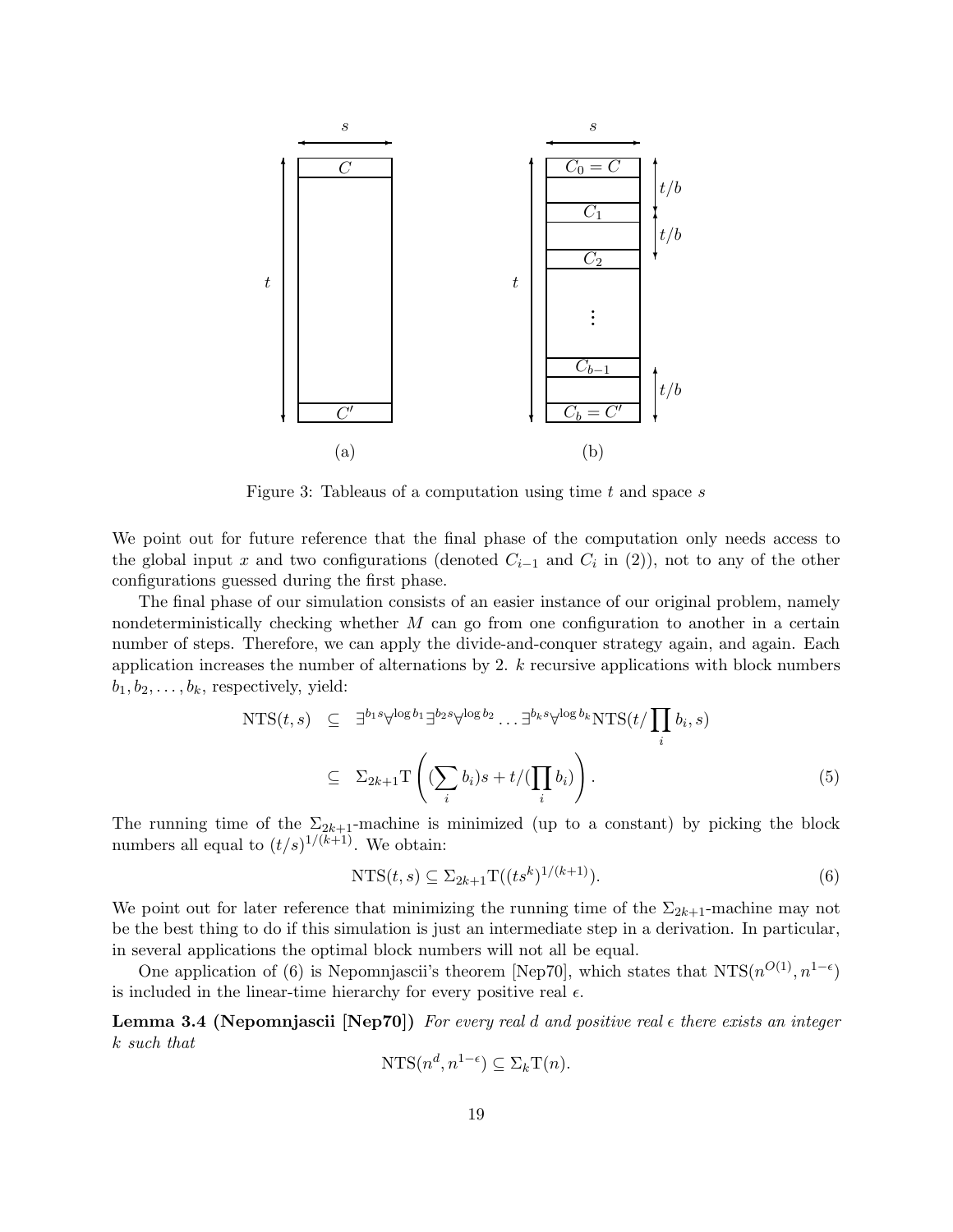Figure 3: Tableaus of a computation using time $t$ and space $s$

We point out for future reference that the final phase of the computation only needs access to the global input $x$ and two configurations (denoted $C_{i-1}$ and $C_i$ in (2)), not to any of the other configurations guessed during the first phase.

The final phase of our simulation consists of an easier instance of our original problem, namely nondeterministically checking whether $M$ can go from one configuration to another in a certain number of steps. Therefore, we can apply the divide-and-conquer strategy again, and again. Each application increases the number of alternations by 2. $k$ recursive applications with block numbers $b_1, b_2, \ldots, b_k$, respectively, yield:

$$\begin{aligned}
\mathrm{NTS}(t,s) &\subseteq \exists^{b_1 s} \forall^{\log b_1} \exists^{b_2 s} \forall^{\log b_2} \ldots \exists^{b_k s} \forall^{\log b_k} \mathrm{NTS}(t/\prod_i b_i, s) \\
&\subseteq \Sigma_{2k+1}\mathrm{T}\left( (\sum_i b_i) s + t/(\prod_i b_i) \right). \qquad (5)
\end{aligned}$$

The running time of the $\Sigma_{2k+1}$-machine is minimized (up to a constant) by picking the block numbers all equal to $(t/s)^{1/(k+1)}$. We obtain:

$$\mathrm{NTS}(t,s) \subseteq \Sigma_{2k+1}\mathrm{T}((ts^k)^{1/(k+1)}). \qquad (6)$$

We point out for later reference that minimizing the running time of the $\Sigma_{2k+1}$-machine may not be the best thing to do if this simulation is just an intermediate step in a derivation. In particular, in several applications the optimal block numbers will not all be equal.

One application of (6) is Nepomnjascii's theorem [Nep70], which states that $\mathrm{NTS}(n^{O(1)}, n^{1-\epsilon})$ is included in the linear-time hierarchy for every positive real $\epsilon$.

**Lemma 3.4 (Nepomnjascii [Nep70])** *For every real $d$ and positive real $\epsilon$ there exists an integer $k$ such that*

$$\mathrm{NTS}(n^d, n^{1-\epsilon}) \subseteq \Sigma_k\mathrm{T}(n).$$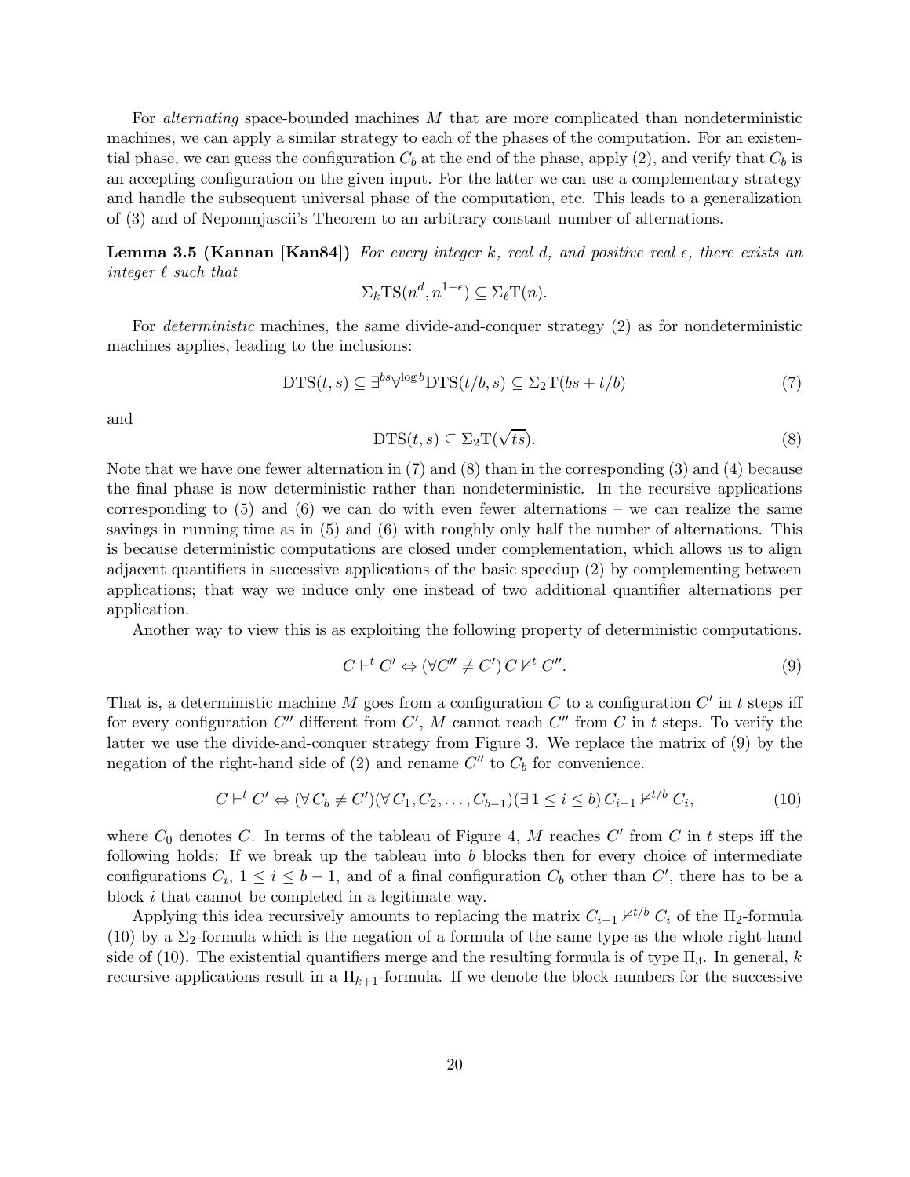For *alternating* space-bounded machines $M$ that are more complicated than nondeterministic machines, we can apply a similar strategy to each of the phases of the computation. For an existential phase, we can guess the configuration $C_b$ at the end of the phase, apply (2), and verify that $C_b$ is an accepting configuration on the given input. For the latter we can use a complementary strategy and handle the subsequent universal phase of the computation, etc. This leads to a generalization of (3) and of Nepomnjascii's Theorem to an arbitrary constant number of alternations.

**Lemma 3.5 (Kannan [Kan84])** *For every integer $k$, real $d$, and positive real $\epsilon$, there exists an integer $\ell$ such that*

$$\Sigma_k \mathrm{TS}(n^d, n^{1-\epsilon}) \subseteq \Sigma_\ell \mathrm{T}(n).$$

For *deterministic* machines, the same divide-and-conquer strategy (2) as for nondeterministic machines applies, leading to the inclusions:

$$\mathrm{DTS}(t, s) \subseteq \exists^{bs} \forall^{\log b} \mathrm{DTS}(t/b, s) \subseteq \Sigma_2 \mathrm{T}(bs + t/b) \tag{7}$$

and

$$\mathrm{DTS}(t, s) \subseteq \Sigma_2 \mathrm{T}(\sqrt{ts}). \tag{8}$$

Note that we have one fewer alternation in (7) and (8) than in the corresponding (3) and (4) because the final phase is now deterministic rather than nondeterministic. In the recursive applications corresponding to (5) and (6) we can do with even fewer alternations – we can realize the same savings in running time as in (5) and (6) with roughly only half the number of alternations. This is because deterministic computations are closed under complementation, which allows us to align adjacent quantifiers in successive applications of the basic speedup (2) by complementing between applications; that way we induce only one instead of two additional quantifier alternations per application.

Another way to view this is as exploiting the following property of deterministic computations.

$$C \vdash^t C' \Leftrightarrow (\forall C'' \neq C')\, C \nvdash^t C''. \tag{9}$$

That is, a deterministic machine $M$ goes from a configuration $C$ to a configuration $C'$ in $t$ steps iff for every configuration $C''$ different from $C'$, $M$ cannot reach $C''$ from $C$ in $t$ steps. To verify the latter we use the divide-and-conquer strategy from Figure 3. We replace the matrix of (9) by the negation of the right-hand side of (2) and rename $C''$ to $C_b$ for convenience.

$$C \vdash^t C' \Leftrightarrow (\forall\, C_b \neq C')(\forall\, C_1, C_2, \ldots, C_{b-1})(\exists\, 1 \leq i \leq b)\, C_{i-1} \nvdash^{t/b} C_i, \tag{10}$$

where $C_0$ denotes $C$. In terms of the tableau of Figure 4, $M$ reaches $C'$ from $C$ in $t$ steps iff the following holds: If we break up the tableau into $b$ blocks then for every choice of intermediate configurations $C_i$, $1 \leq i \leq b-1$, and of a final configuration $C_b$ other than $C'$, there has to be a block $i$ that cannot be completed in a legitimate way.

Applying this idea recursively amounts to replacing the matrix $C_{i-1} \nvdash^{t/b} C_i$ of the $\Pi_2$-formula (10) by a $\Sigma_2$-formula which is the negation of a formula of the same type as the whole right-hand side of (10). The existential quantifiers merge and the resulting formula is of type $\Pi_3$. In general, $k$ recursive applications result in a $\Pi_{k+1}$-formula. If we denote the block numbers for the successive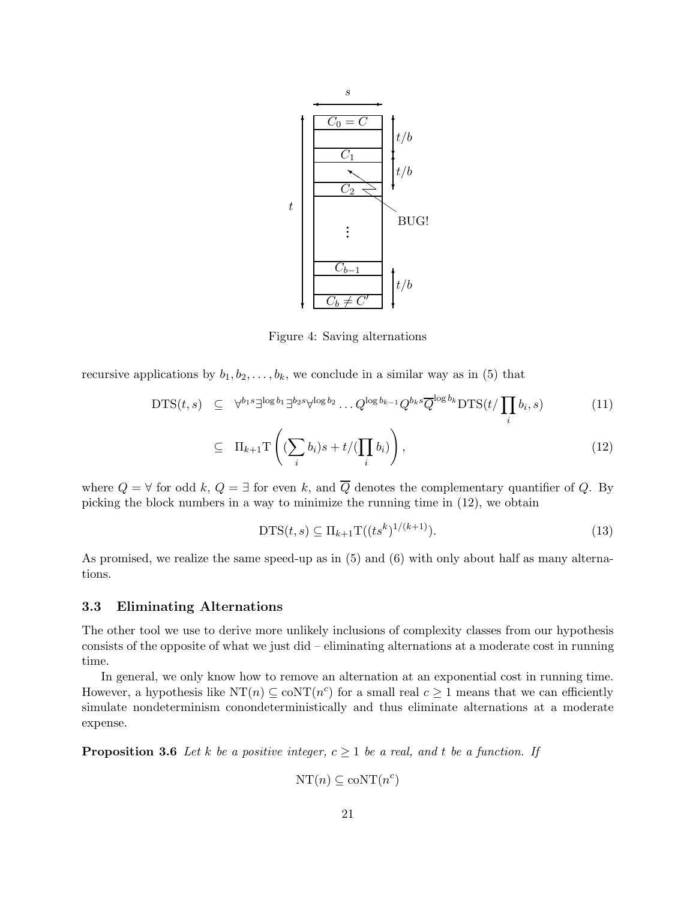Figure 4: Saving alternations

recursive applications by $b_1, b_2, \ldots, b_k$, we conclude in a similar way as in (5) that

$$\mathrm{DTS}(t,s) \subseteq \forall^{b_1 s}\exists^{\log b_1}\exists^{b_2 s}\forall^{\log b_2}\ldots Q^{\log b_{k-1}}Q^{b_k s}\overline{Q}^{\log b_k}\mathrm{DTS}(t/\prod_i b_i, s) \tag{11}$$

$$\subseteq \Pi_{k+1}\mathrm{T}\left((\sum_i b_i)s + t/(\prod_i b_i)\right), \tag{12}$$

where $Q = \forall$ for odd $k$, $Q = \exists$ for even $k$, and $\overline{Q}$ denotes the complementary quantifier of $Q$. By picking the block numbers in a way to minimize the running time in (12), we obtain

$$\mathrm{DTS}(t,s) \subseteq \Pi_{k+1}\mathrm{T}((ts^k)^{1/(k+1)}). \tag{13}$$

As promised, we realize the same speed-up as in (5) and (6) with only about half as many alternations.

### 3.3 Eliminating Alternations

The other tool we use to derive more unlikely inclusions of complexity classes from our hypothesis consists of the opposite of what we just did – eliminating alternations at a moderate cost in running time.

In general, we only know how to remove an alternation at an exponential cost in running time. However, a hypothesis like $\mathrm{NT}(n) \subseteq \mathrm{coNT}(n^c)$ for a small real $c \geq 1$ means that we can efficiently simulate nondeterminism conondeterministically and thus eliminate alternations at a moderate expense.

**Proposition 3.6** *Let $k$ be a positive integer, $c \geq 1$ be a real, and $t$ be a function. If*

$$\mathrm{NT}(n) \subseteq \mathrm{coNT}(n^c)$$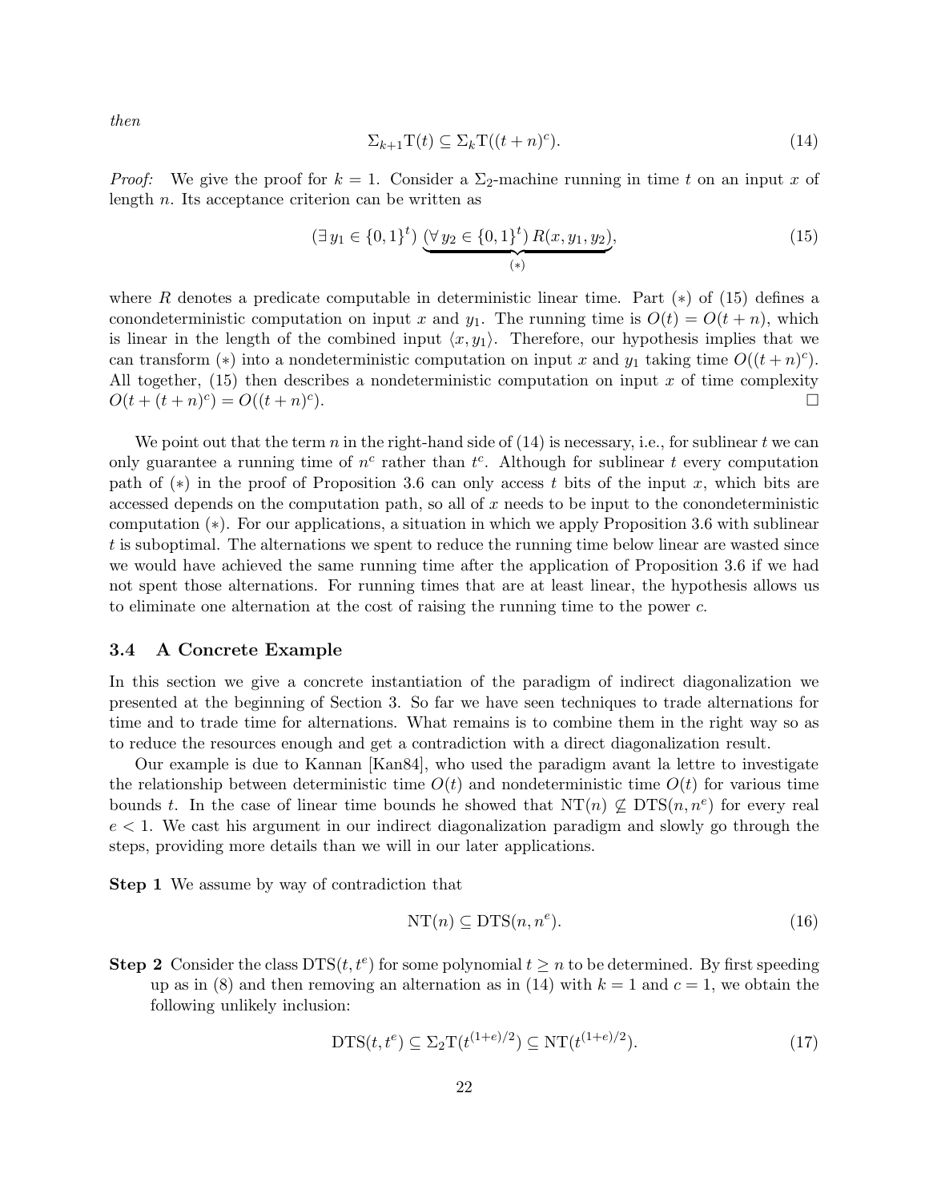*then*

$$\Sigma_{k+1}\mathrm{T}(t) \subseteq \Sigma_k\mathrm{T}((t+n)^c). \tag{14}$$

*Proof:* We give the proof for $k = 1$. Consider a $\Sigma_2$-machine running in time $t$ on an input $x$ of length $n$. Its acceptance criterion can be written as

$$(\exists\, y_1 \in \{0,1\}^t)\ \underbrace{(\forall\, y_2 \in \{0,1\}^t)\, R(x, y_1, y_2)}_{(*)}, \tag{15}$$

where $R$ denotes a predicate computable in deterministic linear time. Part $(*)$ of (15) defines a conondeterministic computation on input $x$ and $y_1$. The running time is $O(t) = O(t+n)$, which is linear in the length of the combined input $\langle x, y_1\rangle$. Therefore, our hypothesis implies that we can transform $(*)$ into a nondeterministic computation on input $x$ and $y_1$ taking time $O((t+n)^c)$. All together, (15) then describes a nondeterministic computation on input $x$ of time complexity $O(t + (t+n)^c) = O((t+n)^c)$. $\square$

We point out that the term $n$ in the right-hand side of (14) is necessary, i.e., for sublinear $t$ we can only guarantee a running time of $n^c$ rather than $t^c$. Although for sublinear $t$ every computation path of $(*)$ in the proof of Proposition 3.6 can only access $t$ bits of the input $x$, which bits are accessed depends on the computation path, so all of $x$ needs to be input to the conondeterministic computation $(*)$. For our applications, a situation in which we apply Proposition 3.6 with sublinear $t$ is suboptimal. The alternations we spent to reduce the running time below linear are wasted since we would have achieved the same running time after the application of Proposition 3.6 if we had not spent those alternations. For running times that are at least linear, the hypothesis allows us to eliminate one alternation at the cost of raising the running time to the power $c$.

### 3.4 A Concrete Example

In this section we give a concrete instantiation of the paradigm of indirect diagonalization we presented at the beginning of Section 3. So far we have seen techniques to trade alternations for time and to trade time for alternations. What remains is to combine them in the right way so as to reduce the resources enough and get a contradiction with a direct diagonalization result.

Our example is due to Kannan [Kan84], who used the paradigm avant la lettre to investigate the relationship between deterministic time $O(t)$ and nondeterministic time $O(t)$ for various time bounds $t$. In the case of linear time bounds he showed that $\mathrm{NT}(n) \not\subseteq \mathrm{DTS}(n, n^e)$ for every real $e < 1$. We cast his argument in our indirect diagonalization paradigm and slowly go through the steps, providing more details than we will in our later applications.

**Step 1** We assume by way of contradiction that

$$\mathrm{NT}(n) \subseteq \mathrm{DTS}(n, n^e). \tag{16}$$

**Step 2** Consider the class $\mathrm{DTS}(t, t^e)$ for some polynomial $t \geq n$ to be determined. By first speeding up as in (8) and then removing an alternation as in (14) with $k = 1$ and $c = 1$, we obtain the following unlikely inclusion:

$$\mathrm{DTS}(t, t^e) \subseteq \Sigma_2\mathrm{T}(t^{(1+e)/2}) \subseteq \mathrm{NT}(t^{(1+e)/2}). \tag{17}$$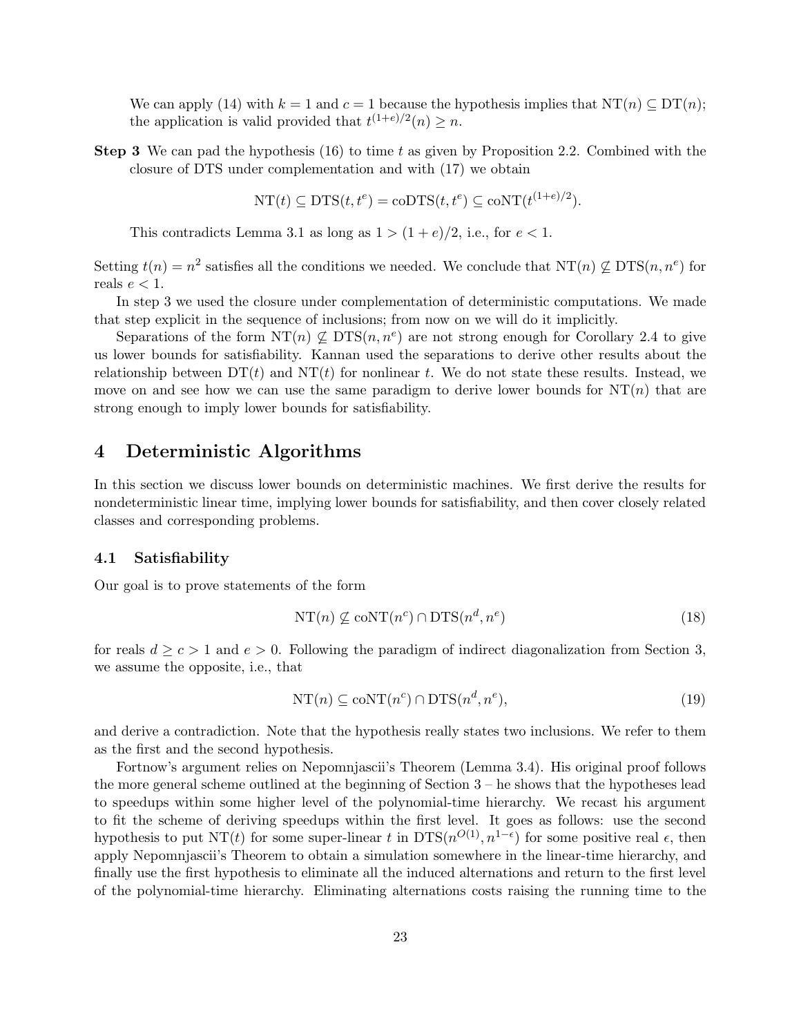We can apply (14) with $k = 1$ and $c = 1$ because the hypothesis implies that $\mathrm{NT}(n) \subseteq \mathrm{DT}(n)$; the application is valid provided that $t^{(1+e)/2}(n) \geq n$.

**Step 3** We can pad the hypothesis (16) to time $t$ as given by Proposition 2.2. Combined with the closure of DTS under complementation and with (17) we obtain

$$\mathrm{NT}(t) \subseteq \mathrm{DTS}(t, t^e) = \mathrm{coDTS}(t, t^e) \subseteq \mathrm{coNT}(t^{(1+e)/2}).$$

This contradicts Lemma 3.1 as long as $1 > (1 + e)/2$, i.e., for $e < 1$.

Setting $t(n) = n^2$ satisfies all the conditions we needed. We conclude that $\mathrm{NT}(n) \not\subseteq \mathrm{DTS}(n, n^e)$ for reals $e < 1$.

In step 3 we used the closure under complementation of deterministic computations. We made that step explicit in the sequence of inclusions; from now on we will do it implicitly.

Separations of the form $\mathrm{NT}(n) \not\subseteq \mathrm{DTS}(n, n^e)$ are not strong enough for Corollary 2.4 to give us lower bounds for satisfiability. Kannan used the separations to derive other results about the relationship between $\mathrm{DT}(t)$ and $\mathrm{NT}(t)$ for nonlinear $t$. We do not state these results. Instead, we move on and see how we can use the same paradigm to derive lower bounds for $\mathrm{NT}(n)$ that are strong enough to imply lower bounds for satisfiability.

# 4 Deterministic Algorithms

In this section we discuss lower bounds on deterministic machines. We first derive the results for nondeterministic linear time, implying lower bounds for satisfiability, and then cover closely related classes and corresponding problems.

## 4.1 Satisfiability

Our goal is to prove statements of the form

$$\mathrm{NT}(n) \not\subseteq \mathrm{coNT}(n^c) \cap \mathrm{DTS}(n^d, n^e) \tag{18}$$

for reals $d \geq c > 1$ and $e > 0$. Following the paradigm of indirect diagonalization from Section 3, we assume the opposite, i.e., that

$$\mathrm{NT}(n) \subseteq \mathrm{coNT}(n^c) \cap \mathrm{DTS}(n^d, n^e), \tag{19}$$

and derive a contradiction. Note that the hypothesis really states two inclusions. We refer to them as the first and the second hypothesis.

Fortnow's argument relies on Nepomnjascii's Theorem (Lemma 3.4). His original proof follows the more general scheme outlined at the beginning of Section 3 – he shows that the hypotheses lead to speedups within some higher level of the polynomial-time hierarchy. We recast his argument to fit the scheme of deriving speedups within the first level. It goes as follows: use the second hypothesis to put $\mathrm{NT}(t)$ for some super-linear $t$ in $\mathrm{DTS}(n^{O(1)}, n^{1-\epsilon})$ for some positive real $\epsilon$, then apply Nepomnjascii's Theorem to obtain a simulation somewhere in the linear-time hierarchy, and finally use the first hypothesis to eliminate all the induced alternations and return to the first level of the polynomial-time hierarchy. Eliminating alternations costs raising the running time to the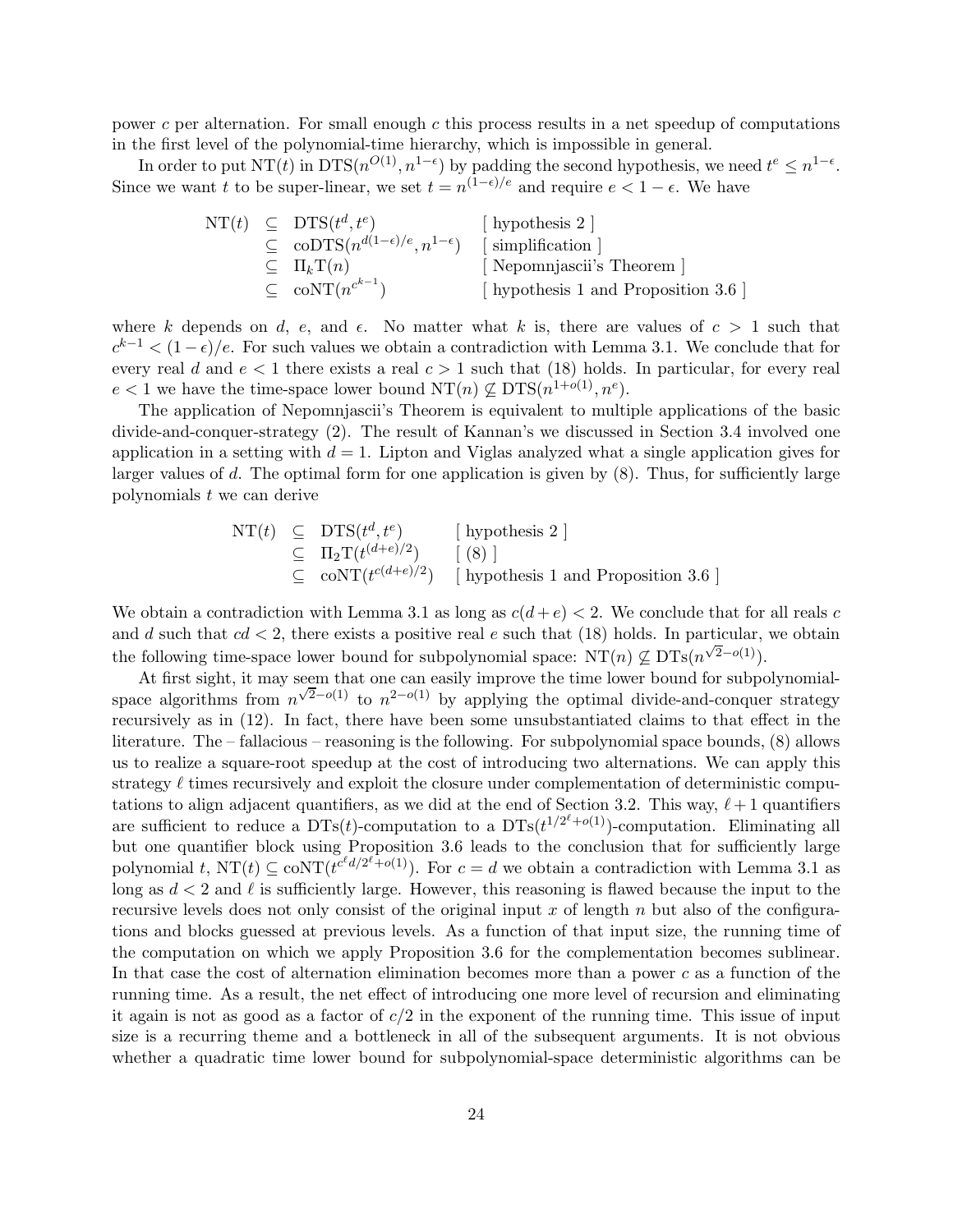power $c$ per alternation. For small enough $c$ this process results in a net speedup of computations in the first level of the polynomial-time hierarchy, which is impossible in general.

In order to put $\mathrm{NT}(t)$ in $\mathrm{DTS}(n^{O(1)}, n^{1-\epsilon})$ by padding the second hypothesis, we need $t^e \leq n^{1-\epsilon}$. Since we want $t$ to be super-linear, we set $t = n^{(1-\epsilon)/e}$ and require $e < 1 - \epsilon$. We have

$$
\begin{aligned}
\mathrm{NT}(t) \;&\subseteq\; \mathrm{DTS}(t^d, t^e) && [\text{ hypothesis 2 }] \\
&\subseteq\; \mathrm{coDTS}(n^{d(1-\epsilon)/e}, n^{1-\epsilon}) && [\text{ simplification }] \\
&\subseteq\; \Pi_k\mathrm{T}(n) && [\text{ Nepomnjascii's Theorem }] \\
&\subseteq\; \mathrm{coNT}(n^{c^{k-1}}) && [\text{ hypothesis 1 and Proposition 3.6 }]
\end{aligned}
$$

where $k$ depends on $d$, $e$, and $\epsilon$. No matter what $k$ is, there are values of $c > 1$ such that $c^{k-1} < (1-\epsilon)/e$. For such values we obtain a contradiction with Lemma 3.1. We conclude that for every real $d$ and $e < 1$ there exists a real $c > 1$ such that (18) holds. In particular, for every real $e < 1$ we have the time-space lower bound $\mathrm{NT}(n) \not\subseteq \mathrm{DTS}(n^{1+o(1)}, n^e)$.

The application of Nepomnjascii's Theorem is equivalent to multiple applications of the basic divide-and-conquer-strategy (2). The result of Kannan's we discussed in Section 3.4 involved one application in a setting with $d = 1$. Lipton and Viglas analyzed what a single application gives for larger values of $d$. The optimal form for one application is given by (8). Thus, for sufficiently large polynomials $t$ we can derive

$$
\begin{aligned}
\mathrm{NT}(t) \;&\subseteq\; \mathrm{DTS}(t^d, t^e) && [\text{ hypothesis 2 }] \\
&\subseteq\; \Pi_2\mathrm{T}(t^{(d+e)/2}) && [\text{ (8) }] \\
&\subseteq\; \mathrm{coNT}(t^{c(d+e)/2}) && [\text{ hypothesis 1 and Proposition 3.6 }]
\end{aligned}
$$

We obtain a contradiction with Lemma 3.1 as long as $c(d+e) < 2$. We conclude that for all reals $c$ and $d$ such that $cd < 2$, there exists a positive real $e$ such that (18) holds. In particular, we obtain the following time-space lower bound for subpolynomial space: $\mathrm{NT}(n) \not\subseteq \mathrm{DTs}(n^{\sqrt{2}-o(1)})$.

At first sight, it may seem that one can easily improve the time lower bound for subpolynomial-space algorithms from $n^{\sqrt{2}-o(1)}$ to $n^{2-o(1)}$ by applying the optimal divide-and-conquer strategy recursively as in (12). In fact, there have been some unsubstantiated claims to that effect in the literature. The – fallacious – reasoning is the following. For subpolynomial space bounds, (8) allows us to realize a square-root speedup at the cost of introducing two alternations. We can apply this strategy $\ell$ times recursively and exploit the closure under complementation of deterministic computations to align adjacent quantifiers, as we did at the end of Section 3.2. This way, $\ell + 1$ quantifiers are sufficient to reduce a $\mathrm{DTs}(t)$-computation to a $\mathrm{DTs}(t^{1/2^\ell + o(1)})$-computation. Eliminating all but one quantifier block using Proposition 3.6 leads to the conclusion that for sufficiently large polynomial $t$, $\mathrm{NT}(t) \subseteq \mathrm{coNT}(t^{c^\ell d/2^\ell + o(1)})$. For $c = d$ we obtain a contradiction with Lemma 3.1 as long as $d < 2$ and $\ell$ is sufficiently large. However, this reasoning is flawed because the input to the recursive levels does not only consist of the original input $x$ of length $n$ but also of the configurations and blocks guessed at previous levels. As a function of that input size, the running time of the computation on which we apply Proposition 3.6 for the complementation becomes sublinear. In that case the cost of alternation elimination becomes more than a power $c$ as a function of the running time. As a result, the net effect of introducing one more level of recursion and eliminating it again is not as good as a factor of $c/2$ in the exponent of the running time. This issue of input size is a recurring theme and a bottleneck in all of the subsequent arguments. It is not obvious whether a quadratic time lower bound for subpolynomial-space deterministic algorithms can be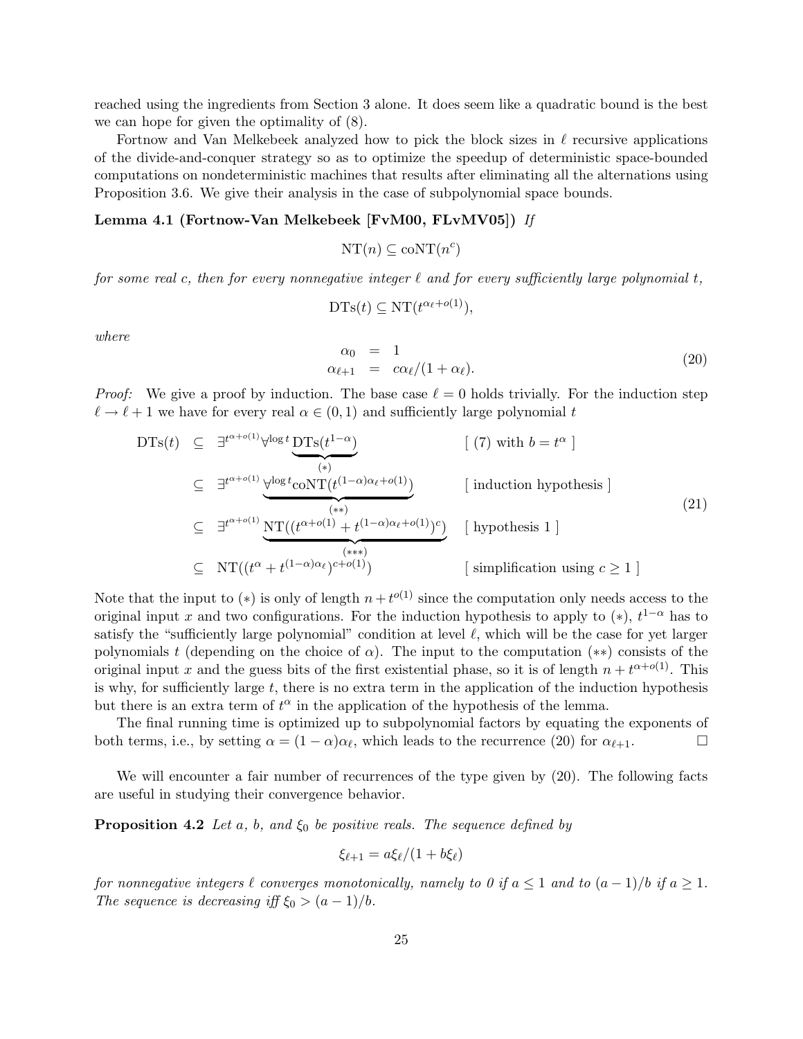reached using the ingredients from Section 3 alone. It does seem like a quadratic bound is the best we can hope for given the optimality of (8).

Fortnow and Van Melkebeek analyzed how to pick the block sizes in $\ell$ recursive applications of the divide-and-conquer strategy so as to optimize the speedup of deterministic space-bounded computations on nondeterministic machines that results after eliminating all the alternations using Proposition 3.6. We give their analysis in the case of subpolynomial space bounds.

**Lemma 4.1 (Fortnow-Van Melkebeek [FvM00, FLvMV05])** *If*

$$\mathrm{NT}(n) \subseteq \mathrm{coNT}(n^c)$$

*for some real $c$, then for every nonnegative integer $\ell$ and for every sufficiently large polynomial $t$,*

$$\mathrm{DTs}(t) \subseteq \mathrm{NT}(t^{\alpha_\ell + o(1)}),$$

*where*

$$\begin{aligned} \alpha_0 &= 1 \\ \alpha_{\ell+1} &= c\alpha_\ell/(1+\alpha_\ell). \end{aligned} \tag{20}$$

*Proof:* We give a proof by induction. The base case $\ell = 0$ holds trivially. For the induction step $\ell \to \ell + 1$ we have for every real $\alpha \in (0,1)$ and sufficiently large polynomial $t$

$$\begin{aligned}
\mathrm{DTs}(t) &\subseteq \exists^{t^{\alpha+o(1)}} \forall^{\log t} \underbrace{\mathrm{DTs}(t^{1-\alpha})}_{(*)} && [\text{ (7) with } b = t^\alpha\ ] \\
&\subseteq \exists^{t^{\alpha+o(1)}} \underbrace{\forall^{\log t} \mathrm{coNT}(t^{(1-\alpha)\alpha_\ell + o(1)})}_{(**)} && [\text{ induction hypothesis }] \\
&\subseteq \exists^{t^{\alpha+o(1)}} \underbrace{\mathrm{NT}((t^{\alpha+o(1)} + t^{(1-\alpha)\alpha_\ell + o(1)})^c)}_{(***)} && [\text{ hypothesis 1 }] \\
&\subseteq \mathrm{NT}((t^\alpha + t^{(1-\alpha)\alpha_\ell})^{c+o(1)}) && [\text{ simplification using } c \geq 1\ ]
\end{aligned} \tag{21}$$

Note that the input to $(*)$ is only of length $n + t^{o(1)}$ since the computation only needs access to the original input $x$ and two configurations. For the induction hypothesis to apply to $(*)$, $t^{1-\alpha}$ has to satisfy the "sufficiently large polynomial" condition at level $\ell$, which will be the case for yet larger polynomials $t$ (depending on the choice of $\alpha$). The input to the computation $(**)$ consists of the original input $x$ and the guess bits of the first existential phase, so it is of length $n + t^{\alpha+o(1)}$. This is why, for sufficiently large $t$, there is no extra term in the application of the induction hypothesis but there is an extra term of $t^\alpha$ in the application of the hypothesis of the lemma.

The final running time is optimized up to subpolynomial factors by equating the exponents of both terms, i.e., by setting $\alpha = (1-\alpha)\alpha_\ell$, which leads to the recurrence (20) for $\alpha_{\ell+1}$. $\square$

We will encounter a fair number of recurrences of the type given by (20). The following facts are useful in studying their convergence behavior.

**Proposition 4.2** *Let $a$, $b$, and $\xi_0$ be positive reals. The sequence defined by*

$$\xi_{\ell+1} = a\xi_\ell/(1 + b\xi_\ell)$$

*for nonnegative integers $\ell$ converges monotonically, namely to 0 if $a \leq 1$ and to $(a-1)/b$ if $a \geq 1$. The sequence is decreasing iff $\xi_0 > (a-1)/b$.*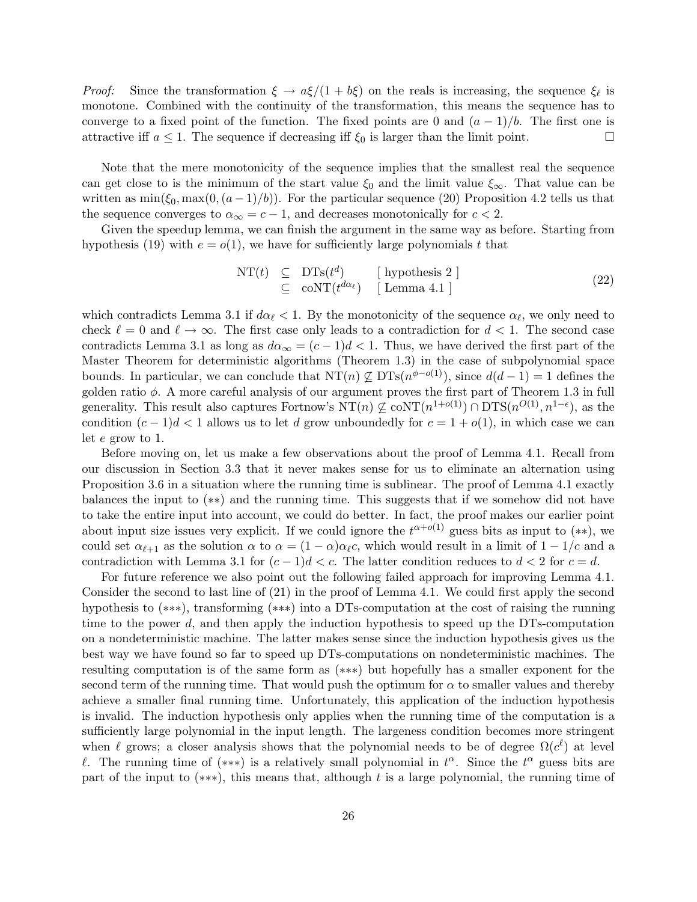*Proof:* Since the transformation $\xi \rightarrow a\xi/(1+b\xi)$ on the reals is increasing, the sequence $\xi_\ell$ is monotone. Combined with the continuity of the transformation, this means the sequence has to converge to a fixed point of the function. The fixed points are 0 and $(a-1)/b$. The first one is attractive iff $a \leq 1$. The sequence if decreasing iff $\xi_0$ is larger than the limit point. □

Note that the mere monotonicity of the sequence implies that the smallest real the sequence can get close to is the minimum of the start value $\xi_0$ and the limit value $\xi_\infty$. That value can be written as $\min(\xi_0, \max(0, (a-1)/b))$. For the particular sequence (20) Proposition 4.2 tells us that the sequence converges to $\alpha_\infty = c - 1$, and decreases monotonically for $c < 2$.

Given the speedup lemma, we can finish the argument in the same way as before. Starting from hypothesis (19) with $e = o(1)$, we have for sufficiently large polynomials $t$ that

$$
\begin{array}{rcll}
\mathrm{NT}(t) & \subseteq & \mathrm{DTs}(t^d) & [\text{ hypothesis 2 }] \\
& \subseteq & \mathrm{coNT}(t^{d\alpha_\ell}) & [\text{ Lemma 4.1 }]
\end{array}
\tag{22}
$$

which contradicts Lemma 3.1 if $d\alpha_\ell < 1$. By the monotonicity of the sequence $\alpha_\ell$, we only need to check $\ell = 0$ and $\ell \rightarrow \infty$. The first case only leads to a contradiction for $d < 1$. The second case contradicts Lemma 3.1 as long as $d\alpha_\infty = (c-1)d < 1$. Thus, we have derived the first part of the Master Theorem for deterministic algorithms (Theorem 1.3) in the case of subpolynomial space bounds. In particular, we can conclude that $\mathrm{NT}(n) \not\subseteq \mathrm{DTs}(n^{\phi - o(1)})$, since $d(d-1) = 1$ defines the golden ratio $\phi$. A more careful analysis of our argument proves the first part of Theorem 1.3 in full generality. This result also captures Fortnow's $\mathrm{NT}(n) \not\subseteq \mathrm{coNT}(n^{1+o(1)}) \cap \mathrm{DTS}(n^{O(1)}, n^{1-\epsilon})$, as the condition $(c-1)d < 1$ allows us to let $d$ grow unboundedly for $c = 1 + o(1)$, in which case we can let $e$ grow to 1.

Before moving on, let us make a few observations about the proof of Lemma 4.1. Recall from our discussion in Section 3.3 that it never makes sense for us to eliminate an alternation using Proposition 3.6 in a situation where the running time is sublinear. The proof of Lemma 4.1 exactly balances the input to (∗∗) and the running time. This suggests that if we somehow did not have to take the entire input into account, we could do better. In fact, the proof makes our earlier point about input size issues very explicit. If we could ignore the $t^{\alpha + o(1)}$ guess bits as input to (∗∗), we could set $\alpha_{\ell+1}$ as the solution $\alpha$ to $\alpha = (1-\alpha)\alpha_\ell c$, which would result in a limit of $1 - 1/c$ and a contradiction with Lemma 3.1 for $(c-1)d < c$. The latter condition reduces to $d < 2$ for $c = d$.

For future reference we also point out the following failed approach for improving Lemma 4.1. Consider the second to last line of (21) in the proof of Lemma 4.1. We could first apply the second hypothesis to (∗∗∗), transforming (∗∗∗) into a DTs-computation at the cost of raising the running time to the power $d$, and then apply the induction hypothesis to speed up the DTs-computation on a nondeterministic machine. The latter makes sense since the induction hypothesis gives us the best way we have found so far to speed up DTs-computations on nondeterministic machines. The resulting computation is of the same form as (∗∗∗) but hopefully has a smaller exponent for the second term of the running time. That would push the optimum for $\alpha$ to smaller values and thereby achieve a smaller final running time. Unfortunately, this application of the induction hypothesis is invalid. The induction hypothesis only applies when the running time of the computation is a sufficiently large polynomial in the input length. The largeness condition becomes more stringent when $\ell$ grows; a closer analysis shows that the polynomial needs to be of degree $\Omega(c^\ell)$ at level $\ell$. The running time of (∗∗∗) is a relatively small polynomial in $t^\alpha$. Since the $t^\alpha$ guess bits are part of the input to (∗∗∗), this means that, although $t$ is a large polynomial, the running time of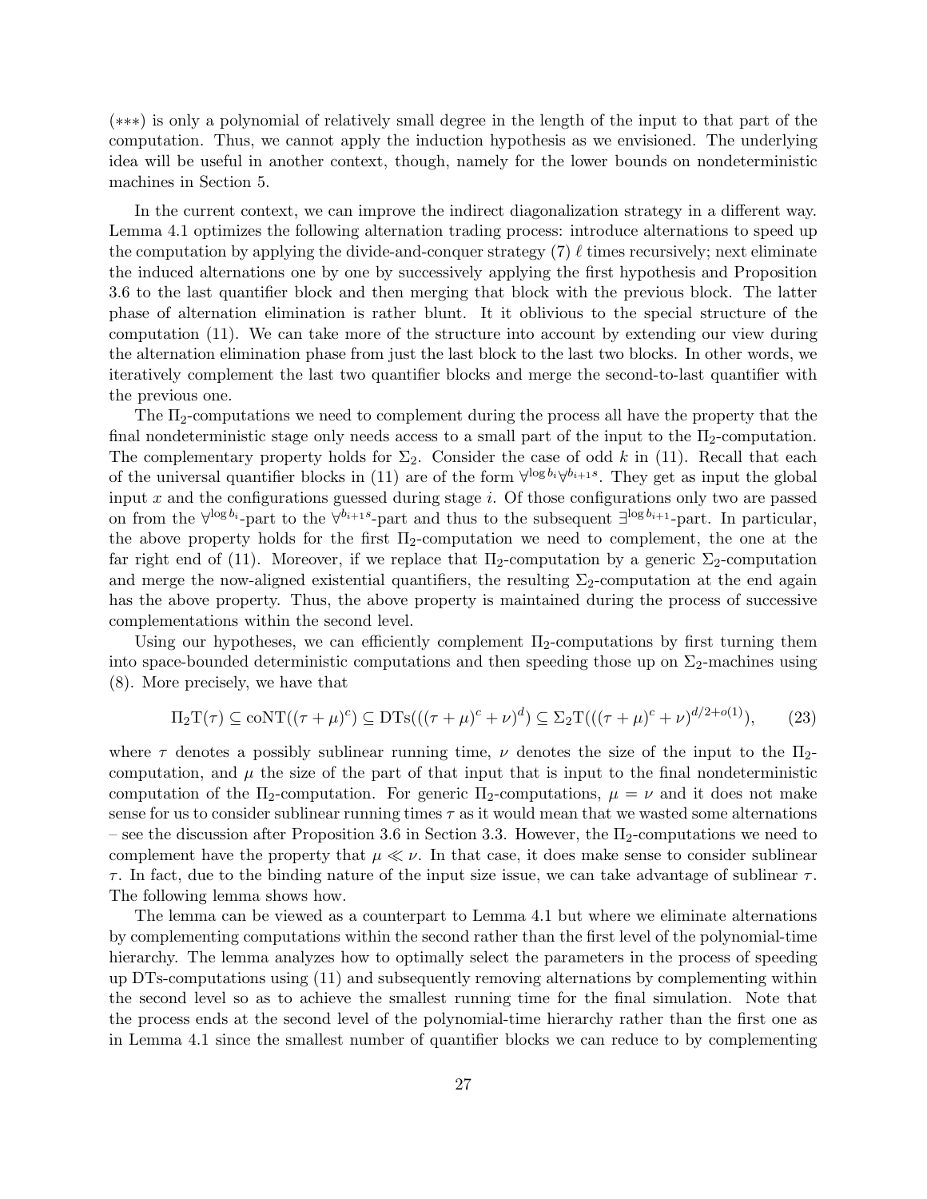($***$) is only a polynomial of relatively small degree in the length of the input to that part of the computation. Thus, we cannot apply the induction hypothesis as we envisioned. The underlying idea will be useful in another context, though, namely for the lower bounds on nondeterministic machines in Section 5.

In the current context, we can improve the indirect diagonalization strategy in a different way. Lemma 4.1 optimizes the following alternation trading process: introduce alternations to speed up the computation by applying the divide-and-conquer strategy (7) $\ell$ times recursively; next eliminate the induced alternations one by one by successively applying the first hypothesis and Proposition 3.6 to the last quantifier block and then merging that block with the previous block. The latter phase of alternation elimination is rather blunt. It it oblivious to the special structure of the computation (11). We can take more of the structure into account by extending our view during the alternation elimination phase from just the last block to the last two blocks. In other words, we iteratively complement the last two quantifier blocks and merge the second-to-last quantifier with the previous one.

The $\Pi_2$-computations we need to complement during the process all have the property that the final nondeterministic stage only needs access to a small part of the input to the $\Pi_2$-computation. The complementary property holds for $\Sigma_2$. Consider the case of odd $k$ in (11). Recall that each of the universal quantifier blocks in (11) are of the form $\forall^{\log b_i}\forall^{b_{i+1}s}$. They get as input the global input $x$ and the configurations guessed during stage $i$. Of those configurations only two are passed on from the $\forall^{\log b_i}$-part to the $\forall^{b_{i+1}s}$-part and thus to the subsequent $\exists^{\log b_{i+1}}$-part. In particular, the above property holds for the first $\Pi_2$-computation we need to complement, the one at the far right end of (11). Moreover, if we replace that $\Pi_2$-computation by a generic $\Sigma_2$-computation and merge the now-aligned existential quantifiers, the resulting $\Sigma_2$-computation at the end again has the above property. Thus, the above property is maintained during the process of successive complementations within the second level.

Using our hypotheses, we can efficiently complement $\Pi_2$-computations by first turning them into space-bounded deterministic computations and then speeding those up on $\Sigma_2$-machines using (8). More precisely, we have that

$$\Pi_2\mathrm{T}(\tau) \subseteq \mathrm{coNT}((\tau+\mu)^c) \subseteq \mathrm{DTs}(((\tau+\mu)^c+\nu)^d) \subseteq \Sigma_2\mathrm{T}(((\tau+\mu)^c+\nu)^{d/2+o(1)}), \qquad (23)$$

where $\tau$ denotes a possibly sublinear running time, $\nu$ denotes the size of the input to the $\Pi_2$-computation, and $\mu$ the size of the part of that input that is input to the final nondeterministic computation of the $\Pi_2$-computation. For generic $\Pi_2$-computations, $\mu = \nu$ and it does not make sense for us to consider sublinear running times $\tau$ as it would mean that we wasted some alternations – see the discussion after Proposition 3.6 in Section 3.3. However, the $\Pi_2$-computations we need to complement have the property that $\mu \ll \nu$. In that case, it does make sense to consider sublinear $\tau$. In fact, due to the binding nature of the input size issue, we can take advantage of sublinear $\tau$. The following lemma shows how.

The lemma can be viewed as a counterpart to Lemma 4.1 but where we eliminate alternations by complementing computations within the second rather than the first level of the polynomial-time hierarchy. The lemma analyzes how to optimally select the parameters in the process of speeding up DTs-computations using (11) and subsequently removing alternations by complementing within the second level so as to achieve the smallest running time for the final simulation. Note that the process ends at the second level of the polynomial-time hierarchy rather than the first one as in Lemma 4.1 since the smallest number of quantifier blocks we can reduce to by complementing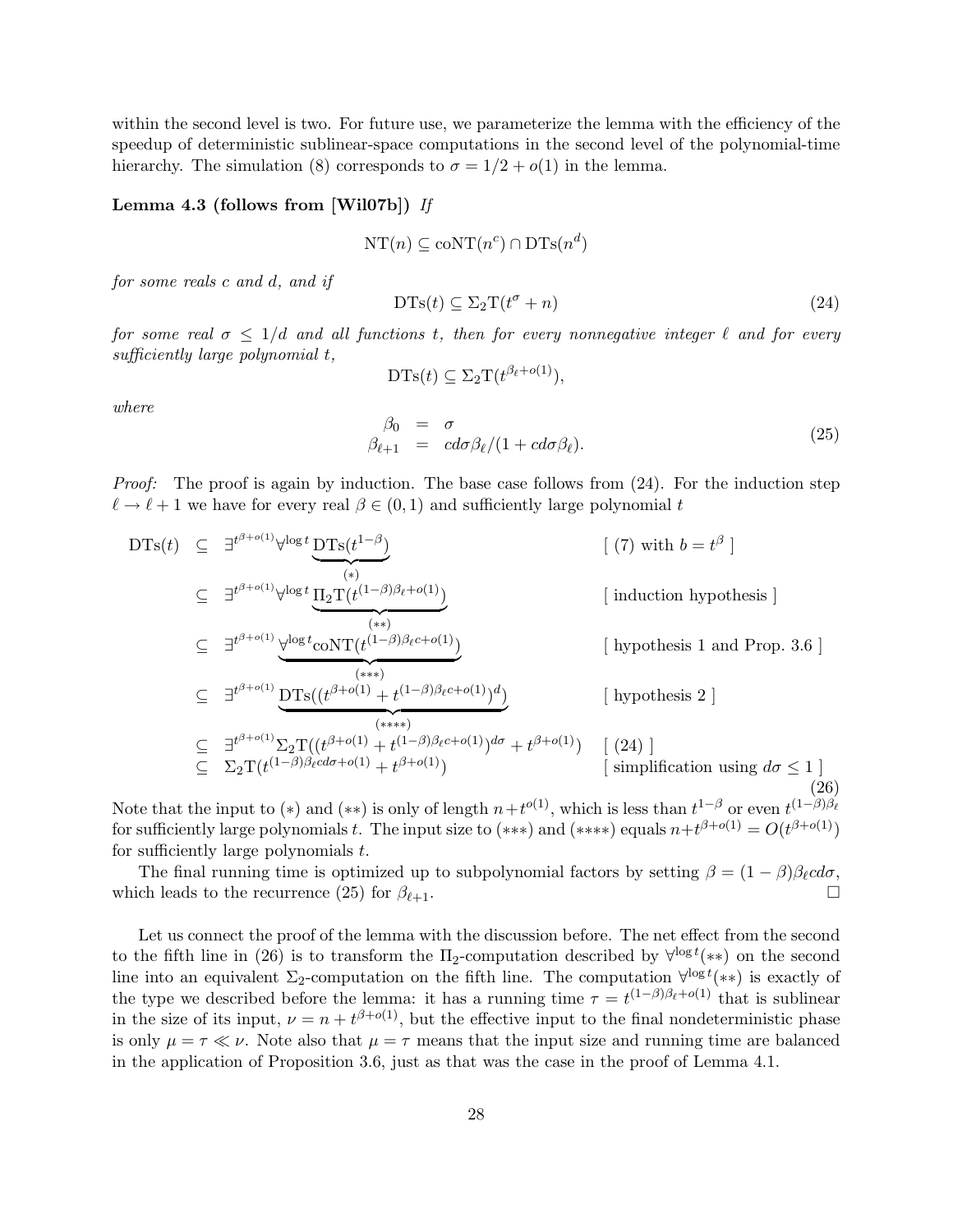within the second level is two. For future use, we parameterize the lemma with the efficiency of the speedup of deterministic sublinear-space computations in the second level of the polynomial-time hierarchy. The simulation (8) corresponds to $\sigma = 1/2 + o(1)$ in the lemma.

**Lemma 4.3 (follows from [Wil07b])** *If*

$$\mathrm{NT}(n) \subseteq \mathrm{coNT}(n^c) \cap \mathrm{DTs}(n^d)$$

*for some reals $c$ and $d$, and if*

$$\mathrm{DTs}(t) \subseteq \Sigma_2\mathrm{T}(t^\sigma + n) \tag{24}$$

*for some real $\sigma \leq 1/d$ and all functions $t$, then for every nonnegative integer $\ell$ and for every sufficiently large polynomial $t$,*

$$\mathrm{DTs}(t) \subseteq \Sigma_2\mathrm{T}(t^{\beta_\ell + o(1)}),$$

*where*

$$\begin{aligned} \beta_0 &= \sigma \\ \beta_{\ell+1} &= cd\sigma\beta_\ell/(1 + cd\sigma\beta_\ell). \end{aligned} \tag{25}$$

*Proof:* The proof is again by induction. The base case follows from (24). For the induction step $\ell \to \ell + 1$ we have for every real $\beta \in (0, 1)$ and sufficiently large polynomial $t$

$$\begin{aligned}
\mathrm{DTs}(t) &\subseteq \exists^{t^{\beta+o(1)}} \forall^{\log t} \underbrace{\mathrm{DTs}(t^{1-\beta})}_{(*)} && [\text{ (7) with } b = t^\beta \text{ }] \\
&\subseteq \exists^{t^{\beta+o(1)}} \forall^{\log t} \underbrace{\Pi_2\mathrm{T}(t^{(1-\beta)\beta_\ell + o(1)})}_{(**)} && [\text{ induction hypothesis }] \\
&\subseteq \exists^{t^{\beta+o(1)}} \underbrace{\forall^{\log t} \mathrm{coNT}(t^{(1-\beta)\beta_\ell c + o(1)})}_{(***)} && [\text{ hypothesis 1 and Prop. 3.6 }] \\
&\subseteq \exists^{t^{\beta+o(1)}} \underbrace{\mathrm{DTs}((t^{\beta+o(1)} + t^{(1-\beta)\beta_\ell c + o(1)})^d)}_{(****)} && [\text{ hypothesis 2 }] \\
&\subseteq \exists^{t^{\beta+o(1)}} \Sigma_2\mathrm{T}((t^{\beta+o(1)} + t^{(1-\beta)\beta_\ell c + o(1)})^{d\sigma} + t^{\beta+o(1)}) && [\text{ (24) }] \\
&\subseteq \Sigma_2\mathrm{T}(t^{(1-\beta)\beta_\ell c d\sigma + o(1)} + t^{\beta+o(1)}) && [\text{ simplification using } d\sigma \leq 1 \text{ }]
\end{aligned} \tag{26}$$

Note that the input to $(*)$ and $(**)$ is only of length $n + t^{o(1)}$, which is less than $t^{1-\beta}$ or even $t^{(1-\beta)\beta_\ell}$ for sufficiently large polynomials $t$. The input size to $(***)$ and $(****)$ equals $n + t^{\beta+o(1)} = O(t^{\beta+o(1)})$ for sufficiently large polynomials $t$.

The final running time is optimized up to subpolynomial factors by setting $\beta = (1-\beta)\beta_\ell c d\sigma$, which leads to the recurrence (25) for $\beta_{\ell+1}$. □

Let us connect the proof of the lemma with the discussion before. The net effect from the second to the fifth line in (26) is to transform the $\Pi_2$-computation described by $\forall^{\log t}(**)$ on the second line into an equivalent $\Sigma_2$-computation on the fifth line. The computation $\forall^{\log t}(**)$ is exactly of the type we described before the lemma: it has a running time $\tau = t^{(1-\beta)\beta_\ell + o(1)}$ that is sublinear in the size of its input, $\nu = n + t^{\beta+o(1)}$, but the effective input to the final nondeterministic phase is only $\mu = \tau \ll \nu$. Note also that $\mu = \tau$ means that the input size and running time are balanced in the application of Proposition 3.6, just as that was the case in the proof of Lemma 4.1.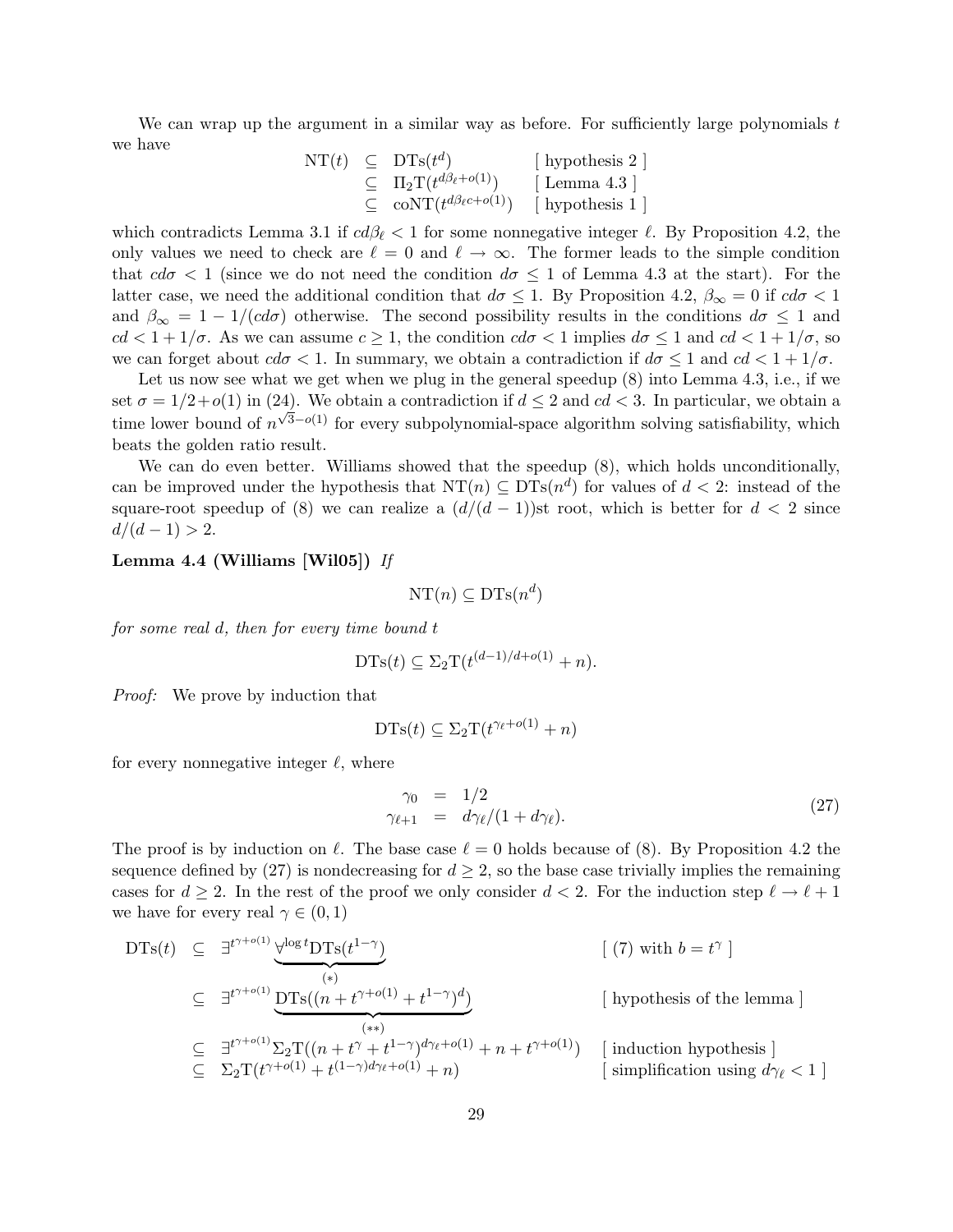We can wrap up the argument in a similar way as before. For sufficiently large polynomials $t$ we have

$$
\begin{array}{rcll}
\mathrm{NT}(t) & \subseteq & \mathrm{DTs}(t^d) & [\text{ hypothesis 2 }] \\
& \subseteq & \Pi_2\mathrm{T}(t^{d\beta_\ell + o(1)}) & [\text{ Lemma 4.3 }] \\
& \subseteq & \mathrm{coNT}(t^{d\beta_\ell c + o(1)}) & [\text{ hypothesis 1 }]
\end{array}
$$

which contradicts Lemma 3.1 if $cd\beta_\ell < 1$ for some nonnegative integer $\ell$. By Proposition 4.2, the only values we need to check are $\ell = 0$ and $\ell \to \infty$. The former leads to the simple condition that $cd\sigma < 1$ (since we do not need the condition $d\sigma \leq 1$ of Lemma 4.3 at the start). For the latter case, we need the additional condition that $d\sigma \leq 1$. By Proposition 4.2, $\beta_\infty = 0$ if $cd\sigma < 1$ and $\beta_\infty = 1 - 1/(cd\sigma)$ otherwise. The second possibility results in the conditions $d\sigma \leq 1$ and $cd < 1 + 1/\sigma$. As we can assume $c \geq 1$, the condition $cd\sigma < 1$ implies $d\sigma \leq 1$ and $cd < 1 + 1/\sigma$, so we can forget about $cd\sigma < 1$. In summary, we obtain a contradiction if $d\sigma \leq 1$ and $cd < 1 + 1/\sigma$.

Let us now see what we get when we plug in the general speedup (8) into Lemma 4.3, i.e., if we set $\sigma = 1/2 + o(1)$ in (24). We obtain a contradiction if $d \leq 2$ and $cd < 3$. In particular, we obtain a time lower bound of $n^{\sqrt{3} - o(1)}$ for every subpolynomial-space algorithm solving satisfiability, which beats the golden ratio result.

We can do even better. Williams showed that the speedup (8), which holds unconditionally, can be improved under the hypothesis that $\mathrm{NT}(n) \subseteq \mathrm{DTs}(n^d)$ for values of $d < 2$: instead of the square-root speedup of (8) we can realize a $(d/(d-1))$st root, which is better for $d < 2$ since $d/(d-1) > 2$.

**Lemma 4.4 (Williams [Wil05])** *If*

$$\mathrm{NT}(n) \subseteq \mathrm{DTs}(n^d)$$

*for some real $d$, then for every time bound $t$*

$$\mathrm{DTs}(t) \subseteq \Sigma_2\mathrm{T}(t^{(d-1)/d + o(1)} + n).$$

*Proof:* We prove by induction that

$$\mathrm{DTs}(t) \subseteq \Sigma_2\mathrm{T}(t^{\gamma_\ell + o(1)} + n)$$

for every nonnegative integer $\ell$, where

$$
\begin{array}{rcl}
\gamma_0 & = & 1/2 \\
\gamma_{\ell+1} & = & d\gamma_\ell/(1 + d\gamma_\ell).
\end{array}
\tag{27}
$$

The proof is by induction on $\ell$. The base case $\ell = 0$ holds because of (8). By Proposition 4.2 the sequence defined by (27) is nondecreasing for $d \geq 2$, so the base case trivially implies the remaining cases for $d \geq 2$. In the rest of the proof we only consider $d < 2$. For the induction step $\ell \to \ell + 1$ we have for every real $\gamma \in (0, 1)$

$$
\begin{array}{rcll}
\mathrm{DTs}(t) & \subseteq & \exists^{t^{\gamma + o(1)}} \underbrace{\forall^{\log t} \mathrm{DTs}(t^{1-\gamma})}_{(*)} & [\text{ (7) with } b = t^\gamma \text{ }] \\
& \subseteq & \exists^{t^{\gamma + o(1)}} \underbrace{\mathrm{DTs}((n + t^{\gamma + o(1)} + t^{1-\gamma})^d)}_{(**)} & [\text{ hypothesis of the lemma }] \\
& \subseteq & \exists^{t^{\gamma + o(1)}} \Sigma_2\mathrm{T}((n + t^\gamma + t^{1-\gamma})^{d\gamma_\ell + o(1)} + n + t^{\gamma + o(1)}) & [\text{ induction hypothesis }] \\
& \subseteq & \Sigma_2\mathrm{T}(t^{\gamma + o(1)} + t^{(1-\gamma)d\gamma_\ell + o(1)} + n) & [\text{ simplification using } d\gamma_\ell < 1 \text{ }]
\end{array}
$$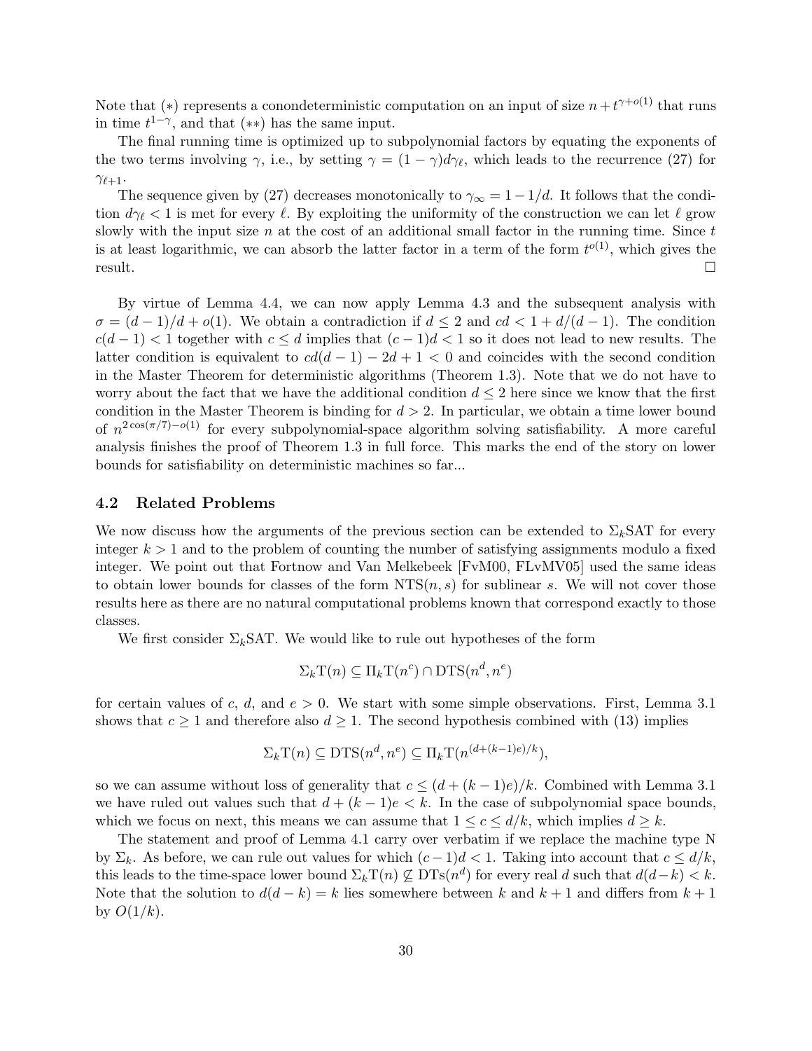Note that $(*)$ represents a conondeterministic computation on an input of size $n + t^{\gamma+o(1)}$ that runs in time $t^{1-\gamma}$, and that $(**)$ has the same input.

The final running time is optimized up to subpolynomial factors by equating the exponents of the two terms involving $\gamma$, i.e., by setting $\gamma = (1-\gamma)d\gamma_\ell$, which leads to the recurrence (27) for $\gamma_{\ell+1}$.

The sequence given by (27) decreases monotonically to $\gamma_\infty = 1 - 1/d$. It follows that the condition $d\gamma_\ell < 1$ is met for every $\ell$. By exploiting the uniformity of the construction we can let $\ell$ grow slowly with the input size $n$ at the cost of an additional small factor in the running time. Since $t$ is at least logarithmic, we can absorb the latter factor in a term of the form $t^{o(1)}$, which gives the result. $\square$

By virtue of Lemma 4.4, we can now apply Lemma 4.3 and the subsequent analysis with $\sigma = (d-1)/d + o(1)$. We obtain a contradiction if $d \leq 2$ and $cd < 1 + d/(d-1)$. The condition $c(d-1) < 1$ together with $c \leq d$ implies that $(c-1)d < 1$ so it does not lead to new results. The latter condition is equivalent to $cd(d-1) - 2d + 1 < 0$ and coincides with the second condition in the Master Theorem for deterministic algorithms (Theorem 1.3). Note that we do not have to worry about the fact that we have the additional condition $d \leq 2$ here since we know that the first condition in the Master Theorem is binding for $d > 2$. In particular, we obtain a time lower bound of $n^{2\cos(\pi/7)-o(1)}$ for every subpolynomial-space algorithm solving satisfiability. A more careful analysis finishes the proof of Theorem 1.3 in full force. This marks the end of the story on lower bounds for satisfiability on deterministic machines so far...

## 4.2 Related Problems

We now discuss how the arguments of the previous section can be extended to $\Sigma_k$SAT for every integer $k > 1$ and to the problem of counting the number of satisfying assignments modulo a fixed integer. We point out that Fortnow and Van Melkebeek [FvM00, FLvMV05] used the same ideas to obtain lower bounds for classes of the form $\mathrm{NTS}(n, s)$ for sublinear $s$. We will not cover those results here as there are no natural computational problems known that correspond exactly to those classes.

We first consider $\Sigma_k$SAT. We would like to rule out hypotheses of the form

$$\Sigma_k\mathrm{T}(n) \subseteq \Pi_k\mathrm{T}(n^c) \cap \mathrm{DTS}(n^d, n^e)$$

for certain values of $c$, $d$, and $e > 0$. We start with some simple observations. First, Lemma 3.1 shows that $c \geq 1$ and therefore also $d \geq 1$. The second hypothesis combined with (13) implies

$$\Sigma_k\mathrm{T}(n) \subseteq \mathrm{DTS}(n^d, n^e) \subseteq \Pi_k\mathrm{T}(n^{(d+(k-1)e)/k}),$$

so we can assume without loss of generality that $c \leq (d + (k-1)e)/k$. Combined with Lemma 3.1 we have ruled out values such that $d + (k-1)e < k$. In the case of subpolynomial space bounds, which we focus on next, this means we can assume that $1 \leq c \leq d/k$, which implies $d \geq k$.

The statement and proof of Lemma 4.1 carry over verbatim if we replace the machine type N by $\Sigma_k$. As before, we can rule out values for which $(c-1)d < 1$. Taking into account that $c \leq d/k$, this leads to the time-space lower bound $\Sigma_k\mathrm{T}(n) \not\subseteq \mathrm{DTs}(n^d)$ for every real $d$ such that $d(d-k) < k$. Note that the solution to $d(d-k) = k$ lies somewhere between $k$ and $k+1$ and differs from $k+1$ by $O(1/k)$.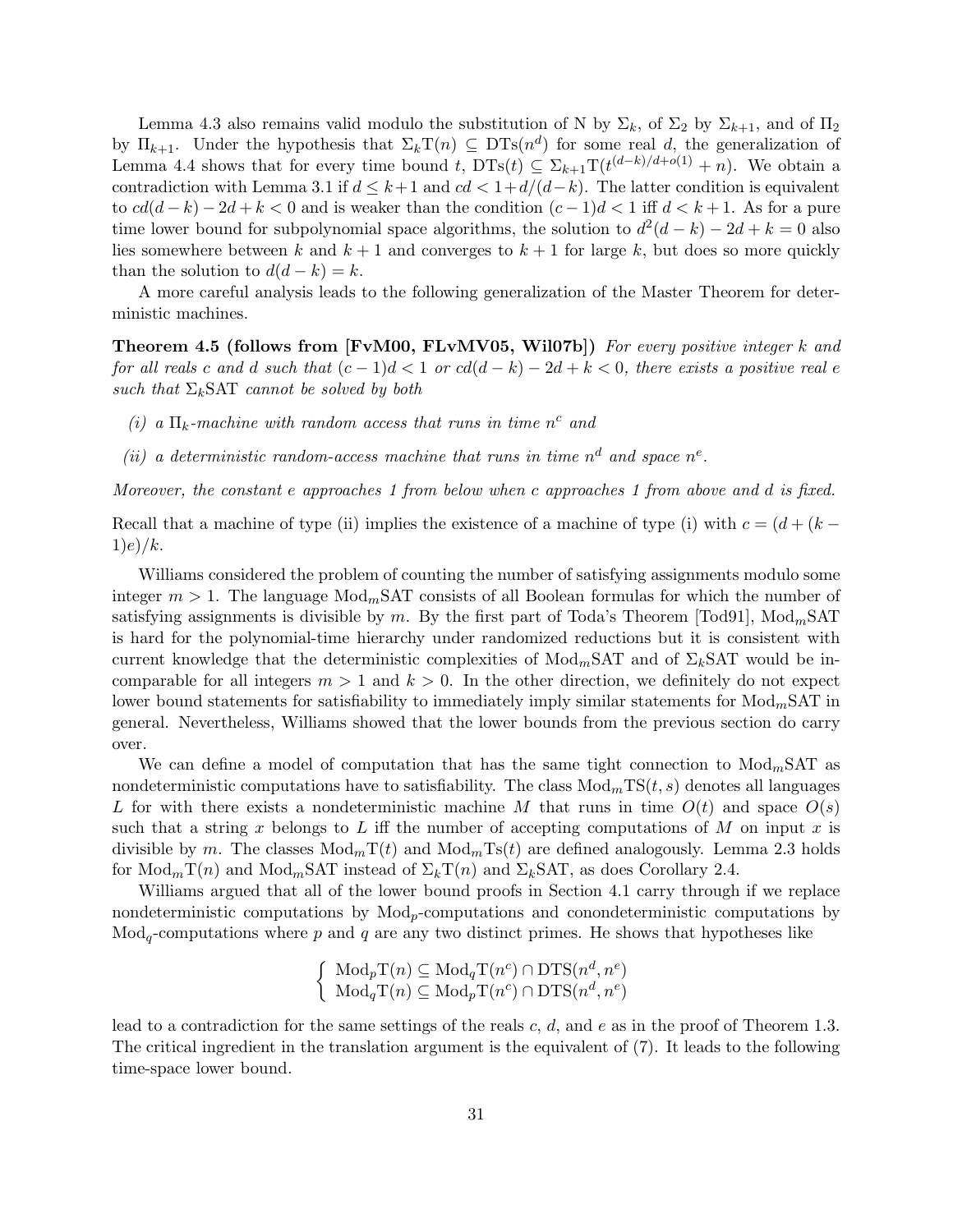Lemma 4.3 also remains valid modulo the substitution of N by $\Sigma_k$, of $\Sigma_2$ by $\Sigma_{k+1}$, and of $\Pi_2$ by $\Pi_{k+1}$. Under the hypothesis that $\Sigma_k\mathrm{T}(n) \subseteq \mathrm{DTs}(n^d)$ for some real $d$, the generalization of Lemma 4.4 shows that for every time bound $t$, $\mathrm{DTs}(t) \subseteq \Sigma_{k+1}\mathrm{T}(t^{(d-k)/d+o(1)} + n)$. We obtain a contradiction with Lemma 3.1 if $d \leq k+1$ and $cd < 1+d/(d-k)$. The latter condition is equivalent to $cd(d-k) - 2d + k < 0$ and is weaker than the condition $(c-1)d < 1$ iff $d < k+1$. As for a pure time lower bound for subpolynomial space algorithms, the solution to $d^2(d-k) - 2d + k = 0$ also lies somewhere between $k$ and $k+1$ and converges to $k+1$ for large $k$, but does so more quickly than the solution to $d(d-k) = k$.

A more careful analysis leads to the following generalization of the Master Theorem for deterministic machines.

**Theorem 4.5 (follows from [FvM00, FLvMV05, Wil07b])** *For every positive integer $k$ and for all reals $c$ and $d$ such that $(c-1)d < 1$ or $cd(d-k) - 2d + k < 0$, there exists a positive real $e$ such that $\Sigma_k$SAT cannot be solved by both*

*(i) a $\Pi_k$-machine with random access that runs in time $n^c$ and*

*(ii) a deterministic random-access machine that runs in time $n^d$ and space $n^e$.*

*Moreover, the constant $e$ approaches 1 from below when $c$ approaches 1 from above and $d$ is fixed.*

Recall that a machine of type (ii) implies the existence of a machine of type (i) with $c = (d + (k-1)e)/k$.

Williams considered the problem of counting the number of satisfying assignments modulo some integer $m > 1$. The language $\mathrm{Mod}_m$SAT consists of all Boolean formulas for which the number of satisfying assignments is divisible by $m$. By the first part of Toda's Theorem [Tod91], $\mathrm{Mod}_m$SAT is hard for the polynomial-time hierarchy under randomized reductions but it is consistent with current knowledge that the deterministic complexities of $\mathrm{Mod}_m$SAT and of $\Sigma_k$SAT would be incomparable for all integers $m > 1$ and $k > 0$. In the other direction, we definitely do not expect lower bound statements for satisfiability to immediately imply similar statements for $\mathrm{Mod}_m$SAT in general. Nevertheless, Williams showed that the lower bounds from the previous section do carry over.

We can define a model of computation that has the same tight connection to $\mathrm{Mod}_m$SAT as nondeterministic computations have to satisfiability. The class $\mathrm{Mod}_m\mathrm{TS}(t, s)$ denotes all languages $L$ for with there exists a nondeterministic machine $M$ that runs in time $O(t)$ and space $O(s)$ such that a string $x$ belongs to $L$ iff the number of accepting computations of $M$ on input $x$ is divisible by $m$. The classes $\mathrm{Mod}_m\mathrm{T}(t)$ and $\mathrm{Mod}_m\mathrm{Ts}(t)$ are defined analogously. Lemma 2.3 holds for $\mathrm{Mod}_m\mathrm{T}(n)$ and $\mathrm{Mod}_m$SAT instead of $\Sigma_k\mathrm{T}(n)$ and $\Sigma_k$SAT, as does Corollary 2.4.

Williams argued that all of the lower bound proofs in Section 4.1 carry through if we replace nondeterministic computations by $\mathrm{Mod}_p$-computations and conondeterministic computations by $\mathrm{Mod}_q$-computations where $p$ and $q$ are any two distinct primes. He shows that hypotheses like

$$\begin{cases} \mathrm{Mod}_p\mathrm{T}(n) \subseteq \mathrm{Mod}_q\mathrm{T}(n^c) \cap \mathrm{DTS}(n^d, n^e) \\ \mathrm{Mod}_q\mathrm{T}(n) \subseteq \mathrm{Mod}_p\mathrm{T}(n^c) \cap \mathrm{DTS}(n^d, n^e) \end{cases}$$

lead to a contradiction for the same settings of the reals $c$, $d$, and $e$ as in the proof of Theorem 1.3. The critical ingredient in the translation argument is the equivalent of (7). It leads to the following time-space lower bound.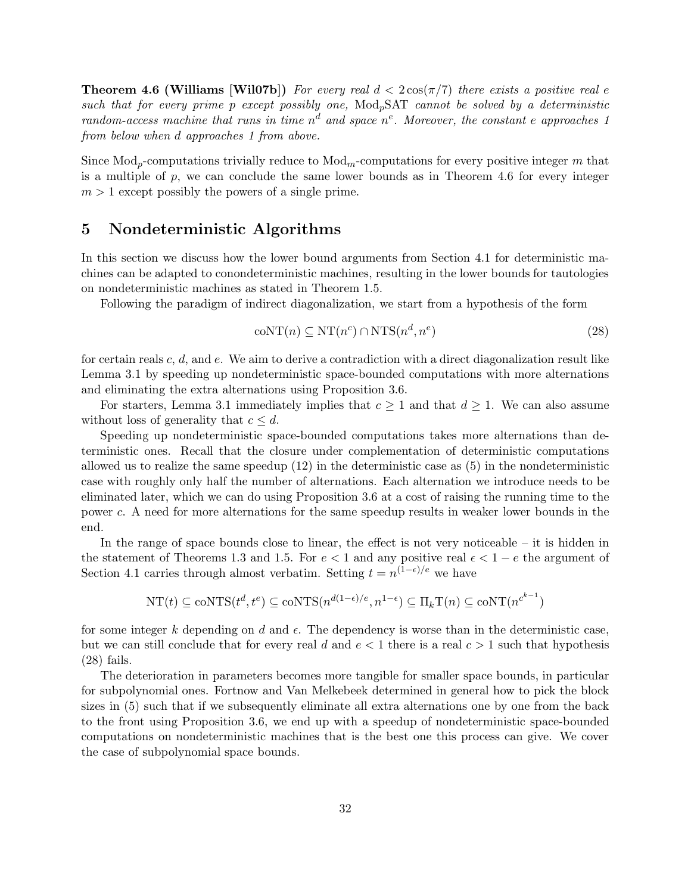**Theorem 4.6 (Williams [Wil07b])** *For every real $d < 2\cos(\pi/7)$ there exists a positive real $e$ such that for every prime $p$ except possibly one, $\mathrm{Mod}_p\mathrm{SAT}$ cannot be solved by a deterministic random-access machine that runs in time $n^d$ and space $n^e$. Moreover, the constant $e$ approaches 1 from below when $d$ approaches 1 from above.*

Since $\mathrm{Mod}_p$-computations trivially reduce to $\mathrm{Mod}_m$-computations for every positive integer $m$ that is a multiple of $p$, we can conclude the same lower bounds as in Theorem 4.6 for every integer $m > 1$ except possibly the powers of a single prime.

## 5 Nondeterministic Algorithms

In this section we discuss how the lower bound arguments from Section 4.1 for deterministic machines can be adapted to conondeterministic machines, resulting in the lower bounds for tautologies on nondeterministic machines as stated in Theorem 1.5.

Following the paradigm of indirect diagonalization, we start from a hypothesis of the form

$$\mathrm{coNT}(n) \subseteq \mathrm{NT}(n^c) \cap \mathrm{NTS}(n^d, n^e) \tag{28}$$

for certain reals $c$, $d$, and $e$. We aim to derive a contradiction with a direct diagonalization result like Lemma 3.1 by speeding up nondeterministic space-bounded computations with more alternations and eliminating the extra alternations using Proposition 3.6.

For starters, Lemma 3.1 immediately implies that $c \geq 1$ and that $d \geq 1$. We can also assume without loss of generality that $c \leq d$.

Speeding up nondeterministic space-bounded computations takes more alternations than deterministic ones. Recall that the closure under complementation of deterministic computations allowed us to realize the same speedup (12) in the deterministic case as (5) in the nondeterministic case with roughly only half the number of alternations. Each alternation we introduce needs to be eliminated later, which we can do using Proposition 3.6 at a cost of raising the running time to the power $c$. A need for more alternations for the same speedup results in weaker lower bounds in the end.

In the range of space bounds close to linear, the effect is not very noticeable – it is hidden in the statement of Theorems 1.3 and 1.5. For $e < 1$ and any positive real $\epsilon < 1 - e$ the argument of Section 4.1 carries through almost verbatim. Setting $t = n^{(1-\epsilon)/e}$ we have

$$\mathrm{NT}(t) \subseteq \mathrm{coNTS}(t^d, t^e) \subseteq \mathrm{coNTS}(n^{d(1-\epsilon)/e}, n^{1-\epsilon}) \subseteq \Pi_k\mathrm{T}(n) \subseteq \mathrm{coNT}(n^{c^{k-1}})$$

for some integer $k$ depending on $d$ and $\epsilon$. The dependency is worse than in the deterministic case, but we can still conclude that for every real $d$ and $e < 1$ there is a real $c > 1$ such that hypothesis (28) fails.

The deterioration in parameters becomes more tangible for smaller space bounds, in particular for subpolynomial ones. Fortnow and Van Melkebeek determined in general how to pick the block sizes in (5) such that if we subsequently eliminate all extra alternations one by one from the back to the front using Proposition 3.6, we end up with a speedup of nondeterministic space-bounded computations on nondeterministic machines that is the best one this process can give. We cover the case of subpolynomial space bounds.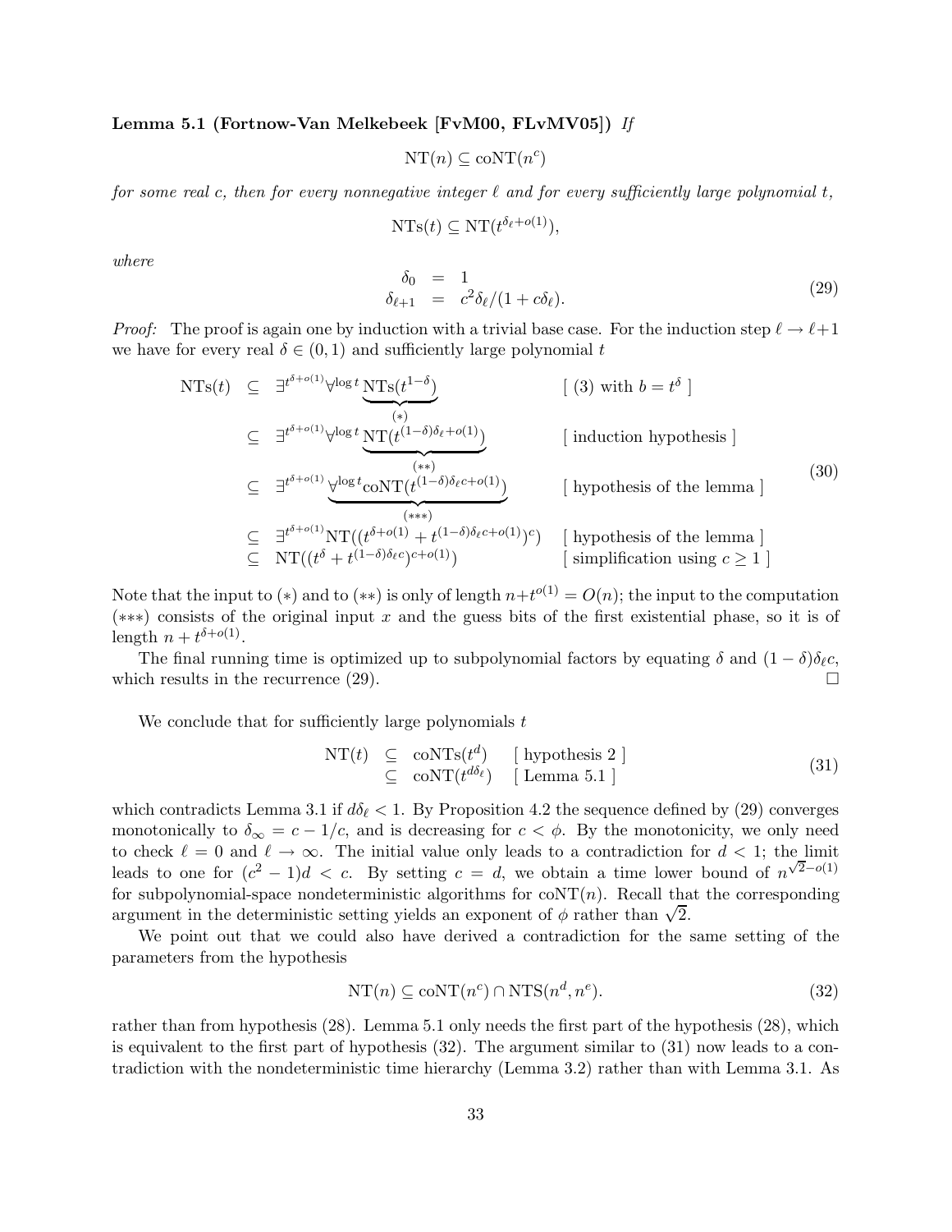**Lemma 5.1 (Fortnow-Van Melkebeek [FvM00, FLvMV05])** *If*

$$\mathrm{NT}(n) \subseteq \mathrm{coNT}(n^c)$$

*for some real $c$, then for every nonnegative integer $\ell$ and for every sufficiently large polynomial $t$,*

$$\mathrm{NTs}(t) \subseteq \mathrm{NT}(t^{\delta_\ell + o(1)}),$$

*where*

$$\begin{aligned} \delta_0 &= 1 \\ \delta_{\ell+1} &= c^2\delta_\ell/(1 + c\delta_\ell). \end{aligned} \tag{29}$$

*Proof:* The proof is again one by induction with a trivial base case. For the induction step $\ell \to \ell+1$ we have for every real $\delta \in (0,1)$ and sufficiently large polynomial $t$

$$\begin{aligned}
\mathrm{NTs}(t) &\subseteq \exists^{t^{\delta+o(1)}}\forall^{\log t}\underbrace{\mathrm{NTs}(t^{1-\delta})}_{(*)} && [\text{ (3) with } b = t^\delta\ ] \\
&\subseteq \exists^{t^{\delta+o(1)}}\forall^{\log t}\underbrace{\mathrm{NT}(t^{(1-\delta)\delta_\ell+o(1)})}_{(**)} && [\text{ induction hypothesis }] \\
&\subseteq \exists^{t^{\delta+o(1)}}\underbrace{\forall^{\log t}\mathrm{coNT}(t^{(1-\delta)\delta_\ell c+o(1)})}_{(***)} && [\text{ hypothesis of the lemma }] \\
&\subseteq \exists^{t^{\delta+o(1)}}\mathrm{NT}((t^{\delta+o(1)} + t^{(1-\delta)\delta_\ell c+o(1)})^c) && [\text{ hypothesis of the lemma }] \\
&\subseteq \mathrm{NT}((t^\delta + t^{(1-\delta)\delta_\ell c})^{c+o(1)}) && [\text{ simplification using } c \geq 1\ ]
\end{aligned} \tag{30}$$

Note that the input to $(*)$ and to $(**)$ is only of length $n + t^{o(1)} = O(n)$; the input to the computation $(***)$ consists of the original input $x$ and the guess bits of the first existential phase, so it is of length $n + t^{\delta+o(1)}$.

The final running time is optimized up to subpolynomial factors by equating $\delta$ and $(1-\delta)\delta_\ell c$, which results in the recurrence (29). $\square$

We conclude that for sufficiently large polynomials $t$

$$\begin{aligned} \mathrm{NT}(t) &\subseteq \mathrm{coNTs}(t^d) && [\text{ hypothesis 2 }] \\ &\subseteq \mathrm{coNT}(t^{d\delta_\ell}) && [\text{ Lemma 5.1 }] \end{aligned} \tag{31}$$

which contradicts Lemma 3.1 if $d\delta_\ell < 1$. By Proposition 4.2 the sequence defined by (29) converges monotonically to $\delta_\infty = c - 1/c$, and is decreasing for $c < \phi$. By the monotonicity, we only need to check $\ell = 0$ and $\ell \to \infty$. The initial value only leads to a contradiction for $d < 1$; the limit leads to one for $(c^2 - 1)d < c$. By setting $c = d$, we obtain a time lower bound of $n^{\sqrt{2}-o(1)}$ for subpolynomial-space nondeterministic algorithms for $\mathrm{coNT}(n)$. Recall that the corresponding argument in the deterministic setting yields an exponent of $\phi$ rather than $\sqrt{2}$.

We point out that we could also have derived a contradiction for the same setting of the parameters from the hypothesis

$$\mathrm{NT}(n) \subseteq \mathrm{coNT}(n^c) \cap \mathrm{NTS}(n^d, n^e). \tag{32}$$

rather than from hypothesis (28). Lemma 5.1 only needs the first part of the hypothesis (28), which is equivalent to the first part of hypothesis (32). The argument similar to (31) now leads to a contradiction with the nondeterministic time hierarchy (Lemma 3.2) rather than with Lemma 3.1. As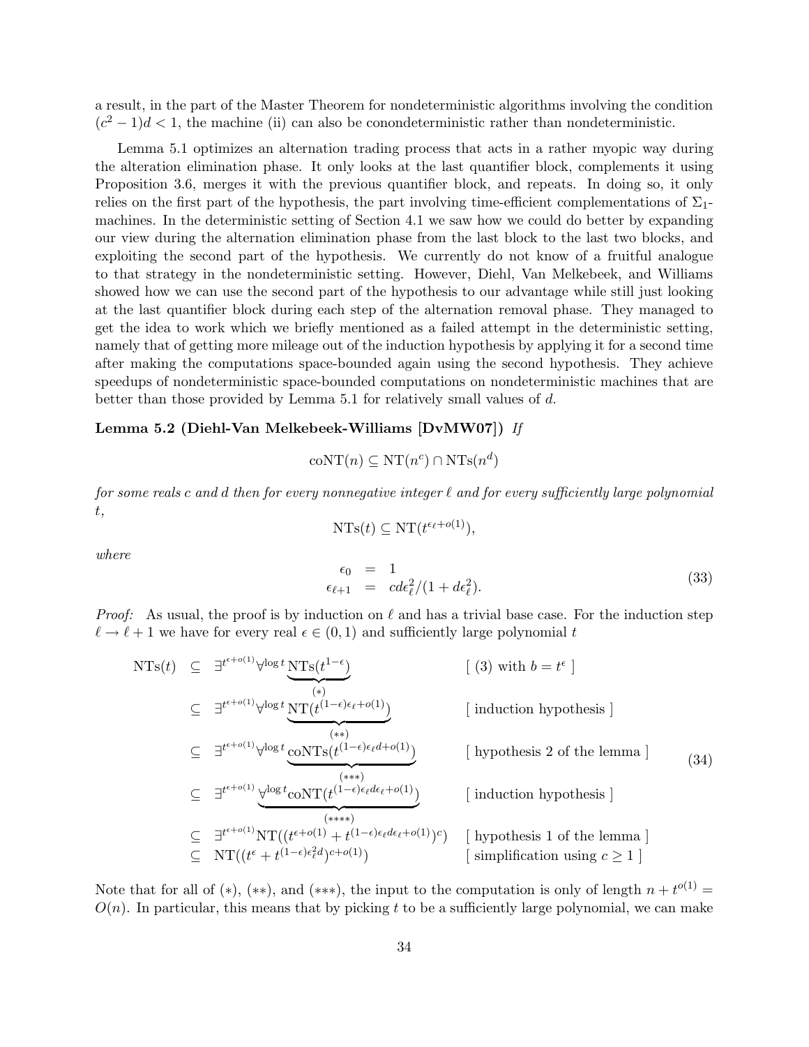a result, in the part of the Master Theorem for nondeterministic algorithms involving the condition $(c^2-1)d < 1$, the machine (ii) can also be conondeterministic rather than nondeterministic.

Lemma 5.1 optimizes an alternation trading process that acts in a rather myopic way during the alteration elimination phase. It only looks at the last quantifier block, complements it using Proposition 3.6, merges it with the previous quantifier block, and repeats. In doing so, it only relies on the first part of the hypothesis, the part involving time-efficient complementations of $\Sigma_1$-machines. In the deterministic setting of Section 4.1 we saw how we could do better by expanding our view during the alternation elimination phase from the last block to the last two blocks, and exploiting the second part of the hypothesis. We currently do not know of a fruitful analogue to that strategy in the nondeterministic setting. However, Diehl, Van Melkebeek, and Williams showed how we can use the second part of the hypothesis to our advantage while still just looking at the last quantifier block during each step of the alternation removal phase. They managed to get the idea to work which we briefly mentioned as a failed attempt in the deterministic setting, namely that of getting more mileage out of the induction hypothesis by applying it for a second time after making the computations space-bounded again using the second hypothesis. They achieve speedups of nondeterministic space-bounded computations on nondeterministic machines that are better than those provided by Lemma 5.1 for relatively small values of $d$.

**Lemma 5.2 (Diehl-Van Melkebeek-Williams [DvMW07])** *If*

$$\mathrm{coNT}(n) \subseteq \mathrm{NT}(n^c) \cap \mathrm{NTs}(n^d)$$

*for some reals $c$ and $d$ then for every nonnegative integer $\ell$ and for every sufficiently large polynomial $t$,*

$$\mathrm{NTs}(t) \subseteq \mathrm{NT}(t^{\epsilon_\ell + o(1)}),$$

*where*

$$\begin{array}{rcl} \epsilon_0 & = & 1 \\ \epsilon_{\ell+1} & = & cd\epsilon_\ell^2/(1+d\epsilon_\ell^2). \end{array} \tag{33}$$

*Proof:* As usual, the proof is by induction on $\ell$ and has a trivial base case. For the induction step $\ell \to \ell+1$ we have for every real $\epsilon \in (0,1)$ and sufficiently large polynomial $t$

$$\begin{array}{rcll} \mathrm{NTs}(t) & \subseteq & \exists^{t^{\epsilon+o(1)}} \forall^{\log t} \underbrace{\mathrm{NTs}(t^{1-\epsilon})}_{(*)} & [\ (3) \text{ with } b = t^\epsilon\ ] \\ & \subseteq & \exists^{t^{\epsilon+o(1)}} \forall^{\log t} \underbrace{\mathrm{NT}(t^{(1-\epsilon)\epsilon_\ell + o(1)})}_{(**)} & [\ \text{induction hypothesis}\ ] \\ & \subseteq & \exists^{t^{\epsilon+o(1)}} \forall^{\log t} \underbrace{\mathrm{coNTs}(t^{(1-\epsilon)\epsilon_\ell d + o(1)})}_{(***)} & [\ \text{hypothesis 2 of the lemma}\ ] \\ & \subseteq & \exists^{t^{\epsilon+o(1)}} \underbrace{\forall^{\log t} \mathrm{coNT}(t^{(1-\epsilon)\epsilon_\ell d \epsilon_\ell + o(1)})}_{(****)} & [\ \text{induction hypothesis}\ ] \\ & \subseteq & \exists^{t^{\epsilon+o(1)}} \mathrm{NT}((t^{\epsilon+o(1)} + t^{(1-\epsilon)\epsilon_\ell d \epsilon_\ell + o(1)})^c) & [\ \text{hypothesis 1 of the lemma}\ ] \\ & \subseteq & \mathrm{NT}((t^\epsilon + t^{(1-\epsilon)\epsilon_\ell^2 d})^{c+o(1)}) & [\ \text{simplification using } c \geq 1\ ] \end{array} \tag{34}$$

Note that for all of $(*)$, $(**)$, and $(***)$, the input to the computation is only of length $n + t^{o(1)} = O(n)$. In particular, this means that by picking $t$ to be a sufficiently large polynomial, we can make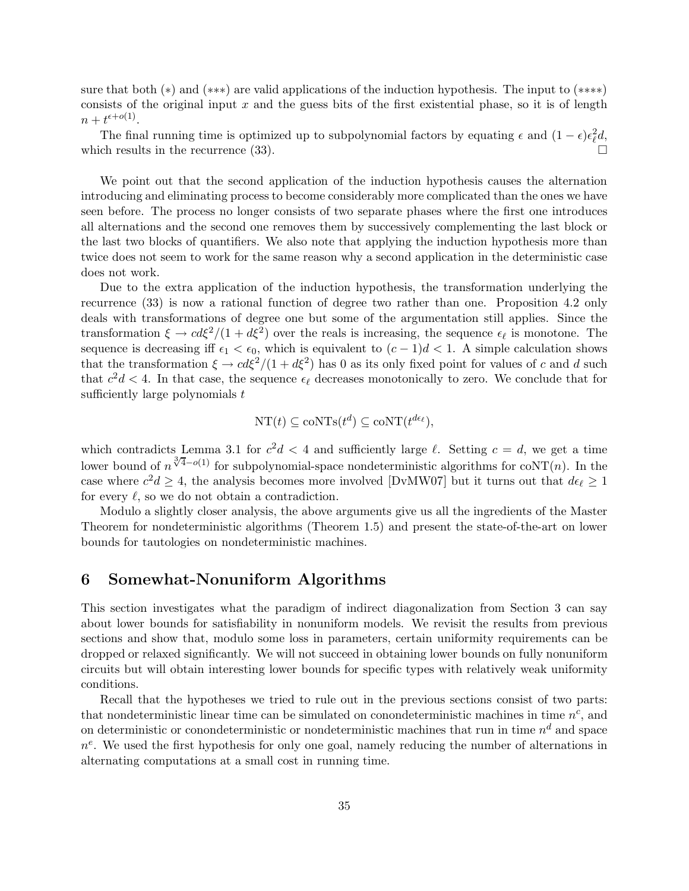sure that both $(*)$ and $(***)$ are valid applications of the induction hypothesis. The input to $(****)$ consists of the original input $x$ and the guess bits of the first existential phase, so it is of length $n + t^{\epsilon+o(1)}$.

The final running time is optimized up to subpolynomial factors by equating $\epsilon$ and $(1-\epsilon)\epsilon_\ell^2 d$, which results in the recurrence (33). $\square$

We point out that the second application of the induction hypothesis causes the alternation introducing and eliminating process to become considerably more complicated than the ones we have seen before. The process no longer consists of two separate phases where the first one introduces all alternations and the second one removes them by successively complementing the last block or the last two blocks of quantifiers. We also note that applying the induction hypothesis more than twice does not seem to work for the same reason why a second application in the deterministic case does not work.

Due to the extra application of the induction hypothesis, the transformation underlying the recurrence (33) is now a rational function of degree two rather than one. Proposition 4.2 only deals with transformations of degree one but some of the argumentation still applies. Since the transformation $\xi \to c d \xi^2/(1 + d\xi^2)$ over the reals is increasing, the sequence $\epsilon_\ell$ is monotone. The sequence is decreasing iff $\epsilon_1 < \epsilon_0$, which is equivalent to $(c-1)d < 1$. A simple calculation shows that the transformation $\xi \to c d \xi^2/(1 + d\xi^2)$ has 0 as its only fixed point for values of $c$ and $d$ such that $c^2 d < 4$. In that case, the sequence $\epsilon_\ell$ decreases monotonically to zero. We conclude that for sufficiently large polynomials $t$

$$\mathrm{NT}(t) \subseteq \mathrm{coNTs}(t^d) \subseteq \mathrm{coNT}(t^{d\epsilon_\ell}),$$

which contradicts Lemma 3.1 for $c^2 d < 4$ and sufficiently large $\ell$. Setting $c = d$, we get a time lower bound of $n^{\sqrt[3]{4}-o(1)}$ for subpolynomial-space nondeterministic algorithms for $\mathrm{coNT}(n)$. In the case where $c^2 d \geq 4$, the analysis becomes more involved [DvMW07] but it turns out that $d\epsilon_\ell \geq 1$ for every $\ell$, so we do not obtain a contradiction.

Modulo a slightly closer analysis, the above arguments give us all the ingredients of the Master Theorem for nondeterministic algorithms (Theorem 1.5) and present the state-of-the-art on lower bounds for tautologies on nondeterministic machines.

## 6 Somewhat-Nonuniform Algorithms

This section investigates what the paradigm of indirect diagonalization from Section 3 can say about lower bounds for satisfiability in nonuniform models. We revisit the results from previous sections and show that, modulo some loss in parameters, certain uniformity requirements can be dropped or relaxed significantly. We will not succeed in obtaining lower bounds on fully nonuniform circuits but will obtain interesting lower bounds for specific types with relatively weak uniformity conditions.

Recall that the hypotheses we tried to rule out in the previous sections consist of two parts: that nondeterministic linear time can be simulated on conondeterministic machines in time $n^c$, and on deterministic or conondeterministic or nondeterministic machines that run in time $n^d$ and space $n^e$. We used the first hypothesis for only one goal, namely reducing the number of alternations in alternating computations at a small cost in running time.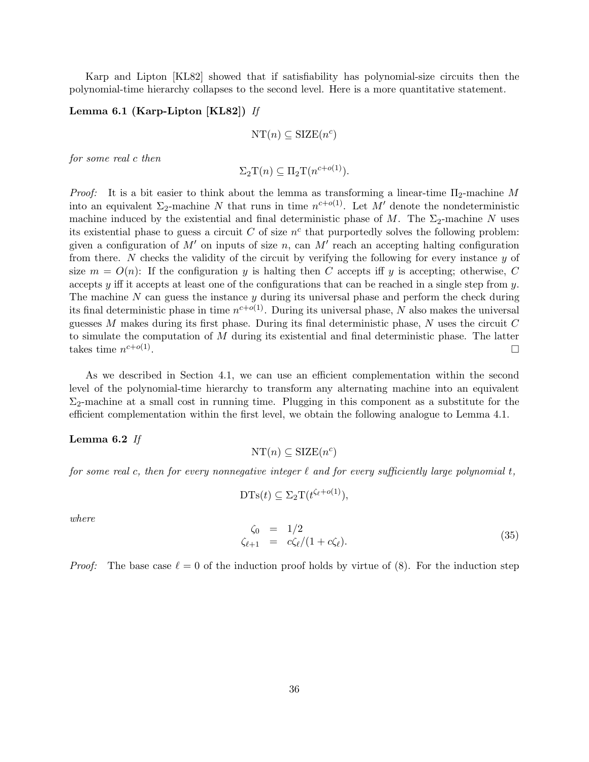Karp and Lipton [KL82] showed that if satisfiability has polynomial-size circuits then the polynomial-time hierarchy collapses to the second level. Here is a more quantitative statement.

**Lemma 6.1 (Karp-Lipton [KL82])** *If*

$$\mathrm{NT}(n) \subseteq \mathrm{SIZE}(n^c)$$

*for some real c then*

$$\Sigma_2\mathrm{T}(n) \subseteq \Pi_2\mathrm{T}(n^{c+o(1)}).$$

*Proof:* It is a bit easier to think about the lemma as transforming a linear-time $\Pi_2$-machine $M$ into an equivalent $\Sigma_2$-machine $N$ that runs in time $n^{c+o(1)}$. Let $M'$ denote the nondeterministic machine induced by the existential and final deterministic phase of $M$. The $\Sigma_2$-machine $N$ uses its existential phase to guess a circuit $C$ of size $n^c$ that purportedly solves the following problem: given a configuration of $M'$ on inputs of size $n$, can $M'$ reach an accepting halting configuration from there. $N$ checks the validity of the circuit by verifying the following for every instance $y$ of size $m = O(n)$: If the configuration $y$ is halting then $C$ accepts iff $y$ is accepting; otherwise, $C$ accepts $y$ iff it accepts at least one of the configurations that can be reached in a single step from $y$. The machine $N$ can guess the instance $y$ during its universal phase and perform the check during its final deterministic phase in time $n^{c+o(1)}$. During its universal phase, $N$ also makes the universal guesses $M$ makes during its first phase. During its final deterministic phase, $N$ uses the circuit $C$ to simulate the computation of $M$ during its existential and final deterministic phase. The latter takes time $n^{c+o(1)}$. $\square$

As we described in Section 4.1, we can use an efficient complementation within the second level of the polynomial-time hierarchy to transform any alternating machine into an equivalent $\Sigma_2$-machine at a small cost in running time. Plugging in this component as a substitute for the efficient complementation within the first level, we obtain the following analogue to Lemma 4.1.

**Lemma 6.2** *If*

$$\mathrm{NT}(n) \subseteq \mathrm{SIZE}(n^c)$$

*for some real c, then for every nonnegative integer $\ell$ and for every sufficiently large polynomial t,*

$$\mathrm{DTs}(t) \subseteq \Sigma_2\mathrm{T}(t^{\zeta_\ell + o(1)}),$$

*where*

$$\begin{aligned} \zeta_0 &= 1/2 \\ \zeta_{\ell+1} &= c\zeta_\ell/(1 + c\zeta_\ell). \end{aligned} \tag{35}$$

*Proof:* The base case $\ell = 0$ of the induction proof holds by virtue of (8). For the induction step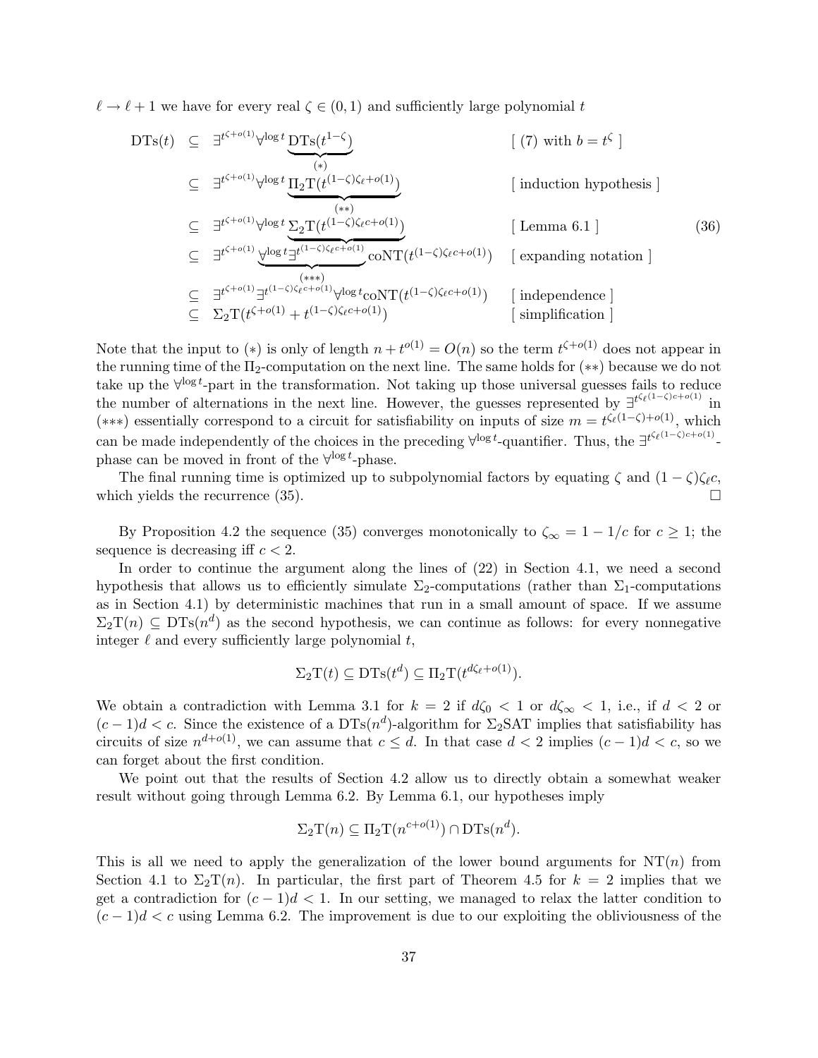$\ell \to \ell + 1$ we have for every real $\zeta \in (0,1)$ and sufficiently large polynomial $t$

$$
\begin{array}{rlll}
\mathrm{DTs}(t) & \subseteq & \exists^{t^{\zeta+o(1)}} \forall^{\log t} \underbrace{\mathrm{DTs}(t^{1-\zeta})}_{(*)} & [\text{ (7) with } b = t^{\zeta} \text{ ]} \\
& \subseteq & \exists^{t^{\zeta+o(1)}} \forall^{\log t} \underbrace{\Pi_2\mathrm{T}(t^{(1-\zeta)\zeta_\ell+o(1)})}_{(**)} & [\text{ induction hypothesis ]} \\
& \subseteq & \exists^{t^{\zeta+o(1)}} \forall^{\log t} \underbrace{\Sigma_2\mathrm{T}(t^{(1-\zeta)\zeta_\ell c+o(1)})} & [\text{ Lemma 6.1 ]} \\
& \subseteq & \exists^{t^{\zeta+o(1)}} \underbrace{\forall^{\log t} \exists^{t^{(1-\zeta)\zeta_\ell c+o(1)}}}_{(***)} \mathrm{coNT}(t^{(1-\zeta)\zeta_\ell c+o(1)}) & [\text{ expanding notation ]} \\
& \subseteq & \exists^{t^{\zeta+o(1)}} \exists^{t^{(1-\zeta)\zeta_\ell c+o(1)}} \forall^{\log t} \mathrm{coNT}(t^{(1-\zeta)\zeta_\ell c+o(1)}) & [\text{ independence ]} \\
& \subseteq & \Sigma_2\mathrm{T}(t^{\zeta+o(1)} + t^{(1-\zeta)\zeta_\ell c+o(1)}) & [\text{ simplification ]}
\end{array}
\tag{36}
$$

Note that the input to $(*)$ is only of length $n + t^{o(1)} = O(n)$ so the term $t^{\zeta+o(1)}$ does not appear in the running time of the $\Pi_2$-computation on the next line. The same holds for $(**)$ because we do not take up the $\forall^{\log t}$-part in the transformation. Not taking up those universal guesses fails to reduce the number of alternations in the next line. However, the guesses represented by $\exists^{t^{\zeta_\ell(1-\zeta)c+o(1)}}$ in $(***)$ essentially correspond to a circuit for satisfiability on inputs of size $m = t^{\zeta_\ell(1-\zeta)+o(1)}$, which can be made independently of the choices in the preceding $\forall^{\log t}$-quantifier. Thus, the $\exists^{t^{\zeta_\ell(1-\zeta)c+o(1)}}$-phase can be moved in front of the $\forall^{\log t}$-phase.

The final running time is optimized up to subpolynomial factors by equating $\zeta$ and $(1-\zeta)\zeta_\ell c$, which yields the recurrence (35). $\square$

By Proposition 4.2 the sequence (35) converges monotonically to $\zeta_\infty = 1 - 1/c$ for $c \geq 1$; the sequence is decreasing iff $c < 2$.

In order to continue the argument along the lines of (22) in Section 4.1, we need a second hypothesis that allows us to efficiently simulate $\Sigma_2$-computations (rather than $\Sigma_1$-computations as in Section 4.1) by deterministic machines that run in a small amount of space. If we assume $\Sigma_2\mathrm{T}(n) \subseteq \mathrm{DTs}(n^d)$ as the second hypothesis, we can continue as follows: for every nonnegative integer $\ell$ and every sufficiently large polynomial $t$,

$$\Sigma_2\mathrm{T}(t) \subseteq \mathrm{DTs}(t^d) \subseteq \Pi_2\mathrm{T}(t^{d\zeta_\ell+o(1)}).$$

We obtain a contradiction with Lemma 3.1 for $k = 2$ if $d\zeta_0 < 1$ or $d\zeta_\infty < 1$, i.e., if $d < 2$ or $(c-1)d < c$. Since the existence of a $\mathrm{DTs}(n^d)$-algorithm for $\Sigma_2$SAT implies that satisfiability has circuits of size $n^{d+o(1)}$, we can assume that $c \leq d$. In that case $d < 2$ implies $(c-1)d < c$, so we can forget about the first condition.

We point out that the results of Section 4.2 allow us to directly obtain a somewhat weaker result without going through Lemma 6.2. By Lemma 6.1, our hypotheses imply

$$\Sigma_2\mathrm{T}(n) \subseteq \Pi_2\mathrm{T}(n^{c+o(1)}) \cap \mathrm{DTs}(n^d).$$

This is all we need to apply the generalization of the lower bound arguments for $\mathrm{NT}(n)$ from Section 4.1 to $\Sigma_2\mathrm{T}(n)$. In particular, the first part of Theorem 4.5 for $k = 2$ implies that we get a contradiction for $(c-1)d < 1$. In our setting, we managed to relax the latter condition to $(c-1)d < c$ using Lemma 6.2. The improvement is due to our exploiting the obliviousness of the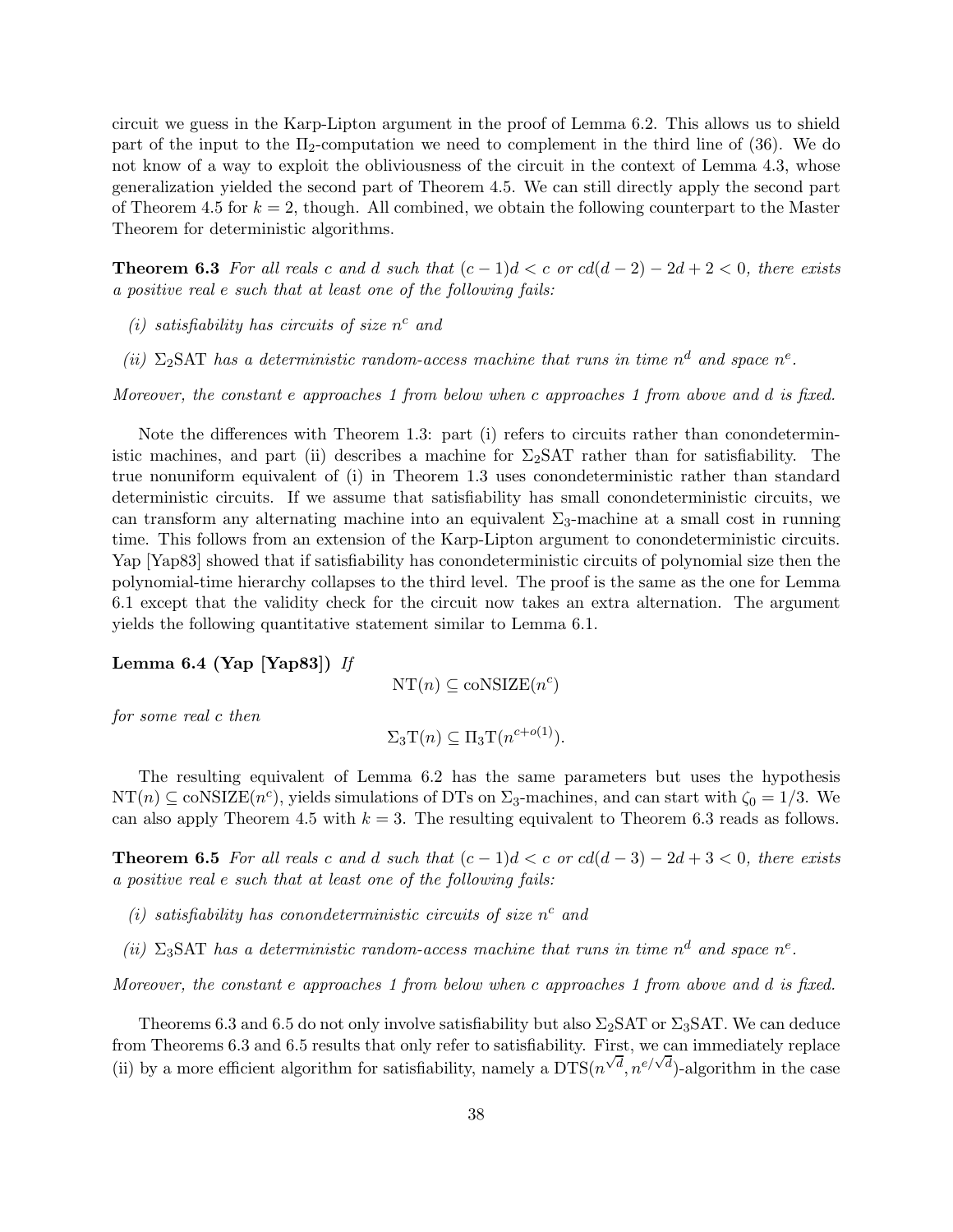circuit we guess in the Karp-Lipton argument in the proof of Lemma 6.2. This allows us to shield part of the input to the $\Pi_2$-computation we need to complement in the third line of (36). We do not know of a way to exploit the obliviousness of the circuit in the context of Lemma 4.3, whose generalization yielded the second part of Theorem 4.5. We can still directly apply the second part of Theorem 4.5 for $k = 2$, though. All combined, we obtain the following counterpart to the Master Theorem for deterministic algorithms.

**Theorem 6.3** *For all reals $c$ and $d$ such that $(c-1)d < c$ or $cd(d-2) - 2d + 2 < 0$, there exists a positive real $e$ such that at least one of the following fails:*

- *(i) satisfiability has circuits of size $n^c$ and*
- *(ii) $\Sigma_2$SAT has a deterministic random-access machine that runs in time $n^d$ and space $n^e$.*

*Moreover, the constant $e$ approaches 1 from below when $c$ approaches 1 from above and $d$ is fixed.*

Note the differences with Theorem 1.3: part (i) refers to circuits rather than conondeterministic machines, and part (ii) describes a machine for $\Sigma_2$SAT rather than for satisfiability. The true nonuniform equivalent of (i) in Theorem 1.3 uses conondeterministic rather than standard deterministic circuits. If we assume that satisfiability has small conondeterministic circuits, we can transform any alternating machine into an equivalent $\Sigma_3$-machine at a small cost in running time. This follows from an extension of the Karp-Lipton argument to conondeterministic circuits. Yap [Yap83] showed that if satisfiability has conondeterministic circuits of polynomial size then the polynomial-time hierarchy collapses to the third level. The proof is the same as the one for Lemma 6.1 except that the validity check for the circuit now takes an extra alternation. The argument yields the following quantitative statement similar to Lemma 6.1.

**Lemma 6.4 (Yap [Yap83])** *If*

$$\mathrm{NT}(n) \subseteq \mathrm{coNSIZE}(n^c)$$

*for some real $c$ then*

$$\Sigma_3\mathrm{T}(n) \subseteq \Pi_3\mathrm{T}(n^{c+o(1)}).$$

The resulting equivalent of Lemma 6.2 has the same parameters but uses the hypothesis $\mathrm{NT}(n) \subseteq \mathrm{coNSIZE}(n^c)$, yields simulations of DTs on $\Sigma_3$-machines, and can start with $\zeta_0 = 1/3$. We can also apply Theorem 4.5 with $k = 3$. The resulting equivalent to Theorem 6.3 reads as follows.

**Theorem 6.5** *For all reals $c$ and $d$ such that $(c-1)d < c$ or $cd(d-3) - 2d + 3 < 0$, there exists a positive real $e$ such that at least one of the following fails:*

- *(i) satisfiability has conondeterministic circuits of size $n^c$ and*
- *(ii) $\Sigma_3$SAT has a deterministic random-access machine that runs in time $n^d$ and space $n^e$.*

*Moreover, the constant $e$ approaches 1 from below when $c$ approaches 1 from above and $d$ is fixed.*

Theorems 6.3 and 6.5 do not only involve satisfiability but also $\Sigma_2$SAT or $\Sigma_3$SAT. We can deduce from Theorems 6.3 and 6.5 results that only refer to satisfiability. First, we can immediately replace (ii) by a more efficient algorithm for satisfiability, namely a $\mathrm{DTS}(n^{\sqrt{d}}, n^{e/\sqrt{d}})$-algorithm in the case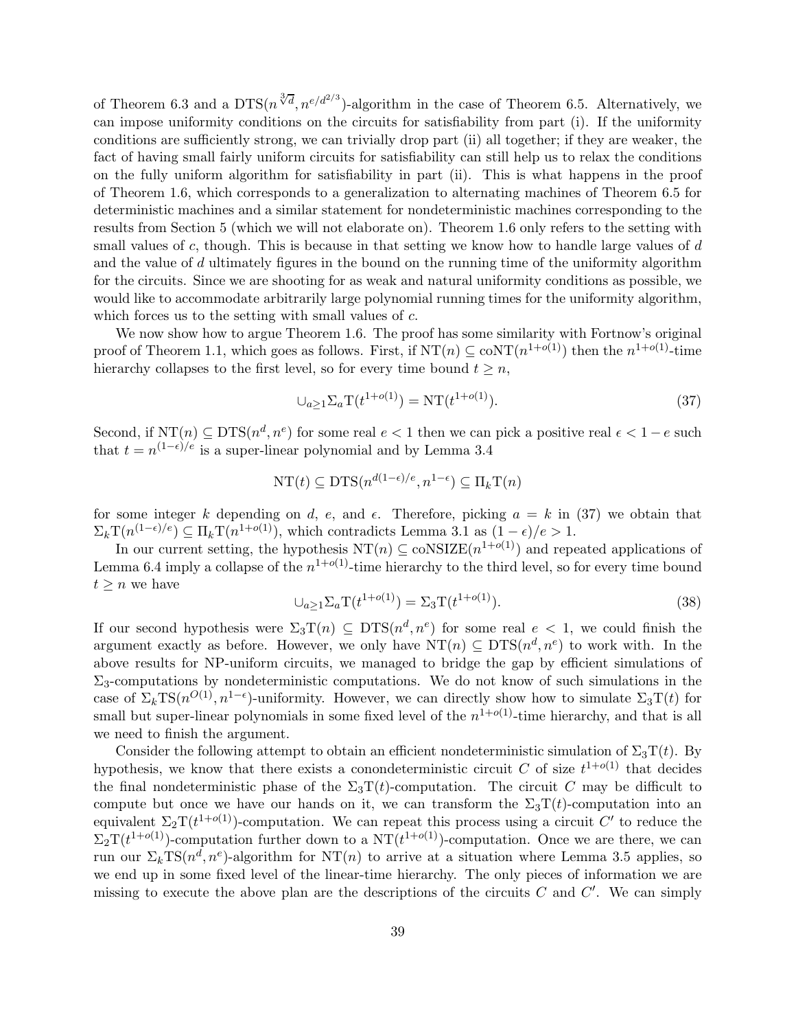of Theorem 6.3 and a $\text{DTS}(n^{\sqrt[3]{d}}, n^{e/d^{2/3}})$-algorithm in the case of Theorem 6.5. Alternatively, we can impose uniformity conditions on the circuits for satisfiability from part (i). If the uniformity conditions are sufficiently strong, we can trivially drop part (ii) all together; if they are weaker, the fact of having small fairly uniform circuits for satisfiability can still help us to relax the conditions on the fully uniform algorithm for satisfiability in part (ii). This is what happens in the proof of Theorem 1.6, which corresponds to a generalization to alternating machines of Theorem 6.5 for deterministic machines and a similar statement for nondeterministic machines corresponding to the results from Section 5 (which we will not elaborate on). Theorem 1.6 only refers to the setting with small values of $c$, though. This is because in that setting we know how to handle large values of $d$ and the value of $d$ ultimately figures in the bound on the running time of the uniformity algorithm for the circuits. Since we are shooting for as weak and natural uniformity conditions as possible, we would like to accommodate arbitrarily large polynomial running times for the uniformity algorithm, which forces us to the setting with small values of $c$.

We now show how to argue Theorem 1.6. The proof has some similarity with Fortnow's original proof of Theorem 1.1, which goes as follows. First, if $\text{NT}(n) \subseteq \text{coNT}(n^{1+o(1)})$ then the $n^{1+o(1)}$-time hierarchy collapses to the first level, so for every time bound $t \geq n$,

$$\cup_{a \geq 1} \Sigma_a \text{T}(t^{1+o(1)}) = \text{NT}(t^{1+o(1)}). \tag{37}$$

Second, if $\text{NT}(n) \subseteq \text{DTS}(n^d, n^e)$ for some real $e < 1$ then we can pick a positive real $\epsilon < 1 - e$ such that $t = n^{(1-\epsilon)/e}$ is a super-linear polynomial and by Lemma 3.4

$$\text{NT}(t) \subseteq \text{DTS}(n^{d(1-\epsilon)/e}, n^{1-\epsilon}) \subseteq \Pi_k \text{T}(n)$$

for some integer $k$ depending on $d$, $e$, and $\epsilon$. Therefore, picking $a = k$ in (37) we obtain that $\Sigma_k \text{T}(n^{(1-\epsilon)/e}) \subseteq \Pi_k \text{T}(n^{1+o(1)})$, which contradicts Lemma 3.1 as $(1 - \epsilon)/e > 1$.

In our current setting, the hypothesis $\text{NT}(n) \subseteq \text{coNSIZE}(n^{1+o(1)})$ and repeated applications of Lemma 6.4 imply a collapse of the $n^{1+o(1)}$-time hierarchy to the third level, so for every time bound $t \geq n$ we have

$$\cup_{a \geq 1} \Sigma_a \text{T}(t^{1+o(1)}) = \Sigma_3 \text{T}(t^{1+o(1)}). \tag{38}$$

If our second hypothesis were $\Sigma_3 \text{T}(n) \subseteq \text{DTS}(n^d, n^e)$ for some real $e < 1$, we could finish the argument exactly as before. However, we only have $\text{NT}(n) \subseteq \text{DTS}(n^d, n^e)$ to work with. In the above results for NP-uniform circuits, we managed to bridge the gap by efficient simulations of $\Sigma_3$-computations by nondeterministic computations. We do not know of such simulations in the case of $\Sigma_k \text{TS}(n^{O(1)}, n^{1-\epsilon})$-uniformity. However, we can directly show how to simulate $\Sigma_3 \text{T}(t)$ for small but super-linear polynomials in some fixed level of the $n^{1+o(1)}$-time hierarchy, and that is all we need to finish the argument.

Consider the following attempt to obtain an efficient nondeterministic simulation of $\Sigma_3 \text{T}(t)$. By hypothesis, we know that there exists a conondeterministic circuit $C$ of size $t^{1+o(1)}$ that decides the final nondeterministic phase of the $\Sigma_3 \text{T}(t)$-computation. The circuit $C$ may be difficult to compute but once we have our hands on it, we can transform the $\Sigma_3 \text{T}(t)$-computation into an equivalent $\Sigma_2 \text{T}(t^{1+o(1)})$-computation. We can repeat this process using a circuit $C'$ to reduce the $\Sigma_2 \text{T}(t^{1+o(1)})$-computation further down to a $\text{NT}(t^{1+o(1)})$-computation. Once we are there, we can run our $\Sigma_k \text{TS}(n^d, n^e)$-algorithm for $\text{NT}(n)$ to arrive at a situation where Lemma 3.5 applies, so we end up in some fixed level of the linear-time hierarchy. The only pieces of information we are missing to execute the above plan are the descriptions of the circuits $C$ and $C'$. We can simply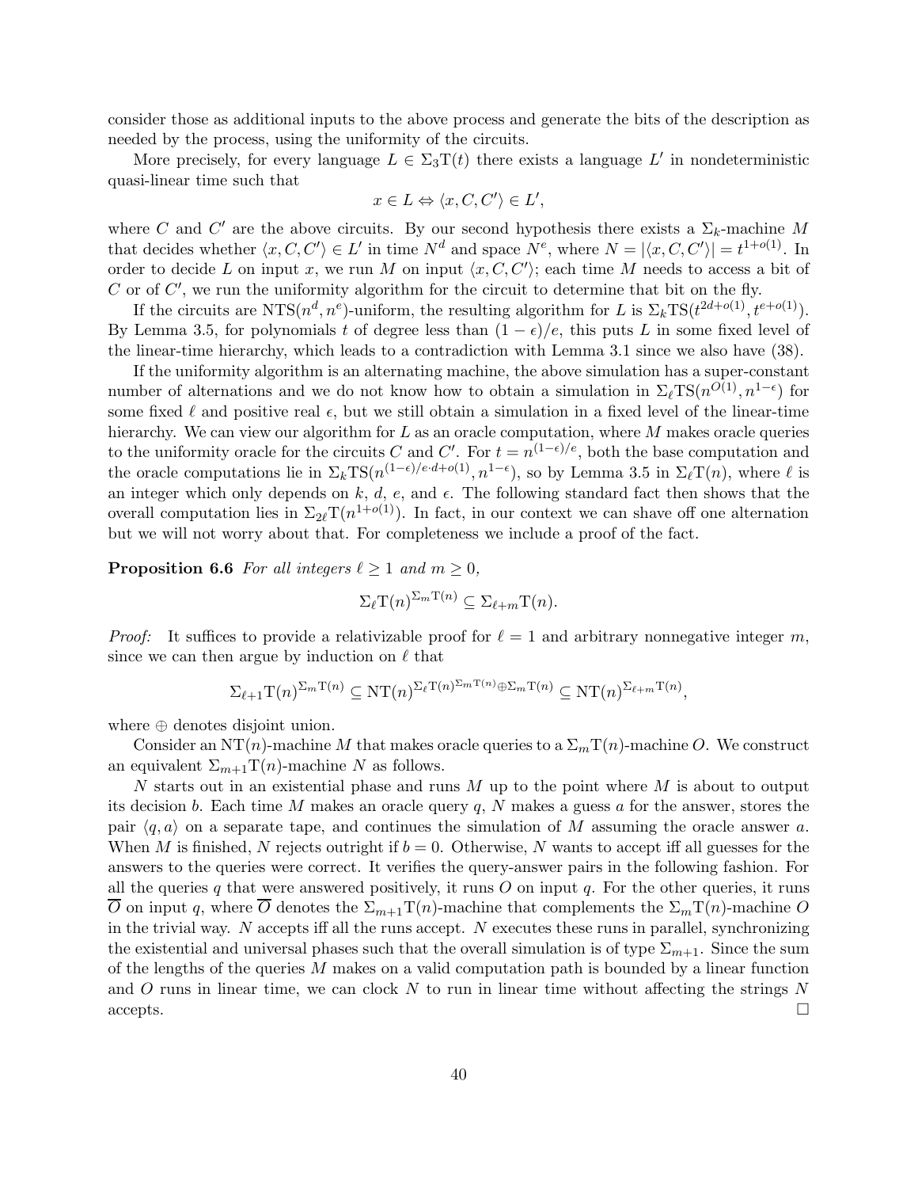consider those as additional inputs to the above process and generate the bits of the description as needed by the process, using the uniformity of the circuits.

More precisely, for every language $L \in \Sigma_3\mathrm{T}(t)$ there exists a language $L'$ in nondeterministic quasi-linear time such that

$$x \in L \Leftrightarrow \langle x, C, C' \rangle \in L',$$

where $C$ and $C'$ are the above circuits. By our second hypothesis there exists a $\Sigma_k$-machine $M$ that decides whether $\langle x, C, C' \rangle \in L'$ in time $N^d$ and space $N^e$, where $N = |\langle x, C, C' \rangle| = t^{1+o(1)}$. In order to decide $L$ on input $x$, we run $M$ on input $\langle x, C, C' \rangle$; each time $M$ needs to access a bit of $C$ or of $C'$, we run the uniformity algorithm for the circuit to determine that bit on the fly.

If the circuits are $\mathrm{NTS}(n^d, n^e)$-uniform, the resulting algorithm for $L$ is $\Sigma_k\mathrm{TS}(t^{2d+o(1)}, t^{e+o(1)})$. By Lemma 3.5, for polynomials $t$ of degree less than $(1-\epsilon)/e$, this puts $L$ in some fixed level of the linear-time hierarchy, which leads to a contradiction with Lemma 3.1 since we also have (38).

If the uniformity algorithm is an alternating machine, the above simulation has a super-constant number of alternations and we do not know how to obtain a simulation in $\Sigma_\ell\mathrm{TS}(n^{O(1)}, n^{1-\epsilon})$ for some fixed $\ell$ and positive real $\epsilon$, but we still obtain a simulation in a fixed level of the linear-time hierarchy. We can view our algorithm for $L$ as an oracle computation, where $M$ makes oracle queries to the uniformity oracle for the circuits $C$ and $C'$. For $t = n^{(1-\epsilon)/e}$, both the base computation and the oracle computations lie in $\Sigma_k\mathrm{TS}(n^{(1-\epsilon)/e \cdot d + o(1)}, n^{1-\epsilon})$, so by Lemma 3.5 in $\Sigma_\ell\mathrm{T}(n)$, where $\ell$ is an integer which only depends on $k$, $d$, $e$, and $\epsilon$. The following standard fact then shows that the overall computation lies in $\Sigma_{2\ell}\mathrm{T}(n^{1+o(1)})$. In fact, in our context we can shave off one alternation but we will not worry about that. For completeness we include a proof of the fact.

**Proposition 6.6** *For all integers $\ell \geq 1$ and $m \geq 0$,*

$$\Sigma_\ell\mathrm{T}(n)^{\Sigma_m\mathrm{T}(n)} \subseteq \Sigma_{\ell+m}\mathrm{T}(n).$$

*Proof:* It suffices to provide a relativizable proof for $\ell = 1$ and arbitrary nonnegative integer $m$, since we can then argue by induction on $\ell$ that

$$\Sigma_{\ell+1}\mathrm{T}(n)^{\Sigma_m\mathrm{T}(n)} \subseteq \mathrm{NT}(n)^{\Sigma_\ell\mathrm{T}(n)^{\Sigma_m\mathrm{T}(n)} \oplus \Sigma_m\mathrm{T}(n)} \subseteq \mathrm{NT}(n)^{\Sigma_{\ell+m}\mathrm{T}(n)},$$

where $\oplus$ denotes disjoint union.

Consider an $\mathrm{NT}(n)$-machine $M$ that makes oracle queries to a $\Sigma_m\mathrm{T}(n)$-machine $O$. We construct an equivalent $\Sigma_{m+1}\mathrm{T}(n)$-machine $N$ as follows.

$N$ starts out in an existential phase and runs $M$ up to the point where $M$ is about to output its decision $b$. Each time $M$ makes an oracle query $q$, $N$ makes a guess $a$ for the answer, stores the pair $\langle q, a \rangle$ on a separate tape, and continues the simulation of $M$ assuming the oracle answer $a$. When $M$ is finished, $N$ rejects outright if $b = 0$. Otherwise, $N$ wants to accept iff all guesses for the answers to the queries were correct. It verifies the query-answer pairs in the following fashion. For all the queries $q$ that were answered positively, it runs $O$ on input $q$. For the other queries, it runs $\overline{O}$ on input $q$, where $\overline{O}$ denotes the $\Sigma_{m+1}\mathrm{T}(n)$-machine that complements the $\Sigma_m\mathrm{T}(n)$-machine $O$ in the trivial way. $N$ accepts iff all the runs accept. $N$ executes these runs in parallel, synchronizing the existential and universal phases such that the overall simulation is of type $\Sigma_{m+1}$. Since the sum of the lengths of the queries $M$ makes on a valid computation path is bounded by a linear function and $O$ runs in linear time, we can clock $N$ to run in linear time without affecting the strings $N$ accepts. $\square$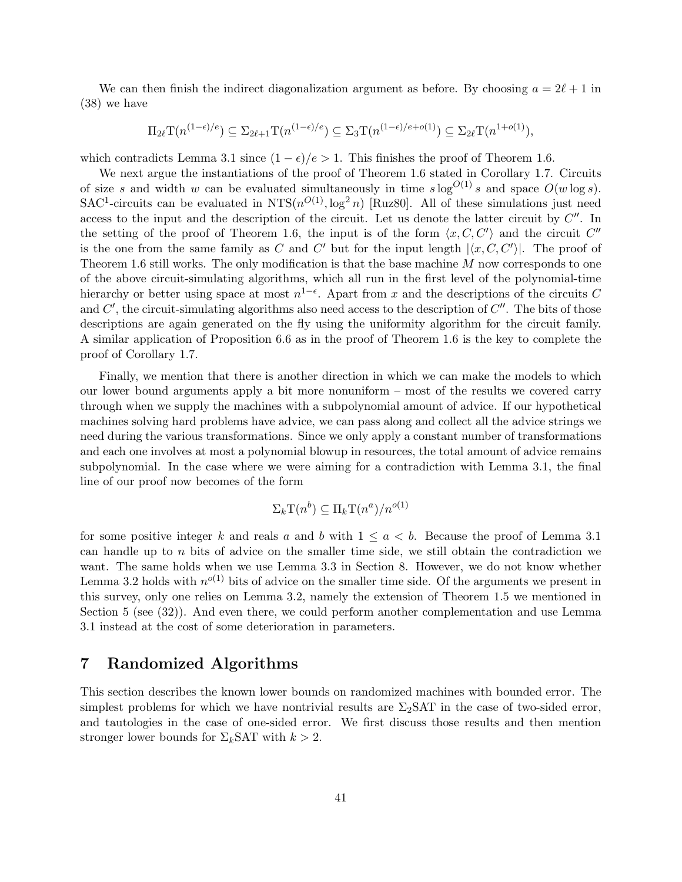We can then finish the indirect diagonalization argument as before. By choosing $a = 2\ell + 1$ in (38) we have

$$\Pi_{2\ell}\mathrm{T}(n^{(1-\epsilon)/e}) \subseteq \Sigma_{2\ell+1}\mathrm{T}(n^{(1-\epsilon)/e}) \subseteq \Sigma_3\mathrm{T}(n^{(1-\epsilon)/e+o(1)}) \subseteq \Sigma_{2\ell}\mathrm{T}(n^{1+o(1)}),$$

which contradicts Lemma 3.1 since $(1-\epsilon)/e > 1$. This finishes the proof of Theorem 1.6.

We next argue the instantiations of the proof of Theorem 1.6 stated in Corollary 1.7. Circuits of size $s$ and width $w$ can be evaluated simultaneously in time $s \log^{O(1)} s$ and space $O(w \log s)$. $\mathrm{SAC}^1$-circuits can be evaluated in $\mathrm{NTS}(n^{O(1)}, \log^2 n)$ [Ruz80]. All of these simulations just need access to the input and the description of the circuit. Let us denote the latter circuit by $C''$. In the setting of the proof of Theorem 1.6, the input is of the form $\langle x, C, C' \rangle$ and the circuit $C''$ is the one from the same family as $C$ and $C'$ but for the input length $|\langle x, C, C' \rangle|$. The proof of Theorem 1.6 still works. The only modification is that the base machine $M$ now corresponds to one of the above circuit-simulating algorithms, which all run in the first level of the polynomial-time hierarchy or better using space at most $n^{1-\epsilon}$. Apart from $x$ and the descriptions of the circuits $C$ and $C'$, the circuit-simulating algorithms also need access to the description of $C''$. The bits of those descriptions are again generated on the fly using the uniformity algorithm for the circuit family. A similar application of Proposition 6.6 as in the proof of Theorem 1.6 is the key to complete the proof of Corollary 1.7.

Finally, we mention that there is another direction in which we can make the models to which our lower bound arguments apply a bit more nonuniform – most of the results we covered carry through when we supply the machines with a subpolynomial amount of advice. If our hypothetical machines solving hard problems have advice, we can pass along and collect all the advice strings we need during the various transformations. Since we only apply a constant number of transformations and each one involves at most a polynomial blowup in resources, the total amount of advice remains subpolynomial. In the case where we were aiming for a contradiction with Lemma 3.1, the final line of our proof now becomes of the form

$$\Sigma_k\mathrm{T}(n^b) \subseteq \Pi_k\mathrm{T}(n^a)/n^{o(1)}$$

for some positive integer $k$ and reals $a$ and $b$ with $1 \leq a < b$. Because the proof of Lemma 3.1 can handle up to $n$ bits of advice on the smaller time side, we still obtain the contradiction we want. The same holds when we use Lemma 3.3 in Section 8. However, we do not know whether Lemma 3.2 holds with $n^{o(1)}$ bits of advice on the smaller time side. Of the arguments we present in this survey, only one relies on Lemma 3.2, namely the extension of Theorem 1.5 we mentioned in Section 5 (see (32)). And even there, we could perform another complementation and use Lemma 3.1 instead at the cost of some deterioration in parameters.

# 7 Randomized Algorithms

This section describes the known lower bounds on randomized machines with bounded error. The simplest problems for which we have nontrivial results are $\Sigma_2\mathrm{SAT}$ in the case of two-sided error, and tautologies in the case of one-sided error. We first discuss those results and then mention stronger lower bounds for $\Sigma_k\mathrm{SAT}$ with $k > 2$.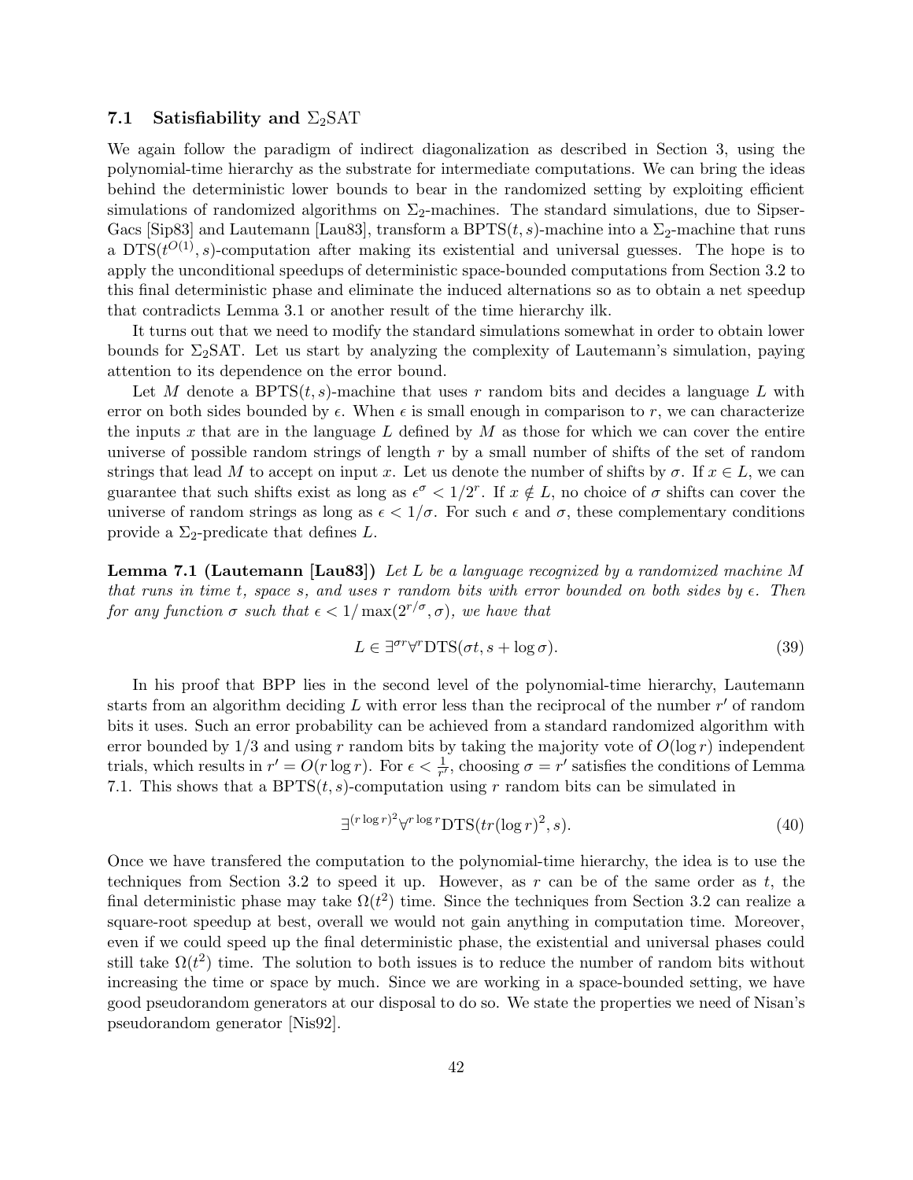### 7.1 Satisfiability and $\Sigma_2$SAT

We again follow the paradigm of indirect diagonalization as described in Section 3, using the polynomial-time hierarchy as the substrate for intermediate computations. We can bring the ideas behind the deterministic lower bounds to bear in the randomized setting by exploiting efficient simulations of randomized algorithms on $\Sigma_2$-machines. The standard simulations, due to Sipser-Gacs [Sip83] and Lautemann [Lau83], transform a BPTS$(t, s)$-machine into a $\Sigma_2$-machine that runs a DTS$(t^{O(1)}, s)$-computation after making its existential and universal guesses. The hope is to apply the unconditional speedups of deterministic space-bounded computations from Section 3.2 to this final deterministic phase and eliminate the induced alternations so as to obtain a net speedup that contradicts Lemma 3.1 or another result of the time hierarchy ilk.

It turns out that we need to modify the standard simulations somewhat in order to obtain lower bounds for $\Sigma_2$SAT. Let us start by analyzing the complexity of Lautemann's simulation, paying attention to its dependence on the error bound.

Let $M$ denote a BPTS$(t, s)$-machine that uses $r$ random bits and decides a language $L$ with error on both sides bounded by $\epsilon$. When $\epsilon$ is small enough in comparison to $r$, we can characterize the inputs $x$ that are in the language $L$ defined by $M$ as those for which we can cover the entire universe of possible random strings of length $r$ by a small number of shifts of the set of random strings that lead $M$ to accept on input $x$. Let us denote the number of shifts by $\sigma$. If $x \in L$, we can guarantee that such shifts exist as long as $\epsilon^\sigma < 1/2^r$. If $x \notin L$, no choice of $\sigma$ shifts can cover the universe of random strings as long as $\epsilon < 1/\sigma$. For such $\epsilon$ and $\sigma$, these complementary conditions provide a $\Sigma_2$-predicate that defines $L$.

**Lemma 7.1 (Lautemann [Lau83])** *Let $L$ be a language recognized by a randomized machine $M$ that runs in time $t$, space $s$, and uses $r$ random bits with error bounded on both sides by $\epsilon$. Then for any function $\sigma$ such that $\epsilon < 1/\max(2^{r/\sigma}, \sigma)$, we have that*

$$L \in \exists^{\sigma r} \forall^r \mathrm{DTS}(\sigma t, s + \log \sigma). \tag{39}$$

In his proof that BPP lies in the second level of the polynomial-time hierarchy, Lautemann starts from an algorithm deciding $L$ with error less than the reciprocal of the number $r'$ of random bits it uses. Such an error probability can be achieved from a standard randomized algorithm with error bounded by $1/3$ and using $r$ random bits by taking the majority vote of $O(\log r)$ independent trials, which results in $r' = O(r \log r)$. For $\epsilon < \frac{1}{r'}$, choosing $\sigma = r'$ satisfies the conditions of Lemma 7.1. This shows that a BPTS$(t, s)$-computation using $r$ random bits can be simulated in

$$\exists^{(r \log r)^2} \forall^{r \log r} \mathrm{DTS}(tr(\log r)^2, s). \tag{40}$$

Once we have transfered the computation to the polynomial-time hierarchy, the idea is to use the techniques from Section 3.2 to speed it up. However, as $r$ can be of the same order as $t$, the final deterministic phase may take $\Omega(t^2)$ time. Since the techniques from Section 3.2 can realize a square-root speedup at best, overall we would not gain anything in computation time. Moreover, even if we could speed up the final deterministic phase, the existential and universal phases could still take $\Omega(t^2)$ time. The solution to both issues is to reduce the number of random bits without increasing the time or space by much. Since we are working in a space-bounded setting, we have good pseudorandom generators at our disposal to do so. We state the properties we need of Nisan's pseudorandom generator [Nis92].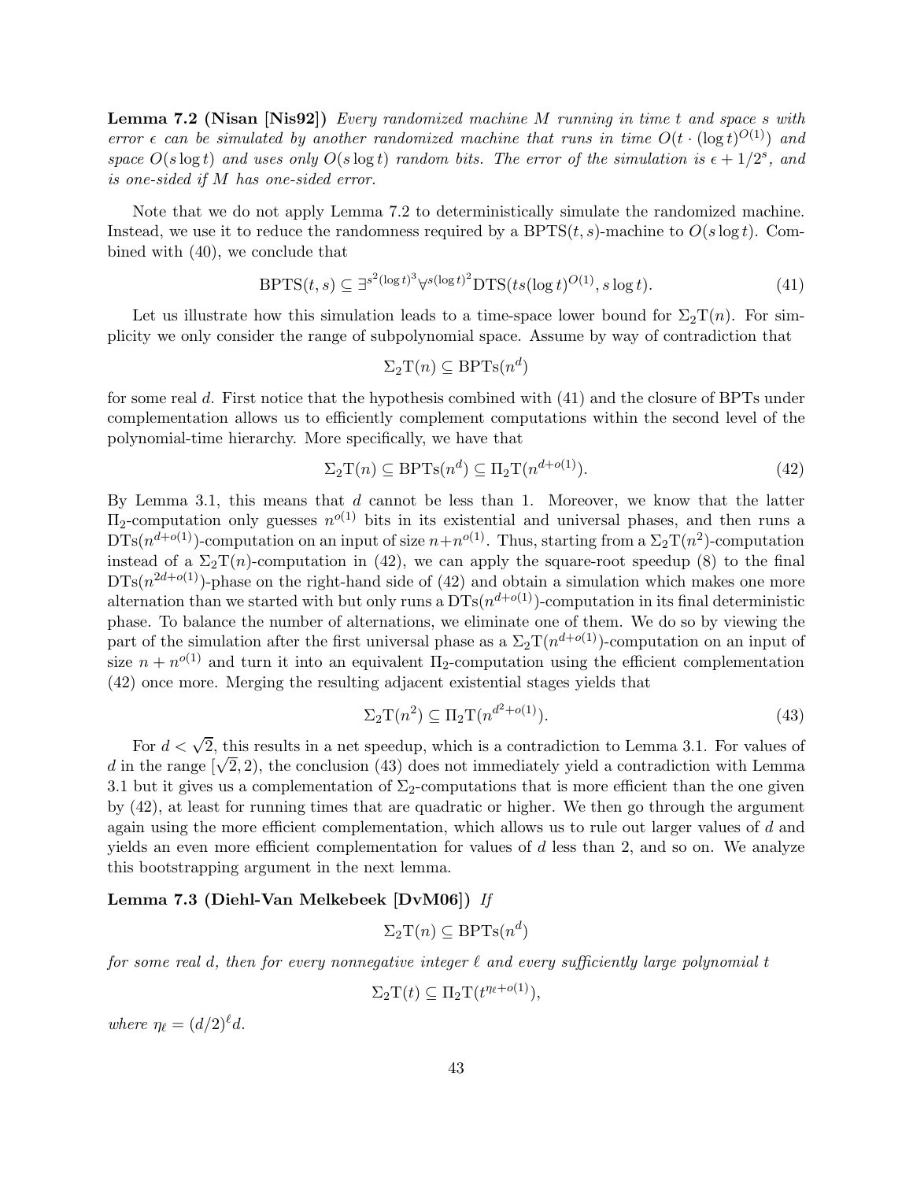**Lemma 7.2 (Nisan [Nis92])** *Every randomized machine $M$ running in time $t$ and space $s$ with error $\epsilon$ can be simulated by another randomized machine that runs in time $O(t \cdot (\log t)^{O(1)})$ and space $O(s \log t)$ and uses only $O(s \log t)$ random bits. The error of the simulation is $\epsilon + 1/2^s$, and is one-sided if $M$ has one-sided error.*

Note that we do not apply Lemma 7.2 to deterministically simulate the randomized machine. Instead, we use it to reduce the randomness required by a $\mathrm{BPTS}(t, s)$-machine to $O(s \log t)$. Combined with (40), we conclude that

$$\mathrm{BPTS}(t, s) \subseteq \exists^{s^2 (\log t)^3} \forall^{s (\log t)^2} \mathrm{DTS}(ts(\log t)^{O(1)}, s \log t). \tag{41}$$

Let us illustrate how this simulation leads to a time-space lower bound for $\Sigma_2\mathrm{T}(n)$. For simplicity we only consider the range of subpolynomial space. Assume by way of contradiction that

$$\Sigma_2\mathrm{T}(n) \subseteq \mathrm{BPTs}(n^d)$$

for some real $d$. First notice that the hypothesis combined with (41) and the closure of BPTs under complementation allows us to efficiently complement computations within the second level of the polynomial-time hierarchy. More specifically, we have that

$$\Sigma_2\mathrm{T}(n) \subseteq \mathrm{BPTs}(n^d) \subseteq \Pi_2\mathrm{T}(n^{d+o(1)}). \tag{42}$$

By Lemma 3.1, this means that $d$ cannot be less than 1. Moreover, we know that the latter $\Pi_2$-computation only guesses $n^{o(1)}$ bits in its existential and universal phases, and then runs a $\mathrm{DTs}(n^{d+o(1)})$-computation on an input of size $n + n^{o(1)}$. Thus, starting from a $\Sigma_2\mathrm{T}(n^2)$-computation instead of a $\Sigma_2\mathrm{T}(n)$-computation in (42), we can apply the square-root speedup (8) to the final $\mathrm{DTs}(n^{2d+o(1)})$-phase on the right-hand side of (42) and obtain a simulation which makes one more alternation than we started with but only runs a $\mathrm{DTs}(n^{d+o(1)})$-computation in its final deterministic phase. To balance the number of alternations, we eliminate one of them. We do so by viewing the part of the simulation after the first universal phase as a $\Sigma_2\mathrm{T}(n^{d+o(1)})$-computation on an input of size $n + n^{o(1)}$ and turn it into an equivalent $\Pi_2$-computation using the efficient complementation (42) once more. Merging the resulting adjacent existential stages yields that

$$\Sigma_2\mathrm{T}(n^2) \subseteq \Pi_2\mathrm{T}(n^{d^2+o(1)}). \tag{43}$$

For $d < \sqrt{2}$, this results in a net speedup, which is a contradiction to Lemma 3.1. For values of $d$ in the range $[\sqrt{2}, 2)$, the conclusion (43) does not immediately yield a contradiction with Lemma 3.1 but it gives us a complementation of $\Sigma_2$-computations that is more efficient than the one given by (42), at least for running times that are quadratic or higher. We then go through the argument again using the more efficient complementation, which allows us to rule out larger values of $d$ and yields an even more efficient complementation for values of $d$ less than 2, and so on. We analyze this bootstrapping argument in the next lemma.

**Lemma 7.3 (Diehl-Van Melkebeek [DvM06])** *If*

$$\Sigma_2\mathrm{T}(n) \subseteq \mathrm{BPTs}(n^d)$$

*for some real $d$, then for every nonnegative integer $\ell$ and every sufficiently large polynomial $t$*

$$\Sigma_2\mathrm{T}(t) \subseteq \Pi_2\mathrm{T}(t^{\eta_\ell + o(1)}),$$

*where $\eta_\ell = (d/2)^\ell d$.*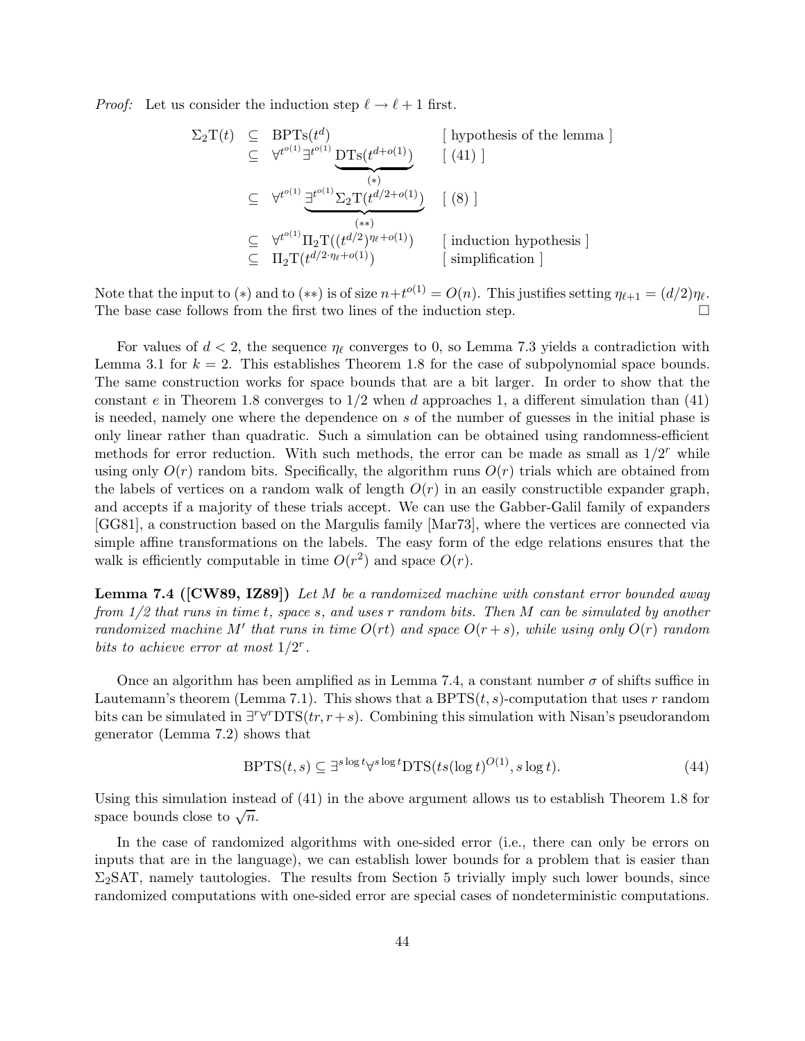*Proof:* Let us consider the induction step $\ell \to \ell + 1$ first.

$$
\begin{array}{llll}
\Sigma_2\mathrm{T}(t) & \subseteq & \mathrm{BPTs}(t^d) & [\text{ hypothesis of the lemma }] \\
& \subseteq & \forall^{t^{o(1)}} \exists^{t^{o(1)}} \underbrace{\mathrm{DTs}(t^{d+o(1)})}_{(*)} & [\ (41)\ ] \\
& \subseteq & \forall^{t^{o(1)}} \underbrace{\exists^{t^{o(1)}} \Sigma_2\mathrm{T}(t^{d/2+o(1)})}_{(**)} & [\ (8)\ ] \\
& \subseteq & \forall^{t^{o(1)}} \Pi_2\mathrm{T}((t^{d/2})^{\eta_\ell + o(1)}) & [\text{ induction hypothesis }] \\
& \subseteq & \Pi_2\mathrm{T}(t^{d/2 \cdot \eta_\ell + o(1)}) & [\text{ simplification }]
\end{array}
$$

Note that the input to $(*)$ and to $(**)$ is of size $n + t^{o(1)} = O(n)$. This justifies setting $\eta_{\ell+1} = (d/2)\eta_\ell$. The base case follows from the first two lines of the induction step. □

For values of $d < 2$, the sequence $\eta_\ell$ converges to 0, so Lemma 7.3 yields a contradiction with Lemma 3.1 for $k = 2$. This establishes Theorem 1.8 for the case of subpolynomial space bounds. The same construction works for space bounds that are a bit larger. In order to show that the constant $e$ in Theorem 1.8 converges to $1/2$ when $d$ approaches 1, a different simulation than (41) is needed, namely one where the dependence on $s$ of the number of guesses in the initial phase is only linear rather than quadratic. Such a simulation can be obtained using randomness-efficient methods for error reduction. With such methods, the error can be made as small as $1/2^r$ while using only $O(r)$ random bits. Specifically, the algorithm runs $O(r)$ trials which are obtained from the labels of vertices on a random walk of length $O(r)$ in an easily constructible expander graph, and accepts if a majority of these trials accept. We can use the Gabber-Galil family of expanders [GG81], a construction based on the Margulis family [Mar73], where the vertices are connected via simple affine transformations on the labels. The easy form of the edge relations ensures that the walk is efficiently computable in time $O(r^2)$ and space $O(r)$.

**Lemma 7.4 ([CW89, IZ89])** *Let $M$ be a randomized machine with constant error bounded away from 1/2 that runs in time $t$, space $s$, and uses $r$ random bits. Then $M$ can be simulated by another randomized machine $M'$ that runs in time $O(rt)$ and space $O(r + s)$, while using only $O(r)$ random bits to achieve error at most $1/2^r$.*

Once an algorithm has been amplified as in Lemma 7.4, a constant number $\sigma$ of shifts suffice in Lautemann's theorem (Lemma 7.1). This shows that a $\mathrm{BPTS}(t, s)$-computation that uses $r$ random bits can be simulated in $\exists^r \forall^r \mathrm{DTS}(tr, r + s)$. Combining this simulation with Nisan's pseudorandom generator (Lemma 7.2) shows that

$$
\mathrm{BPTS}(t, s) \subseteq \exists^{s \log t} \forall^{s \log t} \mathrm{DTS}(ts(\log t)^{O(1)}, s \log t). \tag{44}
$$

Using this simulation instead of (41) in the above argument allows us to establish Theorem 1.8 for space bounds close to $\sqrt{n}$.

In the case of randomized algorithms with one-sided error (i.e., there can only be errors on inputs that are in the language), we can establish lower bounds for a problem that is easier than $\Sigma_2$SAT, namely tautologies. The results from Section 5 trivially imply such lower bounds, since randomized computations with one-sided error are special cases of nondeterministic computations.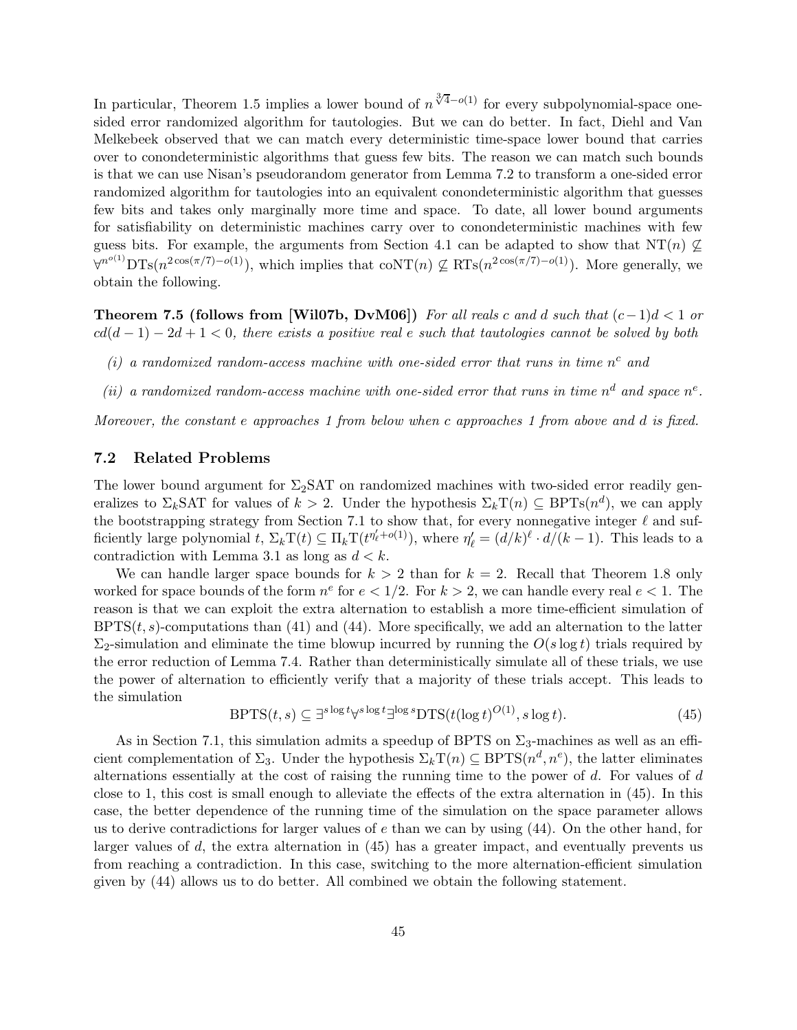In particular, Theorem 1.5 implies a lower bound of $n^{\sqrt[3]{4}-o(1)}$ for every subpolynomial-space one-sided error randomized algorithm for tautologies. But we can do better. In fact, Diehl and Van Melkebeek observed that we can match every deterministic time-space lower bound that carries over to conondeterministic algorithms that guess few bits. The reason we can match such bounds is that we can use Nisan's pseudorandom generator from Lemma 7.2 to transform a one-sided error randomized algorithm for tautologies into an equivalent conondeterministic algorithm that guesses few bits and takes only marginally more time and space. To date, all lower bound arguments for satisfiability on deterministic machines carry over to conondeterministic machines with few guess bits. For example, the arguments from Section 4.1 can be adapted to show that $\mathrm{NT}(n) \not\subseteq \forall^{n^{o(1)}}\mathrm{DTs}(n^{2\cos(\pi/7)-o(1)})$, which implies that $\mathrm{coNT}(n) \not\subseteq \mathrm{RTs}(n^{2\cos(\pi/7)-o(1)})$. More generally, we obtain the following.

**Theorem 7.5 (follows from [Wil07b, DvM06])** *For all reals $c$ and $d$ such that $(c-1)d < 1$ or $cd(d-1) - 2d + 1 < 0$, there exists a positive real $e$ such that tautologies cannot be solved by both*

*(i) a randomized random-access machine with one-sided error that runs in time $n^c$ and*

*(ii) a randomized random-access machine with one-sided error that runs in time $n^d$ and space $n^e$.*

*Moreover, the constant $e$ approaches 1 from below when $c$ approaches 1 from above and $d$ is fixed.*

### 7.2 Related Problems

The lower bound argument for $\Sigma_2$SAT on randomized machines with two-sided error readily generalizes to $\Sigma_k$SAT for values of $k > 2$. Under the hypothesis $\Sigma_k\mathrm{T}(n) \subseteq \mathrm{BPTs}(n^d)$, we can apply the bootstrapping strategy from Section 7.1 to show that, for every nonnegative integer $\ell$ and sufficiently large polynomial $t$, $\Sigma_k\mathrm{T}(t) \subseteq \Pi_k\mathrm{T}(t^{\eta'_\ell+o(1)})$, where $\eta'_\ell = (d/k)^\ell \cdot d/(k-1)$. This leads to a contradiction with Lemma 3.1 as long as $d < k$.

We can handle larger space bounds for $k > 2$ than for $k = 2$. Recall that Theorem 1.8 only worked for space bounds of the form $n^e$ for $e < 1/2$. For $k > 2$, we can handle every real $e < 1$. The reason is that we can exploit the extra alternation to establish a more time-efficient simulation of $\mathrm{BPTS}(t, s)$-computations than (41) and (44). More specifically, we add an alternation to the latter $\Sigma_2$-simulation and eliminate the time blowup incurred by running the $O(s \log t)$ trials required by the error reduction of Lemma 7.4. Rather than deterministically simulate all of these trials, we use the power of alternation to efficiently verify that a majority of these trials accept. This leads to the simulation

$$\mathrm{BPTS}(t, s) \subseteq \exists^{s \log t}\forall^{s \log t}\exists^{\log s}\mathrm{DTS}(t(\log t)^{O(1)}, s \log t). \tag{45}$$

As in Section 7.1, this simulation admits a speedup of BPTS on $\Sigma_3$-machines as well as an efficient complementation of $\Sigma_3$. Under the hypothesis $\Sigma_k\mathrm{T}(n) \subseteq \mathrm{BPTS}(n^d, n^e)$, the latter eliminates alternations essentially at the cost of raising the running time to the power of $d$. For values of $d$ close to 1, this cost is small enough to alleviate the effects of the extra alternation in (45). In this case, the better dependence of the running time of the simulation on the space parameter allows us to derive contradictions for larger values of $e$ than we can by using (44). On the other hand, for larger values of $d$, the extra alternation in (45) has a greater impact, and eventually prevents us from reaching a contradiction. In this case, switching to the more alternation-efficient simulation given by (44) allows us to do better. All combined we obtain the following statement.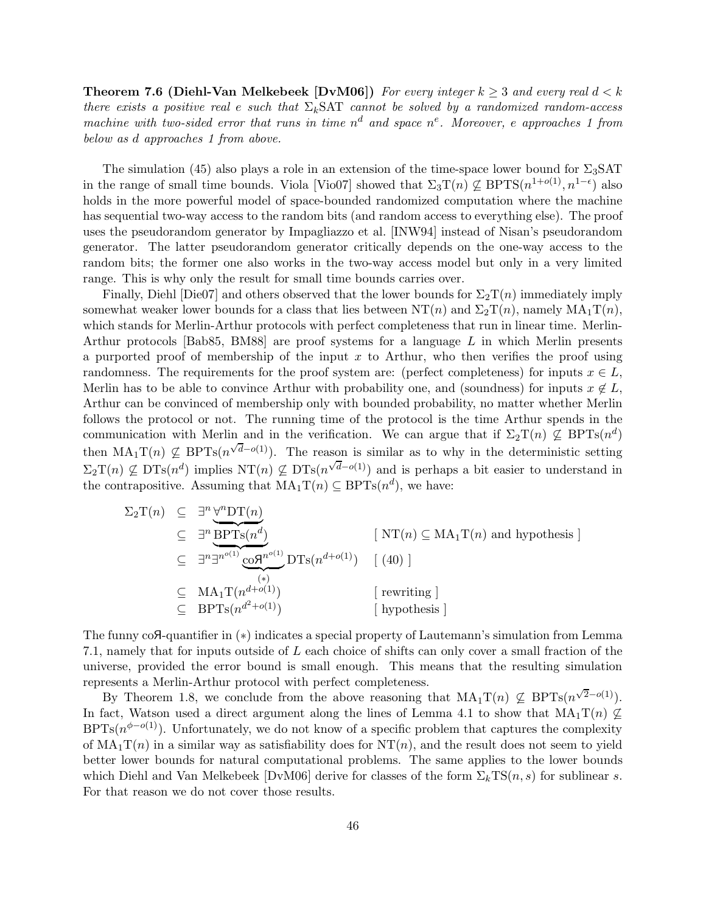**Theorem 7.6 (Diehl-Van Melkebeek [DvM06])** *For every integer $k \geq 3$ and every real $d < k$ there exists a positive real $e$ such that $\Sigma_k$SAT cannot be solved by a randomized random-access machine with two-sided error that runs in time $n^d$ and space $n^e$. Moreover, $e$ approaches 1 from below as $d$ approaches 1 from above.*

The simulation (45) also plays a role in an extension of the time-space lower bound for $\Sigma_3$SAT in the range of small time bounds. Viola [Vio07] showed that $\Sigma_3\mathrm{T}(n) \not\subseteq \mathrm{BPTS}(n^{1+o(1)}, n^{1-\epsilon})$ also holds in the more powerful model of space-bounded randomized computation where the machine has sequential two-way access to the random bits (and random access to everything else). The proof uses the pseudorandom generator by Impagliazzo et al. [INW94] instead of Nisan's pseudorandom generator. The latter pseudorandom generator critically depends on the one-way access to the random bits; the former one also works in the two-way access model but only in a very limited range. This is why only the result for small time bounds carries over.

Finally, Diehl [Die07] and others observed that the lower bounds for $\Sigma_2\mathrm{T}(n)$ immediately imply somewhat weaker lower bounds for a class that lies between $\mathrm{NT}(n)$ and $\Sigma_2\mathrm{T}(n)$, namely $\mathrm{MA}_1\mathrm{T}(n)$, which stands for Merlin-Arthur protocols with perfect completeness that run in linear time. Merlin-Arthur protocols [Bab85, BM88] are proof systems for a language $L$ in which Merlin presents a purported proof of membership of the input $x$ to Arthur, who then verifies the proof using randomness. The requirements for the proof system are: (perfect completeness) for inputs $x \in L$, Merlin has to be able to convince Arthur with probability one, and (soundness) for inputs $x \notin L$, Arthur can be convinced of membership only with bounded probability, no matter whether Merlin follows the protocol or not. The running time of the protocol is the time Arthur spends in the communication with Merlin and in the verification. We can argue that if $\Sigma_2\mathrm{T}(n) \not\subseteq \mathrm{BPTs}(n^d)$ then $\mathrm{MA}_1\mathrm{T}(n) \not\subseteq \mathrm{BPTs}(n^{\sqrt{d}-o(1)})$. The reason is similar as to why in the deterministic setting $\Sigma_2\mathrm{T}(n) \not\subseteq \mathrm{DTs}(n^d)$ implies $\mathrm{NT}(n) \not\subseteq \mathrm{DTs}(n^{\sqrt{d}-o(1)})$ and is perhaps a bit easier to understand in the contrapositive. Assuming that $\mathrm{MA}_1\mathrm{T}(n) \subseteq \mathrm{BPTs}(n^d)$, we have:

$$
\begin{array}{rcll}
\Sigma_2\mathrm{T}(n) & \subseteq & \exists^n \underbrace{\forall^n \mathrm{DT}(n)} & \\
& \subseteq & \exists^n \underbrace{\mathrm{BPTs}(n^d)} & [\ \mathrm{NT}(n) \subseteq \mathrm{MA}_1\mathrm{T}(n) \text{ and hypothesis }] \\
& \subseteq & \exists^n \exists^{n^{o(1)}} \underbrace{\mathrm{co}\text{Я}^{n^{o(1)}}}_{(*)} \mathrm{DTs}(n^{d+o(1)}) & [\ (40)\ ] \\
& \subseteq & \mathrm{MA}_1\mathrm{T}(n^{d+o(1)}) & [\text{ rewriting }] \\
& \subseteq & \mathrm{BPTs}(n^{d^2+o(1)}) & [\text{ hypothesis }]
\end{array}
$$

The funny coЯ-quantifier in $(*)$ indicates a special property of Lautemann's simulation from Lemma 7.1, namely that for inputs outside of $L$ each choice of shifts can only cover a small fraction of the universe, provided the error bound is small enough. This means that the resulting simulation represents a Merlin-Arthur protocol with perfect completeness.

By Theorem 1.8, we conclude from the above reasoning that $\mathrm{MA}_1\mathrm{T}(n) \not\subseteq \mathrm{BPTs}(n^{\sqrt{2}-o(1)})$. In fact, Watson used a direct argument along the lines of Lemma 4.1 to show that $\mathrm{MA}_1\mathrm{T}(n) \not\subseteq \mathrm{BPTs}(n^{\phi-o(1)})$. Unfortunately, we do not know of a specific problem that captures the complexity of $\mathrm{MA}_1\mathrm{T}(n)$ in a similar way as satisfiability does for $\mathrm{NT}(n)$, and the result does not seem to yield better lower bounds for natural computational problems. The same applies to the lower bounds which Diehl and Van Melkebeek [DvM06] derive for classes of the form $\Sigma_k\mathrm{TS}(n, s)$ for sublinear $s$. For that reason we do not cover those results.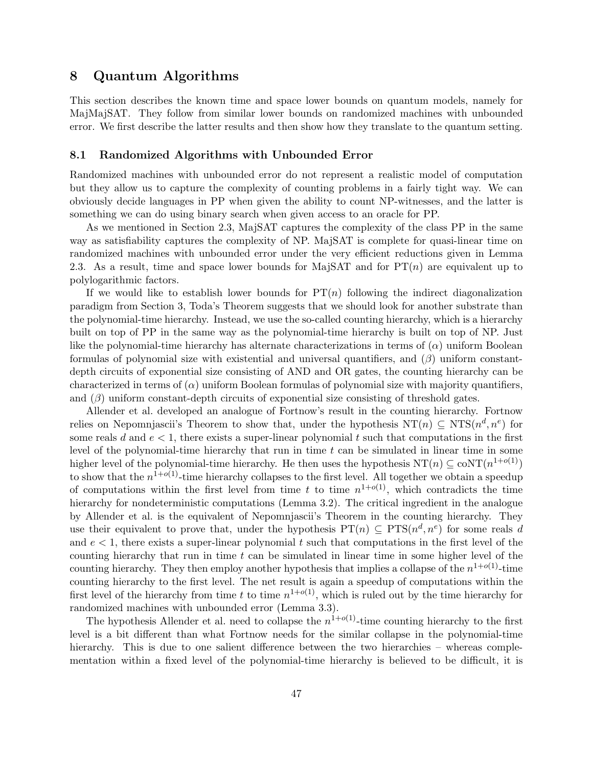# 8 Quantum Algorithms

This section describes the known time and space lower bounds on quantum models, namely for MajMajSAT. They follow from similar lower bounds on randomized machines with unbounded error. We first describe the latter results and then show how they translate to the quantum setting.

## 8.1 Randomized Algorithms with Unbounded Error

Randomized machines with unbounded error do not represent a realistic model of computation but they allow us to capture the complexity of counting problems in a fairly tight way. We can obviously decide languages in PP when given the ability to count NP-witnesses, and the latter is something we can do using binary search when given access to an oracle for PP.

As we mentioned in Section 2.3, MajSAT captures the complexity of the class PP in the same way as satisfiability captures the complexity of NP. MajSAT is complete for quasi-linear time on randomized machines with unbounded error under the very efficient reductions given in Lemma 2.3. As a result, time and space lower bounds for MajSAT and for $\mathrm{PT}(n)$ are equivalent up to polylogarithmic factors.

If we would like to establish lower bounds for $\mathrm{PT}(n)$ following the indirect diagonalization paradigm from Section 3, Toda's Theorem suggests that we should look for another substrate than the polynomial-time hierarchy. Instead, we use the so-called counting hierarchy, which is a hierarchy built on top of PP in the same way as the polynomial-time hierarchy is built on top of NP. Just like the polynomial-time hierarchy has alternate characterizations in terms of ($\alpha$) uniform Boolean formulas of polynomial size with existential and universal quantifiers, and ($\beta$) uniform constant-depth circuits of exponential size consisting of AND and OR gates, the counting hierarchy can be characterized in terms of ($\alpha$) uniform Boolean formulas of polynomial size with majority quantifiers, and ($\beta$) uniform constant-depth circuits of exponential size consisting of threshold gates.

Allender et al. developed an analogue of Fortnow's result in the counting hierarchy. Fortnow relies on Nepomnjascii's Theorem to show that, under the hypothesis $\mathrm{NT}(n) \subseteq \mathrm{NTS}(n^d, n^e)$ for some reals $d$ and $e < 1$, there exists a super-linear polynomial $t$ such that computations in the first level of the polynomial-time hierarchy that run in time $t$ can be simulated in linear time in some higher level of the polynomial-time hierarchy. He then uses the hypothesis $\mathrm{NT}(n) \subseteq \mathrm{coNT}(n^{1+o(1)})$ to show that the $n^{1+o(1)}$-time hierarchy collapses to the first level. All together we obtain a speedup of computations within the first level from time $t$ to time $n^{1+o(1)}$, which contradicts the time hierarchy for nondeterministic computations (Lemma 3.2). The critical ingredient in the analogue by Allender et al. is the equivalent of Nepomnjascii's Theorem in the counting hierarchy. They use their equivalent to prove that, under the hypothesis $\mathrm{PT}(n) \subseteq \mathrm{PTS}(n^d, n^e)$ for some reals $d$ and $e < 1$, there exists a super-linear polynomial $t$ such that computations in the first level of the counting hierarchy that run in time $t$ can be simulated in linear time in some higher level of the counting hierarchy. They then employ another hypothesis that implies a collapse of the $n^{1+o(1)}$-time counting hierarchy to the first level. The net result is again a speedup of computations within the first level of the hierarchy from time $t$ to time $n^{1+o(1)}$, which is ruled out by the time hierarchy for randomized machines with unbounded error (Lemma 3.3).

The hypothesis Allender et al. need to collapse the $n^{1+o(1)}$-time counting hierarchy to the first level is a bit different than what Fortnow needs for the similar collapse in the polynomial-time hierarchy. This is due to one salient difference between the two hierarchies – whereas complementation within a fixed level of the polynomial-time hierarchy is believed to be difficult, it is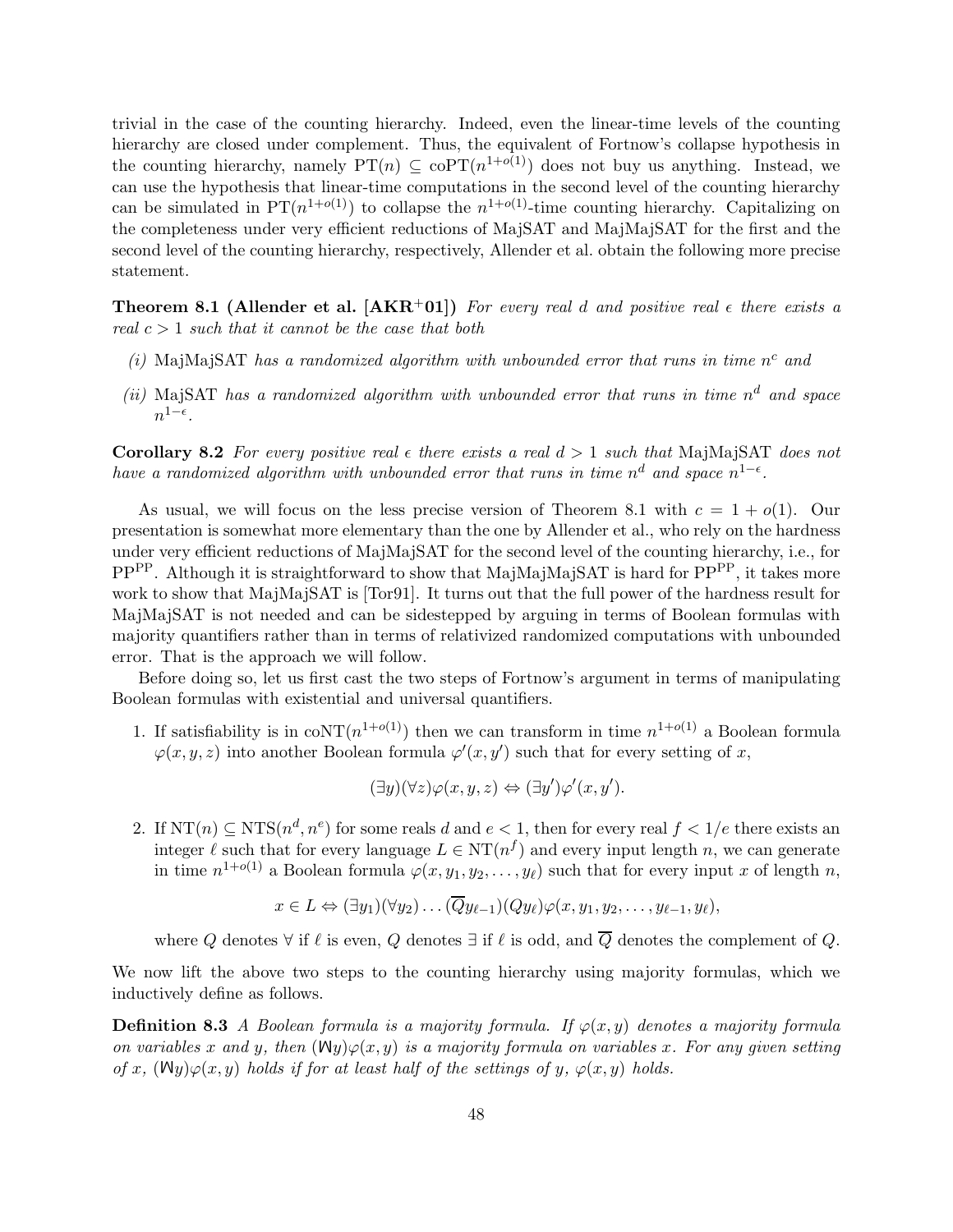trivial in the case of the counting hierarchy. Indeed, even the linear-time levels of the counting hierarchy are closed under complement. Thus, the equivalent of Fortnow's collapse hypothesis in the counting hierarchy, namely $\mathrm{PT}(n) \subseteq \mathrm{coPT}(n^{1+o(1)})$ does not buy us anything. Instead, we can use the hypothesis that linear-time computations in the second level of the counting hierarchy can be simulated in $\mathrm{PT}(n^{1+o(1)})$ to collapse the $n^{1+o(1)}$-time counting hierarchy. Capitalizing on the completeness under very efficient reductions of MajSAT and MajMajSAT for the first and the second level of the counting hierarchy, respectively, Allender et al. obtain the following more precise statement.

**Theorem 8.1 (Allender et al. [AKR+01])** *For every real $d$ and positive real $\epsilon$ there exists a real $c > 1$ such that it cannot be the case that both*

*(i)* MajMajSAT *has a randomized algorithm with unbounded error that runs in time $n^c$ and*

*(ii)* MajSAT *has a randomized algorithm with unbounded error that runs in time $n^d$ and space $n^{1-\epsilon}$.*

**Corollary 8.2** *For every positive real $\epsilon$ there exists a real $d > 1$ such that* MajMajSAT *does not have a randomized algorithm with unbounded error that runs in time $n^d$ and space $n^{1-\epsilon}$.*

As usual, we will focus on the less precise version of Theorem 8.1 with $c = 1 + o(1)$. Our presentation is somewhat more elementary than the one by Allender et al., who rely on the hardness under very efficient reductions of MajMajSAT for the second level of the counting hierarchy, i.e., for $\mathrm{PP}^{\mathrm{PP}}$. Although it is straightforward to show that MajMajMajSAT is hard for $\mathrm{PP}^{\mathrm{PP}}$, it takes more work to show that MajMajSAT is [Tor91]. It turns out that the full power of the hardness result for MajMajSAT is not needed and can be sidestepped by arguing in terms of Boolean formulas with majority quantifiers rather than in terms of relativized randomized computations with unbounded error. That is the approach we will follow.

Before doing so, let us first cast the two steps of Fortnow's argument in terms of manipulating Boolean formulas with existential and universal quantifiers.

1. If satisfiability is in $\mathrm{coNT}(n^{1+o(1)})$ then we can transform in time $n^{1+o(1)}$ a Boolean formula $\varphi(x, y, z)$ into another Boolean formula $\varphi'(x, y')$ such that for every setting of $x$,

$$(\exists y)(\forall z)\varphi(x, y, z) \Leftrightarrow (\exists y')\varphi'(x, y').$$

2. If $\mathrm{NT}(n) \subseteq \mathrm{NTS}(n^d, n^e)$ for some reals $d$ and $e < 1$, then for every real $f < 1/e$ there exists an integer $\ell$ such that for every language $L \in \mathrm{NT}(n^f)$ and every input length $n$, we can generate in time $n^{1+o(1)}$ a Boolean formula $\varphi(x, y_1, y_2, \ldots, y_\ell)$ such that for every input $x$ of length $n$,

$$x \in L \Leftrightarrow (\exists y_1)(\forall y_2)\ldots(\overline{Q}y_{\ell-1})(Qy_\ell)\varphi(x, y_1, y_2, \ldots, y_{\ell-1}, y_\ell),$$

where $Q$ denotes $\forall$ if $\ell$ is even, $Q$ denotes $\exists$ if $\ell$ is odd, and $\overline{Q}$ denotes the complement of $Q$.

We now lift the above two steps to the counting hierarchy using majority formulas, which we inductively define as follows.

**Definition 8.3** *A Boolean formula is a majority formula. If $\varphi(x, y)$ denotes a majority formula on variables $x$ and $y$, then $(\mathsf{M}y)\varphi(x, y)$ is a majority formula on variables $x$. For any given setting of $x$, $(\mathsf{M}y)\varphi(x, y)$ holds if for at least half of the settings of $y$, $\varphi(x, y)$ holds.*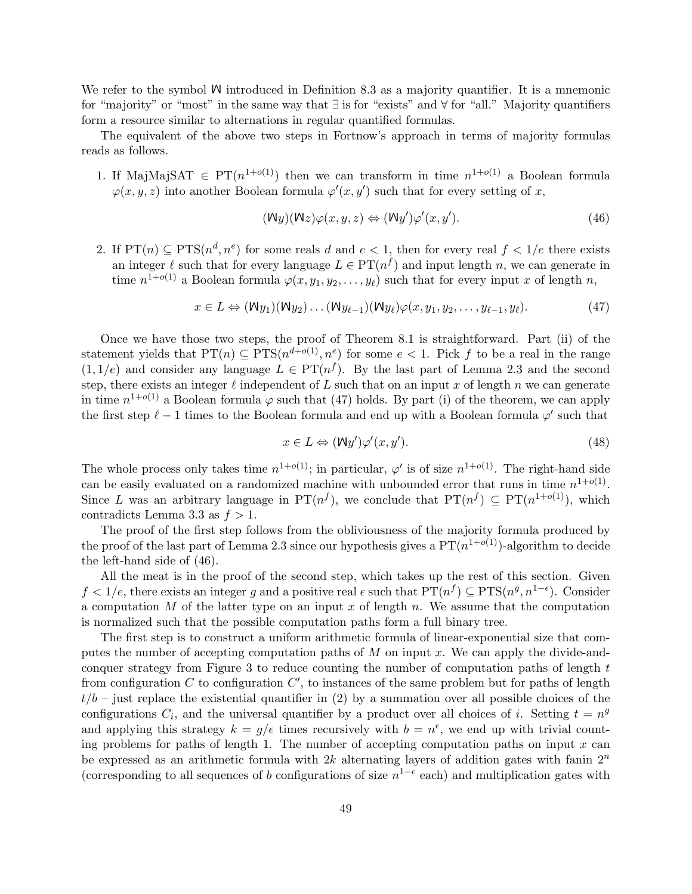We refer to the symbol $\mathsf{M}$ introduced in Definition 8.3 as a majority quantifier. It is a mnemonic for "majority" or "most" in the same way that $\exists$ is for "exists" and $\forall$ for "all." Majority quantifiers form a resource similar to alternations in regular quantified formulas.

The equivalent of the above two steps in Fortnow's approach in terms of majority formulas reads as follows.

1. If MajMajSAT $\in \mathrm{PT}(n^{1+o(1)})$ then we can transform in time $n^{1+o(1)}$ a Boolean formula $\varphi(x, y, z)$ into another Boolean formula $\varphi'(x, y')$ such that for every setting of $x$,
$$(\mathsf{M} y)(\mathsf{M} z)\varphi(x, y, z) \Leftrightarrow (\mathsf{M} y')\varphi'(x, y'). \tag{46}$$

2. If $\mathrm{PT}(n) \subseteq \mathrm{PTS}(n^d, n^e)$ for some reals $d$ and $e < 1$, then for every real $f < 1/e$ there exists an integer $\ell$ such that for every language $L \in \mathrm{PT}(n^f)$ and input length $n$, we can generate in time $n^{1+o(1)}$ a Boolean formula $\varphi(x, y_1, y_2, \ldots, y_\ell)$ such that for every input $x$ of length $n$,
$$x \in L \Leftrightarrow (\mathsf{M} y_1)(\mathsf{M} y_2)\ldots(\mathsf{M} y_{\ell-1})(\mathsf{M} y_\ell)\varphi(x, y_1, y_2, \ldots, y_{\ell-1}, y_\ell). \tag{47}$$

Once we have those two steps, the proof of Theorem 8.1 is straightforward. Part (ii) of the statement yields that $\mathrm{PT}(n) \subseteq \mathrm{PTS}(n^{d+o(1)}, n^e)$ for some $e < 1$. Pick $f$ to be a real in the range $(1, 1/e)$ and consider any language $L \in \mathrm{PT}(n^f)$. By the last part of Lemma 2.3 and the second step, there exists an integer $\ell$ independent of $L$ such that on an input $x$ of length $n$ we can generate in time $n^{1+o(1)}$ a Boolean formula $\varphi$ such that (47) holds. By part (i) of the theorem, we can apply the first step $\ell - 1$ times to the Boolean formula and end up with a Boolean formula $\varphi'$ such that
$$x \in L \Leftrightarrow (\mathsf{M} y')\varphi'(x, y'). \tag{48}$$
The whole process only takes time $n^{1+o(1)}$; in particular, $\varphi'$ is of size $n^{1+o(1)}$. The right-hand side can be easily evaluated on a randomized machine with unbounded error that runs in time $n^{1+o(1)}$. Since $L$ was an arbitrary language in $\mathrm{PT}(n^f)$, we conclude that $\mathrm{PT}(n^f) \subseteq \mathrm{PT}(n^{1+o(1)})$, which contradicts Lemma 3.3 as $f > 1$.

The proof of the first step follows from the obliviousness of the majority formula produced by the proof of the last part of Lemma 2.3 since our hypothesis gives a $\mathrm{PT}(n^{1+o(1)})$-algorithm to decide the left-hand side of (46).

All the meat is in the proof of the second step, which takes up the rest of this section. Given $f < 1/e$, there exists an integer $g$ and a positive real $\epsilon$ such that $\mathrm{PT}(n^f) \subseteq \mathrm{PTS}(n^g, n^{1-\epsilon})$. Consider a computation $M$ of the latter type on an input $x$ of length $n$. We assume that the computation is normalized such that the possible computation paths form a full binary tree.

The first step is to construct a uniform arithmetic formula of linear-exponential size that computes the number of accepting computation paths of $M$ on input $x$. We can apply the divide-and-conquer strategy from Figure 3 to reduce counting the number of computation paths of length $t$ from configuration $C$ to configuration $C'$, to instances of the same problem but for paths of length $t/b$ – just replace the existential quantifier in (2) by a summation over all possible choices of the configurations $C_i$, and the universal quantifier by a product over all choices of $i$. Setting $t = n^g$ and applying this strategy $k = g/\epsilon$ times recursively with $b = n^\epsilon$, we end up with trivial counting problems for paths of length 1. The number of accepting computation paths on input $x$ can be expressed as an arithmetic formula with $2k$ alternating layers of addition gates with fanin $2^n$ (corresponding to all sequences of $b$ configurations of size $n^{1-\epsilon}$ each) and multiplication gates with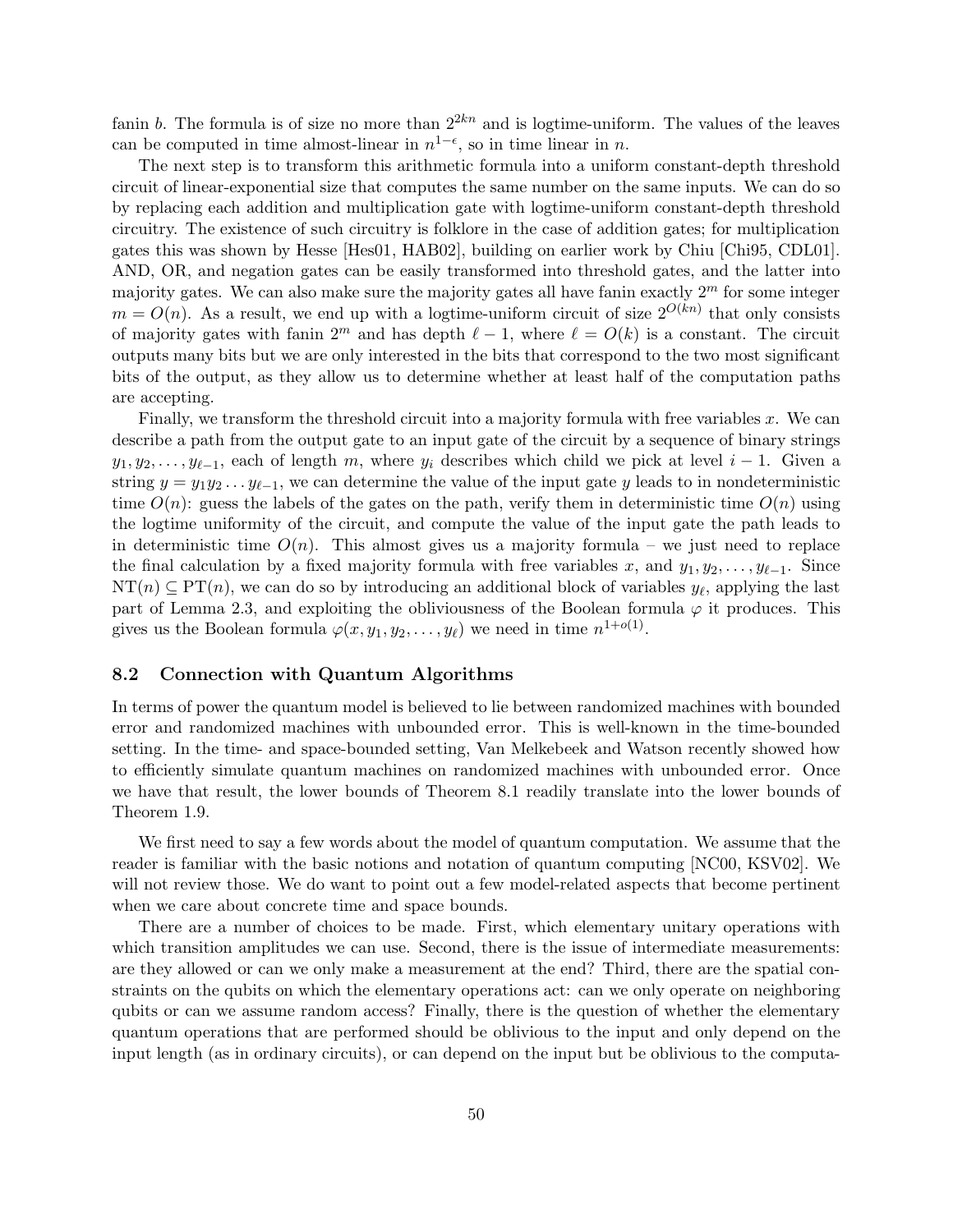fanin $b$. The formula is of size no more than $2^{2kn}$ and is logtime-uniform. The values of the leaves can be computed in time almost-linear in $n^{1-\epsilon}$, so in time linear in $n$.

The next step is to transform this arithmetic formula into a uniform constant-depth threshold circuit of linear-exponential size that computes the same number on the same inputs. We can do so by replacing each addition and multiplication gate with logtime-uniform constant-depth threshold circuitry. The existence of such circuitry is folklore in the case of addition gates; for multiplication gates this was shown by Hesse [Hes01, HAB02], building on earlier work by Chiu [Chi95, CDL01]. AND, OR, and negation gates can be easily transformed into threshold gates, and the latter into majority gates. We can also make sure the majority gates all have fanin exactly $2^m$ for some integer $m = O(n)$. As a result, we end up with a logtime-uniform circuit of size $2^{O(kn)}$ that only consists of majority gates with fanin $2^m$ and has depth $\ell - 1$, where $\ell = O(k)$ is a constant. The circuit outputs many bits but we are only interested in the bits that correspond to the two most significant bits of the output, as they allow us to determine whether at least half of the computation paths are accepting.

Finally, we transform the threshold circuit into a majority formula with free variables $x$. We can describe a path from the output gate to an input gate of the circuit by a sequence of binary strings $y_1, y_2, \ldots, y_{\ell-1}$, each of length $m$, where $y_i$ describes which child we pick at level $i - 1$. Given a string $y = y_1 y_2 \ldots y_{\ell-1}$, we can determine the value of the input gate $y$ leads to in nondeterministic time $O(n)$: guess the labels of the gates on the path, verify them in deterministic time $O(n)$ using the logtime uniformity of the circuit, and compute the value of the input gate the path leads to in deterministic time $O(n)$. This almost gives us a majority formula – we just need to replace the final calculation by a fixed majority formula with free variables $x$, and $y_1, y_2, \ldots, y_{\ell-1}$. Since $\text{NT}(n) \subseteq \text{PT}(n)$, we can do so by introducing an additional block of variables $y_\ell$, applying the last part of Lemma 2.3, and exploiting the obliviousness of the Boolean formula $\varphi$ it produces. This gives us the Boolean formula $\varphi(x, y_1, y_2, \ldots, y_\ell)$ we need in time $n^{1+o(1)}$.

### 8.2 Connection with Quantum Algorithms

In terms of power the quantum model is believed to lie between randomized machines with bounded error and randomized machines with unbounded error. This is well-known in the time-bounded setting. In the time- and space-bounded setting, Van Melkebeek and Watson recently showed how to efficiently simulate quantum machines on randomized machines with unbounded error. Once we have that result, the lower bounds of Theorem 8.1 readily translate into the lower bounds of Theorem 1.9.

We first need to say a few words about the model of quantum computation. We assume that the reader is familiar with the basic notions and notation of quantum computing [NC00, KSV02]. We will not review those. We do want to point out a few model-related aspects that become pertinent when we care about concrete time and space bounds.

There are a number of choices to be made. First, which elementary unitary operations with which transition amplitudes we can use. Second, there is the issue of intermediate measurements: are they allowed or can we only make a measurement at the end? Third, there are the spatial constraints on the qubits on which the elementary operations act: can we only operate on neighboring qubits or can we assume random access? Finally, there is the question of whether the elementary quantum operations that are performed should be oblivious to the input and only depend on the input length (as in ordinary circuits), or can depend on the input but be oblivious to the computa-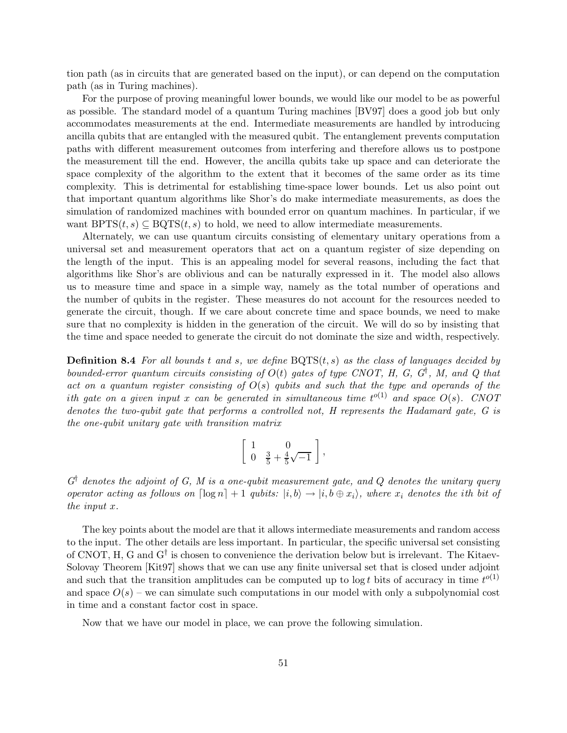tion path (as in circuits that are generated based on the input), or can depend on the computation path (as in Turing machines).

For the purpose of proving meaningful lower bounds, we would like our model to be as powerful as possible. The standard model of a quantum Turing machines [BV97] does a good job but only accommodates measurements at the end. Intermediate measurements are handled by introducing ancilla qubits that are entangled with the measured qubit. The entanglement prevents computation paths with different measurement outcomes from interfering and therefore allows us to postpone the measurement till the end. However, the ancilla qubits take up space and can deteriorate the space complexity of the algorithm to the extent that it becomes of the same order as its time complexity. This is detrimental for establishing time-space lower bounds. Let us also point out that important quantum algorithms like Shor's do make intermediate measurements, as does the simulation of randomized machines with bounded error on quantum machines. In particular, if we want $\mathrm{BPTS}(t,s) \subseteq \mathrm{BQTS}(t,s)$ to hold, we need to allow intermediate measurements.

Alternately, we can use quantum circuits consisting of elementary unitary operations from a universal set and measurement operators that act on a quantum register of size depending on the length of the input. This is an appealing model for several reasons, including the fact that algorithms like Shor's are oblivious and can be naturally expressed in it. The model also allows us to measure time and space in a simple way, namely as the total number of operations and the number of qubits in the register. These measures do not account for the resources needed to generate the circuit, though. If we care about concrete time and space bounds, we need to make sure that no complexity is hidden in the generation of the circuit. We will do so by insisting that the time and space needed to generate the circuit do not dominate the size and width, respectively.

**Definition 8.4** *For all bounds $t$ and $s$, we define $\mathrm{BQTS}(t,s)$ as the class of languages decided by bounded-error quantum circuits consisting of $O(t)$ gates of type CNOT, H, G, $G^\dagger$, M, and Q that act on a quantum register consisting of $O(s)$ qubits and such that the type and operands of the $i$th gate on a given input $x$ can be generated in simultaneous time $t^{o(1)}$ and space $O(s)$. CNOT denotes the two-qubit gate that performs a controlled not, H represents the Hadamard gate, G is the one-qubit unitary gate with transition matrix*

$$\left[\begin{array}{cc} 1 & 0 \\ 0 & \frac{3}{5}+\frac{4}{5}\sqrt{-1} \end{array}\right],$$

*$G^\dagger$ denotes the adjoint of G, M is a one-qubit measurement gate, and Q denotes the unitary query operator acting as follows on $\lceil \log n \rceil + 1$ qubits: $|i,b\rangle \to |i, b \oplus x_i\rangle$, where $x_i$ denotes the $i$th bit of the input $x$.*

The key points about the model are that it allows intermediate measurements and random access to the input. The other details are less important. In particular, the specific universal set consisting of CNOT, H, G and $G^\dagger$ is chosen to convenience the derivation below but is irrelevant. The Kitaev-Solovay Theorem [Kit97] shows that we can use any finite universal set that is closed under adjoint and such that the transition amplitudes can be computed up to $\log t$ bits of accuracy in time $t^{o(1)}$ and space $O(s)$ – we can simulate such computations in our model with only a subpolynomial cost in time and a constant factor cost in space.

Now that we have our model in place, we can prove the following simulation.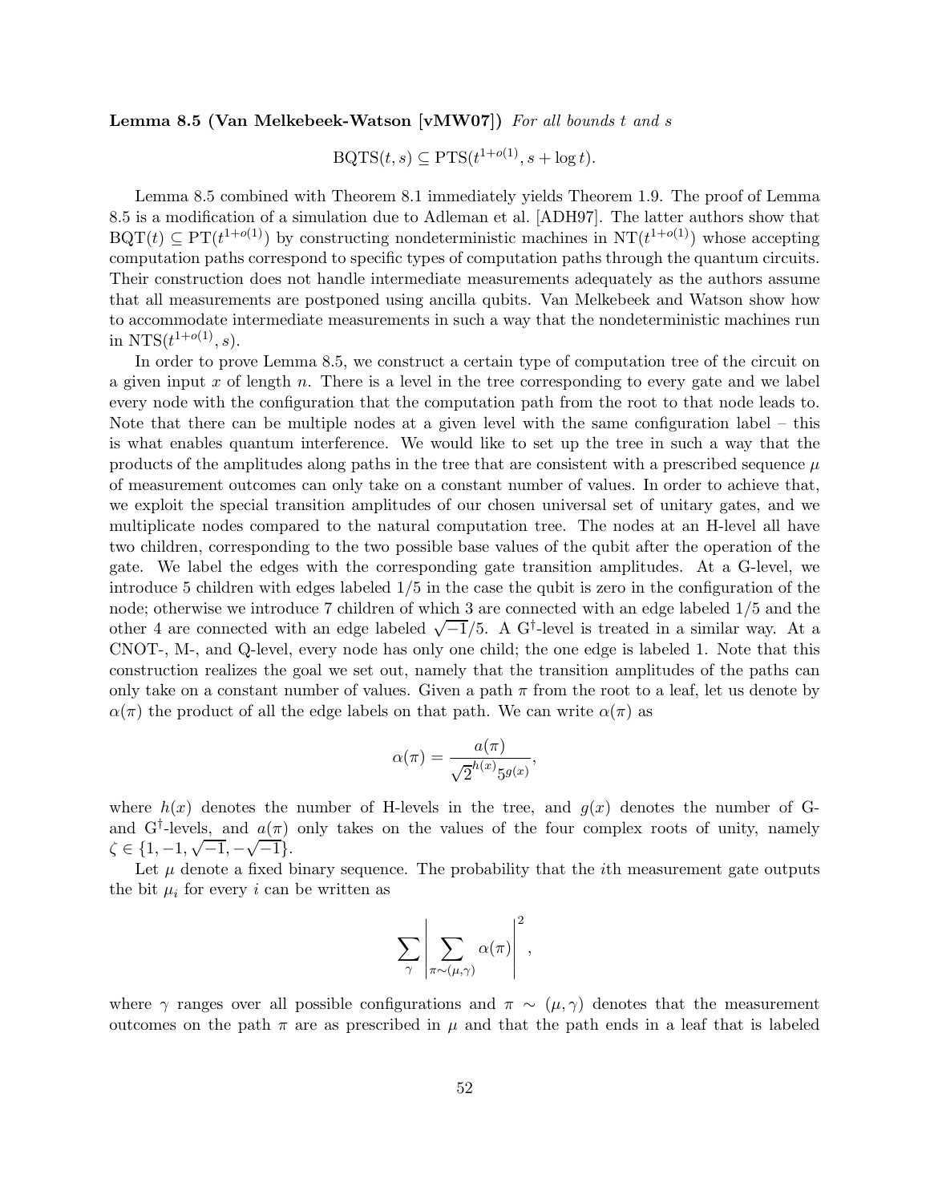**Lemma 8.5 (Van Melkebeek-Watson [vMW07])** *For all bounds $t$ and $s$*

$$\mathrm{BQTS}(t, s) \subseteq \mathrm{PTS}(t^{1+o(1)}, s + \log t).$$

Lemma 8.5 combined with Theorem 8.1 immediately yields Theorem 1.9. The proof of Lemma 8.5 is a modification of a simulation due to Adleman et al. [ADH97]. The latter authors show that $\mathrm{BQT}(t) \subseteq \mathrm{PT}(t^{1+o(1)})$ by constructing nondeterministic machines in $\mathrm{NT}(t^{1+o(1)})$ whose accepting computation paths correspond to specific types of computation paths through the quantum circuits. Their construction does not handle intermediate measurements adequately as the authors assume that all measurements are postponed using ancilla qubits. Van Melkebeek and Watson show how to accommodate intermediate measurements in such a way that the nondeterministic machines run in $\mathrm{NTS}(t^{1+o(1)}, s)$.

In order to prove Lemma 8.5, we construct a certain type of computation tree of the circuit on a given input $x$ of length $n$. There is a level in the tree corresponding to every gate and we label every node with the configuration that the computation path from the root to that node leads to. Note that there can be multiple nodes at a given level with the same configuration label – this is what enables quantum interference. We would like to set up the tree in such a way that the products of the amplitudes along paths in the tree that are consistent with a prescribed sequence $\mu$ of measurement outcomes can only take on a constant number of values. In order to achieve that, we exploit the special transition amplitudes of our chosen universal set of unitary gates, and we multiplicate nodes compared to the natural computation tree. The nodes at an H-level all have two children, corresponding to the two possible base values of the qubit after the operation of the gate. We label the edges with the corresponding gate transition amplitudes. At a G-level, we introduce 5 children with edges labeled $1/5$ in the case the qubit is zero in the configuration of the node; otherwise we introduce 7 children of which 3 are connected with an edge labeled $1/5$ and the other 4 are connected with an edge labeled $\sqrt{-1}/5$. A G$^\dagger$-level is treated in a similar way. At a CNOT-, M-, and Q-level, every node has only one child; the one edge is labeled 1. Note that this construction realizes the goal we set out, namely that the transition amplitudes of the paths can only take on a constant number of values. Given a path $\pi$ from the root to a leaf, let us denote by $\alpha(\pi)$ the product of all the edge labels on that path. We can write $\alpha(\pi)$ as

$$\alpha(\pi) = \frac{a(\pi)}{\sqrt{2}^{h(x)} 5^{g(x)}},$$

where $h(x)$ denotes the number of H-levels in the tree, and $g(x)$ denotes the number of G- and G$^\dagger$-levels, and $a(\pi)$ only takes on the values of the four complex roots of unity, namely $\zeta \in \{1, -1, \sqrt{-1}, -\sqrt{-1}\}$.

Let $\mu$ denote a fixed binary sequence. The probability that the $i$th measurement gate outputs the bit $\mu_i$ for every $i$ can be written as

$$\sum_{\gamma} \left| \sum_{\pi \sim (\mu, \gamma)} \alpha(\pi) \right|^2,$$

where $\gamma$ ranges over all possible configurations and $\pi \sim (\mu, \gamma)$ denotes that the measurement outcomes on the path $\pi$ are as prescribed in $\mu$ and that the path ends in a leaf that is labeled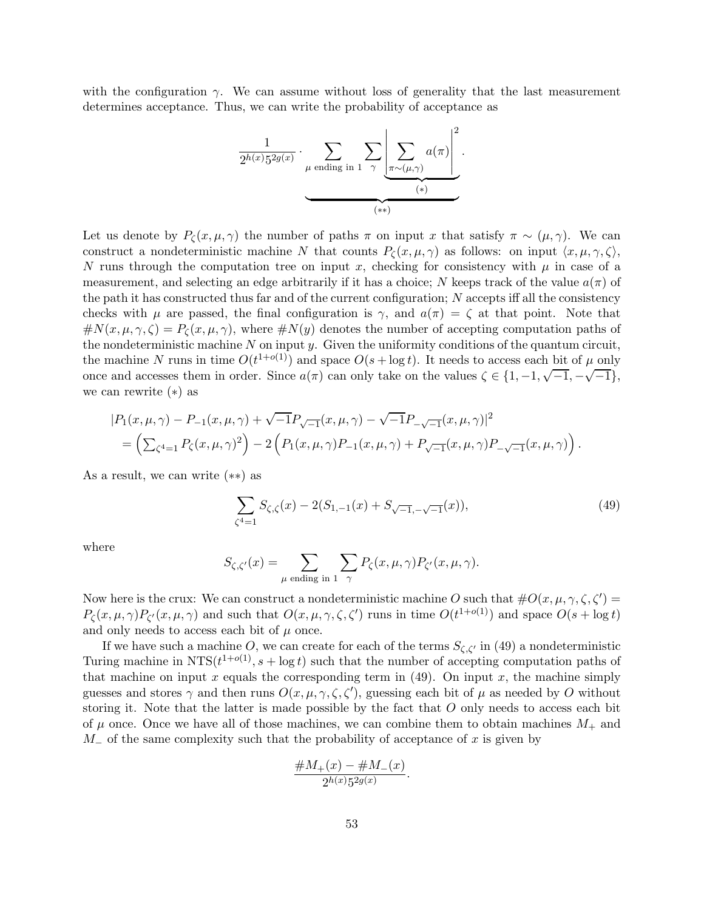with the configuration $\gamma$. We can assume without loss of generality that the last measurement determines acceptance. Thus, we can write the probability of acceptance as

$$\frac{1}{2^{h(x)}5^{2g(x)}} \cdot \underbrace{\sum_{\mu \text{ ending in } 1} \sum_{\gamma} \underbrace{\left| \sum_{\pi \sim (\mu,\gamma)} a(\pi) \right|^2}_{(*)}}_{(**)}.$$

Let us denote by $P_\zeta(x, \mu, \gamma)$ the number of paths $\pi$ on input $x$ that satisfy $\pi \sim (\mu, \gamma)$. We can construct a nondeterministic machine $N$ that counts $P_\zeta(x, \mu, \gamma)$ as follows: on input $\langle x, \mu, \gamma, \zeta \rangle$, $N$ runs through the computation tree on input $x$, checking for consistency with $\mu$ in case of a measurement, and selecting an edge arbitrarily if it has a choice; $N$ keeps track of the value $a(\pi)$ of the path it has constructed thus far and of the current configuration; $N$ accepts iff all the consistency checks with $\mu$ are passed, the final configuration is $\gamma$, and $a(\pi) = \zeta$ at that point. Note that $\#N(x, \mu, \gamma, \zeta) = P_\zeta(x, \mu, \gamma)$, where $\#N(y)$ denotes the number of accepting computation paths of the nondeterministic machine $N$ on input $y$. Given the uniformity conditions of the quantum circuit, the machine $N$ runs in time $O(t^{1+o(1)})$ and space $O(s + \log t)$. It needs to access each bit of $\mu$ only once and accesses them in order. Since $a(\pi)$ can only take on the values $\zeta \in \{1, -1, \sqrt{-1}, -\sqrt{-1}\}$, we can rewrite $(*)$ as

$$\begin{aligned}
&|P_1(x,\mu,\gamma) - P_{-1}(x,\mu,\gamma) + \sqrt{-1}P_{\sqrt{-1}}(x,\mu,\gamma) - \sqrt{-1}P_{-\sqrt{-1}}(x,\mu,\gamma)|^2 \\
&= \left( \textstyle\sum_{\zeta^4=1} P_\zeta(x,\mu,\gamma)^2 \right) - 2\left( P_1(x,\mu,\gamma)P_{-1}(x,\mu,\gamma) + P_{\sqrt{-1}}(x,\mu,\gamma)P_{-\sqrt{-1}}(x,\mu,\gamma) \right).
\end{aligned}$$

As a result, we can write $(**)$ as

$$\sum_{\zeta^4=1} S_{\zeta,\zeta}(x) - 2(S_{1,-1}(x) + S_{\sqrt{-1},-\sqrt{-1}}(x)), \tag{49}$$

where

$$S_{\zeta,\zeta'}(x) = \sum_{\mu \text{ ending in } 1} \sum_{\gamma} P_\zeta(x,\mu,\gamma) P_{\zeta'}(x,\mu,\gamma).$$

Now here is the crux: We can construct a nondeterministic machine $O$ such that $\#O(x, \mu, \gamma, \zeta, \zeta') = P_\zeta(x, \mu, \gamma)P_{\zeta'}(x, \mu, \gamma)$ and such that $O(x, \mu, \gamma, \zeta, \zeta')$ runs in time $O(t^{1+o(1)})$ and space $O(s + \log t)$ and only needs to access each bit of $\mu$ once.

If we have such a machine $O$, we can create for each of the terms $S_{\zeta,\zeta'}$ in (49) a nondeterministic Turing machine in $\mathrm{NTS}(t^{1+o(1)}, s + \log t)$ such that the number of accepting computation paths of that machine on input $x$ equals the corresponding term in (49). On input $x$, the machine simply guesses and stores $\gamma$ and then runs $O(x, \mu, \gamma, \zeta, \zeta')$, guessing each bit of $\mu$ as needed by $O$ without storing it. Note that the latter is made possible by the fact that $O$ only needs to access each bit of $\mu$ once. Once we have all of those machines, we can combine them to obtain machines $M_+$ and $M_-$ of the same complexity such that the probability of acceptance of $x$ is given by

$$\frac{\#M_+(x) - \#M_-(x)}{2^{h(x)}5^{2g(x)}}.$$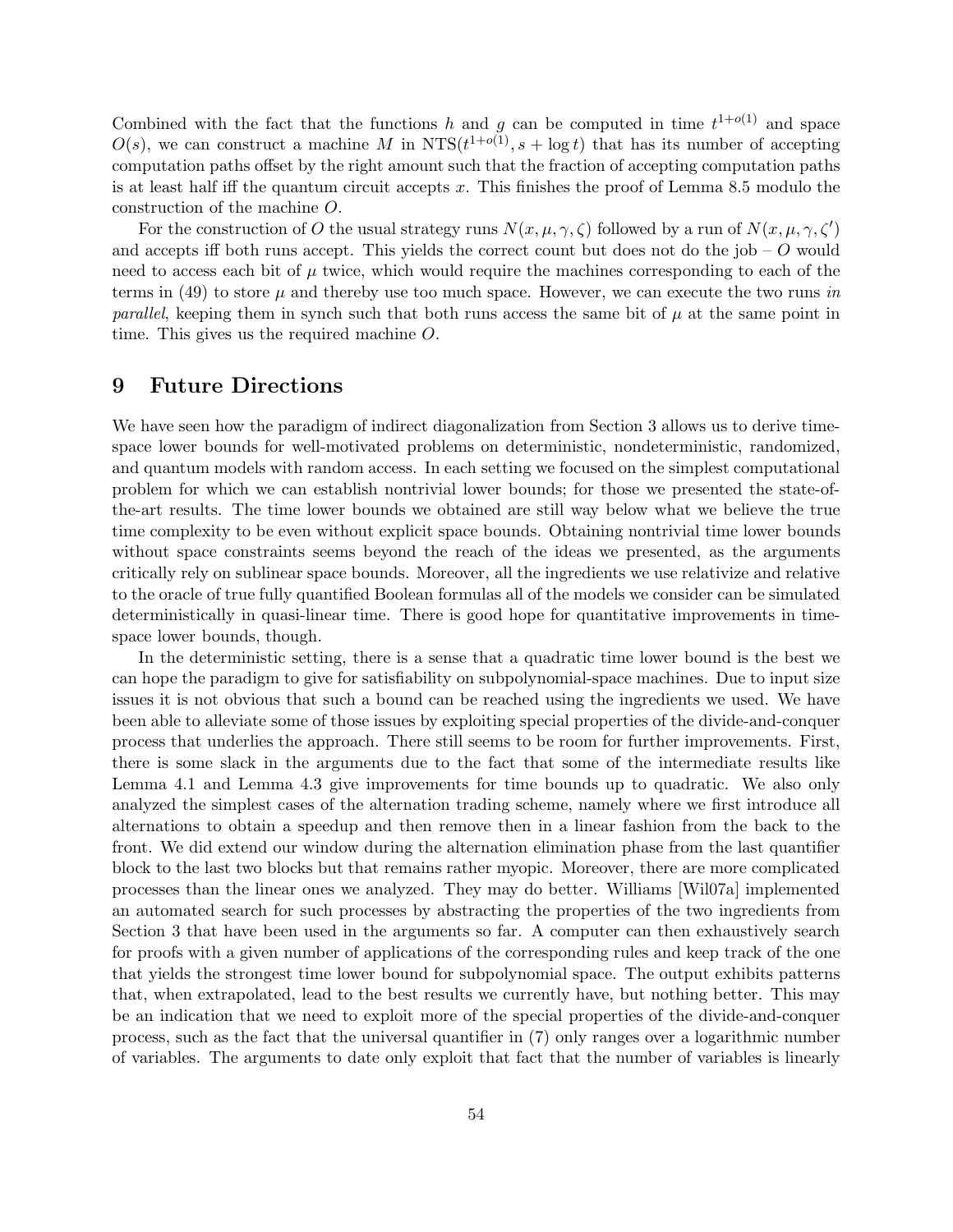Combined with the fact that the functions $h$ and $g$ can be computed in time $t^{1+o(1)}$ and space $O(s)$, we can construct a machine $M$ in $\text{NTS}(t^{1+o(1)}, s + \log t)$ that has its number of accepting computation paths offset by the right amount such that the fraction of accepting computation paths is at least half iff the quantum circuit accepts $x$. This finishes the proof of Lemma 8.5 modulo the construction of the machine $O$.

For the construction of $O$ the usual strategy runs $N(x, \mu, \gamma, \zeta)$ followed by a run of $N(x, \mu, \gamma, \zeta')$ and accepts iff both runs accept. This yields the correct count but does not do the job – $O$ would need to access each bit of $\mu$ twice, which would require the machines corresponding to each of the terms in (49) to store $\mu$ and thereby use too much space. However, we can execute the two runs *in parallel*, keeping them in synch such that both runs access the same bit of $\mu$ at the same point in time. This gives us the required machine $O$.

# 9 Future Directions

We have seen how the paradigm of indirect diagonalization from Section 3 allows us to derive time-space lower bounds for well-motivated problems on deterministic, nondeterministic, randomized, and quantum models with random access. In each setting we focused on the simplest computational problem for which we can establish nontrivial lower bounds; for those we presented the state-of-the-art results. The time lower bounds we obtained are still way below what we believe the true time complexity to be even without explicit space bounds. Obtaining nontrivial time lower bounds without space constraints seems beyond the reach of the ideas we presented, as the arguments critically rely on sublinear space bounds. Moreover, all the ingredients we use relativize and relative to the oracle of true fully quantified Boolean formulas all of the models we consider can be simulated deterministically in quasi-linear time. There is good hope for quantitative improvements in time-space lower bounds, though.

In the deterministic setting, there is a sense that a quadratic time lower bound is the best we can hope the paradigm to give for satisfiability on subpolynomial-space machines. Due to input size issues it is not obvious that such a bound can be reached using the ingredients we used. We have been able to alleviate some of those issues by exploiting special properties of the divide-and-conquer process that underlies the approach. There still seems to be room for further improvements. First, there is some slack in the arguments due to the fact that some of the intermediate results like Lemma 4.1 and Lemma 4.3 give improvements for time bounds up to quadratic. We also only analyzed the simplest cases of the alternation trading scheme, namely where we first introduce all alternations to obtain a speedup and then remove then in a linear fashion from the back to the front. We did extend our window during the alternation elimination phase from the last quantifier block to the last two blocks but that remains rather myopic. Moreover, there are more complicated processes than the linear ones we analyzed. They may do better. Williams [Wil07a] implemented an automated search for such processes by abstracting the properties of the two ingredients from Section 3 that have been used in the arguments so far. A computer can then exhaustively search for proofs with a given number of applications of the corresponding rules and keep track of the one that yields the strongest time lower bound for subpolynomial space. The output exhibits patterns that, when extrapolated, lead to the best results we currently have, but nothing better. This may be an indication that we need to exploit more of the special properties of the divide-and-conquer process, such as the fact that the universal quantifier in (7) only ranges over a logarithmic number of variables. The arguments to date only exploit that fact that the number of variables is linearly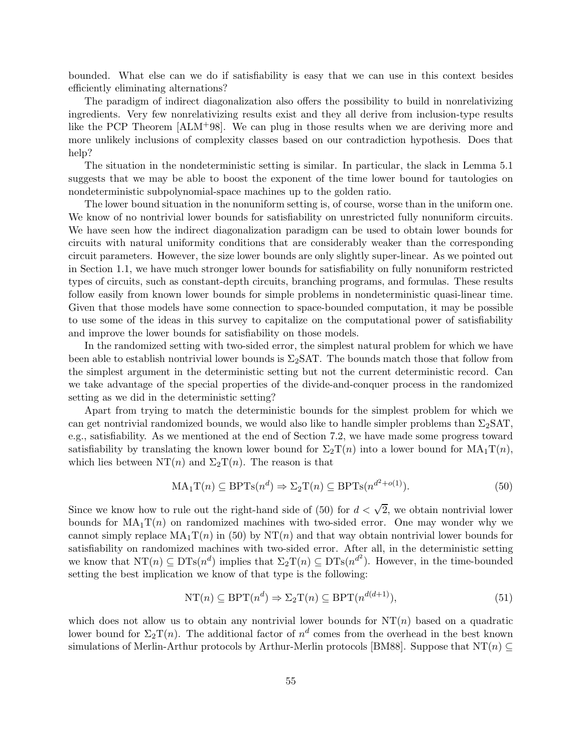bounded. What else can we do if satisfiability is easy that we can use in this context besides efficiently eliminating alternations?

The paradigm of indirect diagonalization also offers the possibility to build in nonrelativizing ingredients. Very few nonrelativizing results exist and they all derive from inclusion-type results like the PCP Theorem [ALM+98]. We can plug in those results when we are deriving more and more unlikely inclusions of complexity classes based on our contradiction hypothesis. Does that help?

The situation in the nondeterministic setting is similar. In particular, the slack in Lemma 5.1 suggests that we may be able to boost the exponent of the time lower bound for tautologies on nondeterministic subpolynomial-space machines up to the golden ratio.

The lower bound situation in the nonuniform setting is, of course, worse than in the uniform one. We know of no nontrivial lower bounds for satisfiability on unrestricted fully nonuniform circuits. We have seen how the indirect diagonalization paradigm can be used to obtain lower bounds for circuits with natural uniformity conditions that are considerably weaker than the corresponding circuit parameters. However, the size lower bounds are only slightly super-linear. As we pointed out in Section 1.1, we have much stronger lower bounds for satisfiability on fully nonuniform restricted types of circuits, such as constant-depth circuits, branching programs, and formulas. These results follow easily from known lower bounds for simple problems in nondeterministic quasi-linear time. Given that those models have some connection to space-bounded computation, it may be possible to use some of the ideas in this survey to capitalize on the computational power of satisfiability and improve the lower bounds for satisfiability on those models.

In the randomized setting with two-sided error, the simplest natural problem for which we have been able to establish nontrivial lower bounds is $\Sigma_2$SAT. The bounds match those that follow from the simplest argument in the deterministic setting but not the current deterministic record. Can we take advantage of the special properties of the divide-and-conquer process in the randomized setting as we did in the deterministic setting?

Apart from trying to match the deterministic bounds for the simplest problem for which we can get nontrivial randomized bounds, we would also like to handle simpler problems than $\Sigma_2$SAT, e.g., satisfiability. As we mentioned at the end of Section 7.2, we have made some progress toward satisfiability by translating the known lower bound for $\Sigma_2\mathrm{T}(n)$ into a lower bound for $\mathrm{MA}_1\mathrm{T}(n)$, which lies between $\mathrm{NT}(n)$ and $\Sigma_2\mathrm{T}(n)$. The reason is that

$$\mathrm{MA}_1\mathrm{T}(n) \subseteq \mathrm{BPTs}(n^d) \Rightarrow \Sigma_2\mathrm{T}(n) \subseteq \mathrm{BPTs}(n^{d^2+o(1)}). \tag{50}$$

Since we know how to rule out the right-hand side of (50) for $d < \sqrt{2}$, we obtain nontrivial lower bounds for $\mathrm{MA}_1\mathrm{T}(n)$ on randomized machines with two-sided error. One may wonder why we cannot simply replace $\mathrm{MA}_1\mathrm{T}(n)$ in (50) by $\mathrm{NT}(n)$ and that way obtain nontrivial lower bounds for satisfiability on randomized machines with two-sided error. After all, in the deterministic setting we know that $\mathrm{NT}(n) \subseteq \mathrm{DTs}(n^d)$ implies that $\Sigma_2\mathrm{T}(n) \subseteq \mathrm{DTs}(n^{d^2})$. However, in the time-bounded setting the best implication we know of that type is the following:

$$\mathrm{NT}(n) \subseteq \mathrm{BPT}(n^d) \Rightarrow \Sigma_2\mathrm{T}(n) \subseteq \mathrm{BPT}(n^{d(d+1)}), \tag{51}$$

which does not allow us to obtain any nontrivial lower bounds for $\mathrm{NT}(n)$ based on a quadratic lower bound for $\Sigma_2\mathrm{T}(n)$. The additional factor of $n^d$ comes from the overhead in the best known simulations of Merlin-Arthur protocols by Arthur-Merlin protocols [BM88]. Suppose that $\mathrm{NT}(n) \subseteq$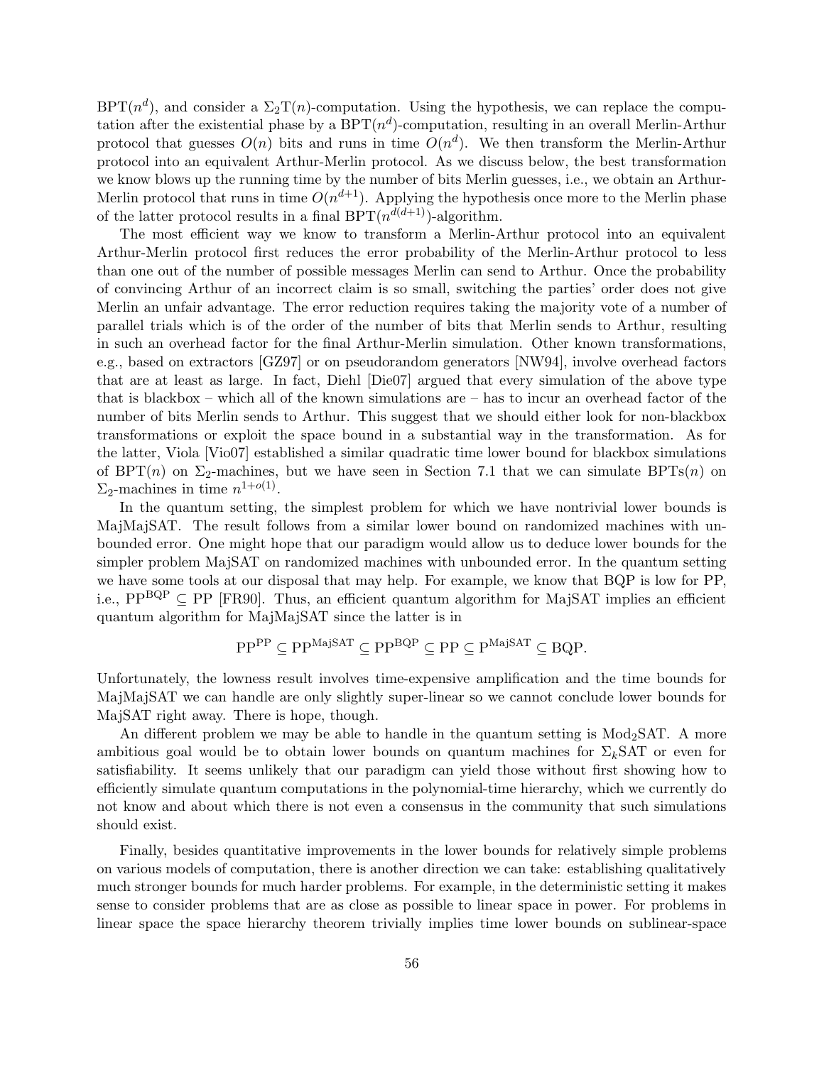$\text{BPT}(n^d)$, and consider a $\Sigma_2\text{T}(n)$-computation. Using the hypothesis, we can replace the computation after the existential phase by a $\text{BPT}(n^d)$-computation, resulting in an overall Merlin-Arthur protocol that guesses $O(n)$ bits and runs in time $O(n^d)$. We then transform the Merlin-Arthur protocol into an equivalent Arthur-Merlin protocol. As we discuss below, the best transformation we know blows up the running time by the number of bits Merlin guesses, i.e., we obtain an Arthur-Merlin protocol that runs in time $O(n^{d+1})$. Applying the hypothesis once more to the Merlin phase of the latter protocol results in a final $\text{BPT}(n^{d(d+1)})$-algorithm.

The most efficient way we know to transform a Merlin-Arthur protocol into an equivalent Arthur-Merlin protocol first reduces the error probability of the Merlin-Arthur protocol to less than one out of the number of possible messages Merlin can send to Arthur. Once the probability of convincing Arthur of an incorrect claim is so small, switching the parties' order does not give Merlin an unfair advantage. The error reduction requires taking the majority vote of a number of parallel trials which is of the order of the number of bits that Merlin sends to Arthur, resulting in such an overhead factor for the final Arthur-Merlin simulation. Other known transformations, e.g., based on extractors [GZ97] or on pseudorandom generators [NW94], involve overhead factors that are at least as large. In fact, Diehl [Die07] argued that every simulation of the above type that is blackbox – which all of the known simulations are – has to incur an overhead factor of the number of bits Merlin sends to Arthur. This suggest that we should either look for non-blackbox transformations or exploit the space bound in a substantial way in the transformation. As for the latter, Viola [Vio07] established a similar quadratic time lower bound for blackbox simulations of $\text{BPT}(n)$ on $\Sigma_2$-machines, but we have seen in Section 7.1 that we can simulate $\text{BPTs}(n)$ on $\Sigma_2$-machines in time $n^{1+o(1)}$.

In the quantum setting, the simplest problem for which we have nontrivial lower bounds is MajMajSAT. The result follows from a similar lower bound on randomized machines with unbounded error. One might hope that our paradigm would allow us to deduce lower bounds for the simpler problem MajSAT on randomized machines with unbounded error. In the quantum setting we have some tools at our disposal that may help. For example, we know that BQP is low for PP, i.e., $\text{PP}^{\text{BQP}} \subseteq \text{PP}$ [FR90]. Thus, an efficient quantum algorithm for MajSAT implies an efficient quantum algorithm for MajMajSAT since the latter is in

$$\text{PP}^{\text{PP}} \subseteq \text{PP}^{\text{MajSAT}} \subseteq \text{PP}^{\text{BQP}} \subseteq \text{PP} \subseteq \text{P}^{\text{MajSAT}} \subseteq \text{BQP}.$$

Unfortunately, the lowness result involves time-expensive amplification and the time bounds for MajMajSAT we can handle are only slightly super-linear so we cannot conclude lower bounds for MajSAT right away. There is hope, though.

An different problem we may be able to handle in the quantum setting is $\text{Mod}_2\text{SAT}$. A more ambitious goal would be to obtain lower bounds on quantum machines for $\Sigma_k\text{SAT}$ or even for satisfiability. It seems unlikely that our paradigm can yield those without first showing how to efficiently simulate quantum computations in the polynomial-time hierarchy, which we currently do not know and about which there is not even a consensus in the community that such simulations should exist.

Finally, besides quantitative improvements in the lower bounds for relatively simple problems on various models of computation, there is another direction we can take: establishing qualitatively much stronger bounds for much harder problems. For example, in the deterministic setting it makes sense to consider problems that are as close as possible to linear space in power. For problems in linear space the space hierarchy theorem trivially implies time lower bounds on sublinear-space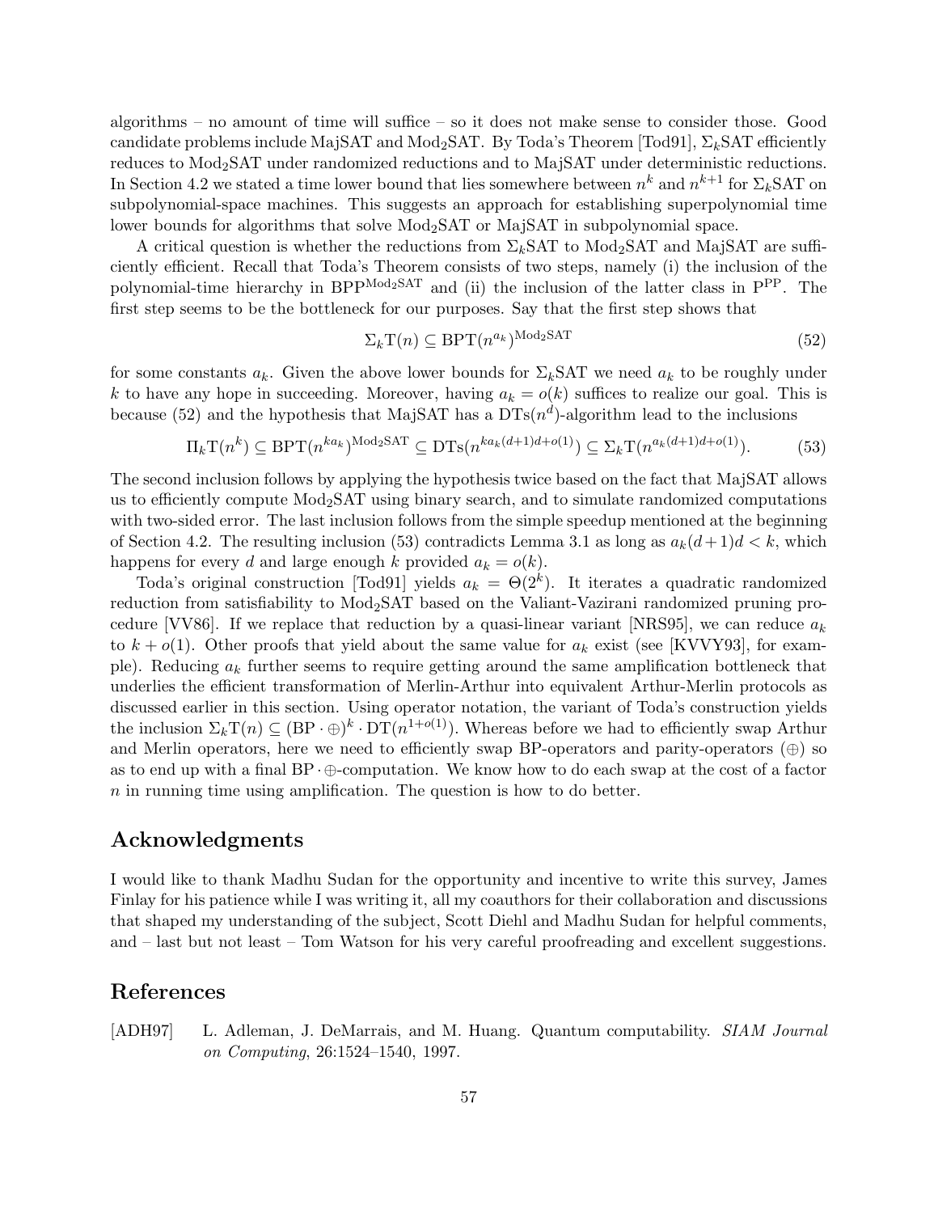algorithms – no amount of time will suffice – so it does not make sense to consider those. Good candidate problems include MajSAT and $\text{Mod}_2\text{SAT}$. By Toda's Theorem [Tod91], $\Sigma_k$SAT efficiently reduces to $\text{Mod}_2\text{SAT}$ under randomized reductions and to MajSAT under deterministic reductions. In Section 4.2 we stated a time lower bound that lies somewhere between $n^k$ and $n^{k+1}$ for $\Sigma_k$SAT on subpolynomial-space machines. This suggests an approach for establishing superpolynomial time lower bounds for algorithms that solve $\text{Mod}_2\text{SAT}$ or MajSAT in subpolynomial space.

A critical question is whether the reductions from $\Sigma_k$SAT to $\text{Mod}_2\text{SAT}$ and MajSAT are sufficiently efficient. Recall that Toda's Theorem consists of two steps, namely (i) the inclusion of the polynomial-time hierarchy in $\text{BPP}^{\text{Mod}_2\text{SAT}}$ and (ii) the inclusion of the latter class in $\text{P}^{\text{PP}}$. The first step seems to be the bottleneck for our purposes. Say that the first step shows that

$$\Sigma_k\text{T}(n) \subseteq \text{BPT}(n^{a_k})^{\text{Mod}_2\text{SAT}} \tag{52}$$

for some constants $a_k$. Given the above lower bounds for $\Sigma_k$SAT we need $a_k$ to be roughly under $k$ to have any hope in succeeding. Moreover, having $a_k = o(k)$ suffices to realize our goal. This is because (52) and the hypothesis that MajSAT has a $\text{DTs}(n^d)$-algorithm lead to the inclusions

$$\Pi_k\text{T}(n^k) \subseteq \text{BPT}(n^{ka_k})^{\text{Mod}_2\text{SAT}} \subseteq \text{DTs}(n^{ka_k(d+1)d+o(1)}) \subseteq \Sigma_k\text{T}(n^{a_k(d+1)d+o(1)}). \tag{53}$$

The second inclusion follows by applying the hypothesis twice based on the fact that MajSAT allows us to efficiently compute $\text{Mod}_2\text{SAT}$ using binary search, and to simulate randomized computations with two-sided error. The last inclusion follows from the simple speedup mentioned at the beginning of Section 4.2. The resulting inclusion (53) contradicts Lemma 3.1 as long as $a_k(d+1)d < k$, which happens for every $d$ and large enough $k$ provided $a_k = o(k)$.

Toda's original construction [Tod91] yields $a_k = \Theta(2^k)$. It iterates a quadratic randomized reduction from satisfiability to $\text{Mod}_2\text{SAT}$ based on the Valiant-Vazirani randomized pruning procedure [VV86]. If we replace that reduction by a quasi-linear variant [NRS95], we can reduce $a_k$ to $k + o(1)$. Other proofs that yield about the same value for $a_k$ exist (see [KVVY93], for example). Reducing $a_k$ further seems to require getting around the same amplification bottleneck that underlies the efficient transformation of Merlin-Arthur into equivalent Arthur-Merlin protocols as discussed earlier in this section. Using operator notation, the variant of Toda's construction yields the inclusion $\Sigma_k\text{T}(n) \subseteq (\text{BP} \cdot \oplus)^k \cdot \text{DT}(n^{1+o(1)})$. Whereas before we had to efficiently swap Arthur and Merlin operators, here we need to efficiently swap BP-operators and parity-operators ($\oplus$) so as to end up with a final $\text{BP} \cdot \oplus$-computation. We know how to do each swap at the cost of a factor $n$ in running time using amplification. The question is how to do better.

## Acknowledgments

I would like to thank Madhu Sudan for the opportunity and incentive to write this survey, James Finlay for his patience while I was writing it, all my coauthors for their collaboration and discussions that shaped my understanding of the subject, Scott Diehl and Madhu Sudan for helpful comments, and – last but not least – Tom Watson for his very careful proofreading and excellent suggestions.

## References

[ADH97] L. Adleman, J. DeMarrais, and M. Huang. Quantum computability. *SIAM Journal on Computing*, 26:1524–1540, 1997.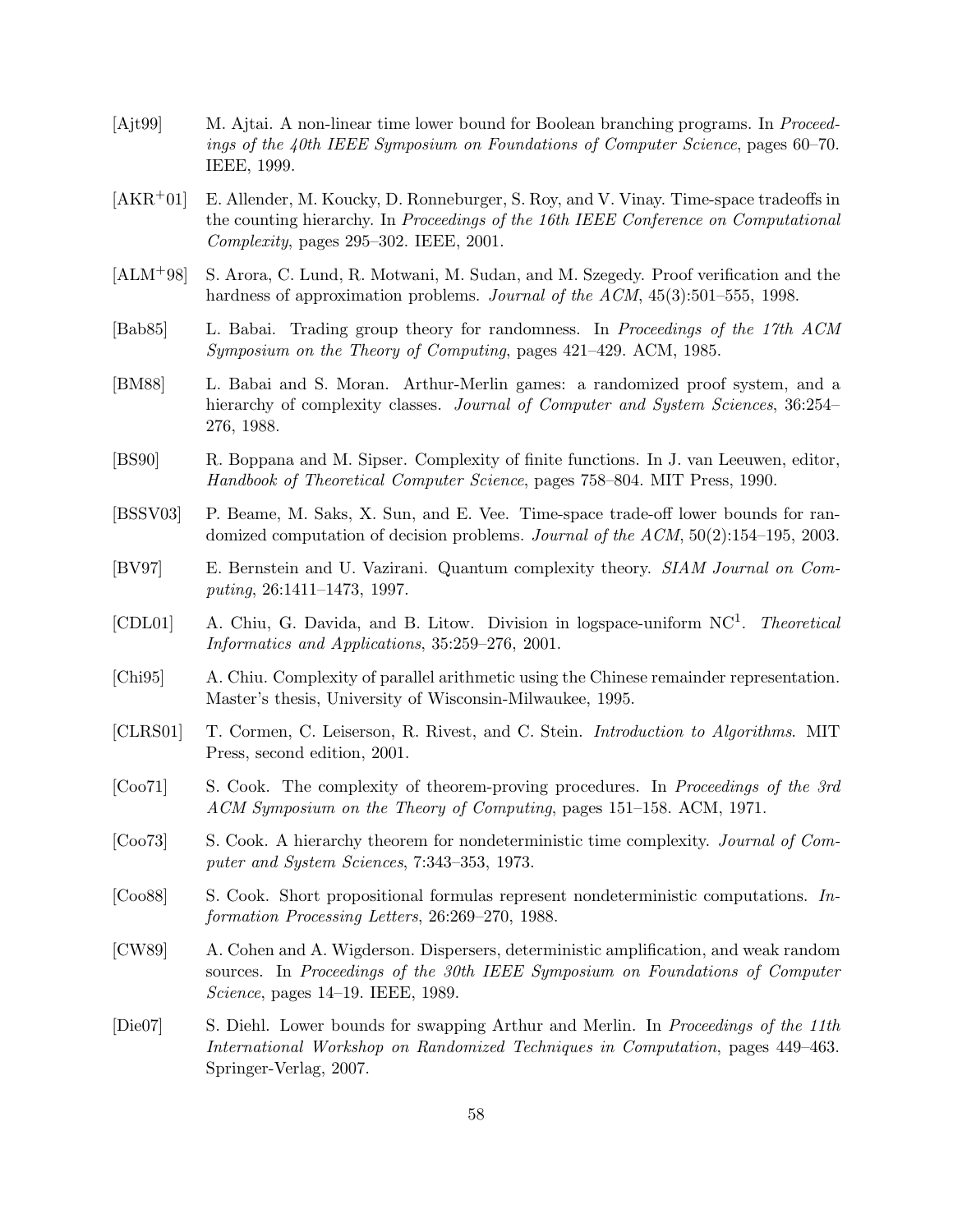[Ajt99] M. Ajtai. A non-linear time lower bound for Boolean branching programs. In *Proceedings of the 40th IEEE Symposium on Foundations of Computer Science*, pages 60–70. IEEE, 1999.

[AKR+01] E. Allender, M. Koucky, D. Ronneburger, S. Roy, and V. Vinay. Time-space tradeoffs in the counting hierarchy. In *Proceedings of the 16th IEEE Conference on Computational Complexity*, pages 295–302. IEEE, 2001.

[ALM+98] S. Arora, C. Lund, R. Motwani, M. Sudan, and M. Szegedy. Proof verification and the hardness of approximation problems. *Journal of the ACM*, 45(3):501–555, 1998.

[Bab85] L. Babai. Trading group theory for randomness. In *Proceedings of the 17th ACM Symposium on the Theory of Computing*, pages 421–429. ACM, 1985.

[BM88] L. Babai and S. Moran. Arthur-Merlin games: a randomized proof system, and a hierarchy of complexity classes. *Journal of Computer and System Sciences*, 36:254–276, 1988.

[BS90] R. Boppana and M. Sipser. Complexity of finite functions. In J. van Leeuwen, editor, *Handbook of Theoretical Computer Science*, pages 758–804. MIT Press, 1990.

[BSSV03] P. Beame, M. Saks, X. Sun, and E. Vee. Time-space trade-off lower bounds for randomized computation of decision problems. *Journal of the ACM*, 50(2):154–195, 2003.

[BV97] E. Bernstein and U. Vazirani. Quantum complexity theory. *SIAM Journal on Computing*, 26:1411–1473, 1997.

[CDL01] A. Chiu, G. Davida, and B. Litow. Division in logspace-uniform $\mathrm{NC}^1$. *Theoretical Informatics and Applications*, 35:259–276, 2001.

[Chi95] A. Chiu. Complexity of parallel arithmetic using the Chinese remainder representation. Master's thesis, University of Wisconsin-Milwaukee, 1995.

[CLRS01] T. Cormen, C. Leiserson, R. Rivest, and C. Stein. *Introduction to Algorithms*. MIT Press, second edition, 2001.

[Coo71] S. Cook. The complexity of theorem-proving procedures. In *Proceedings of the 3rd ACM Symposium on the Theory of Computing*, pages 151–158. ACM, 1971.

[Coo73] S. Cook. A hierarchy theorem for nondeterministic time complexity. *Journal of Computer and System Sciences*, 7:343–353, 1973.

[Coo88] S. Cook. Short propositional formulas represent nondeterministic computations. *Information Processing Letters*, 26:269–270, 1988.

[CW89] A. Cohen and A. Wigderson. Dispersers, deterministic amplification, and weak random sources. In *Proceedings of the 30th IEEE Symposium on Foundations of Computer Science*, pages 14–19. IEEE, 1989.

[Die07] S. Diehl. Lower bounds for swapping Arthur and Merlin. In *Proceedings of the 11th International Workshop on Randomized Techniques in Computation*, pages 449–463. Springer-Verlag, 2007.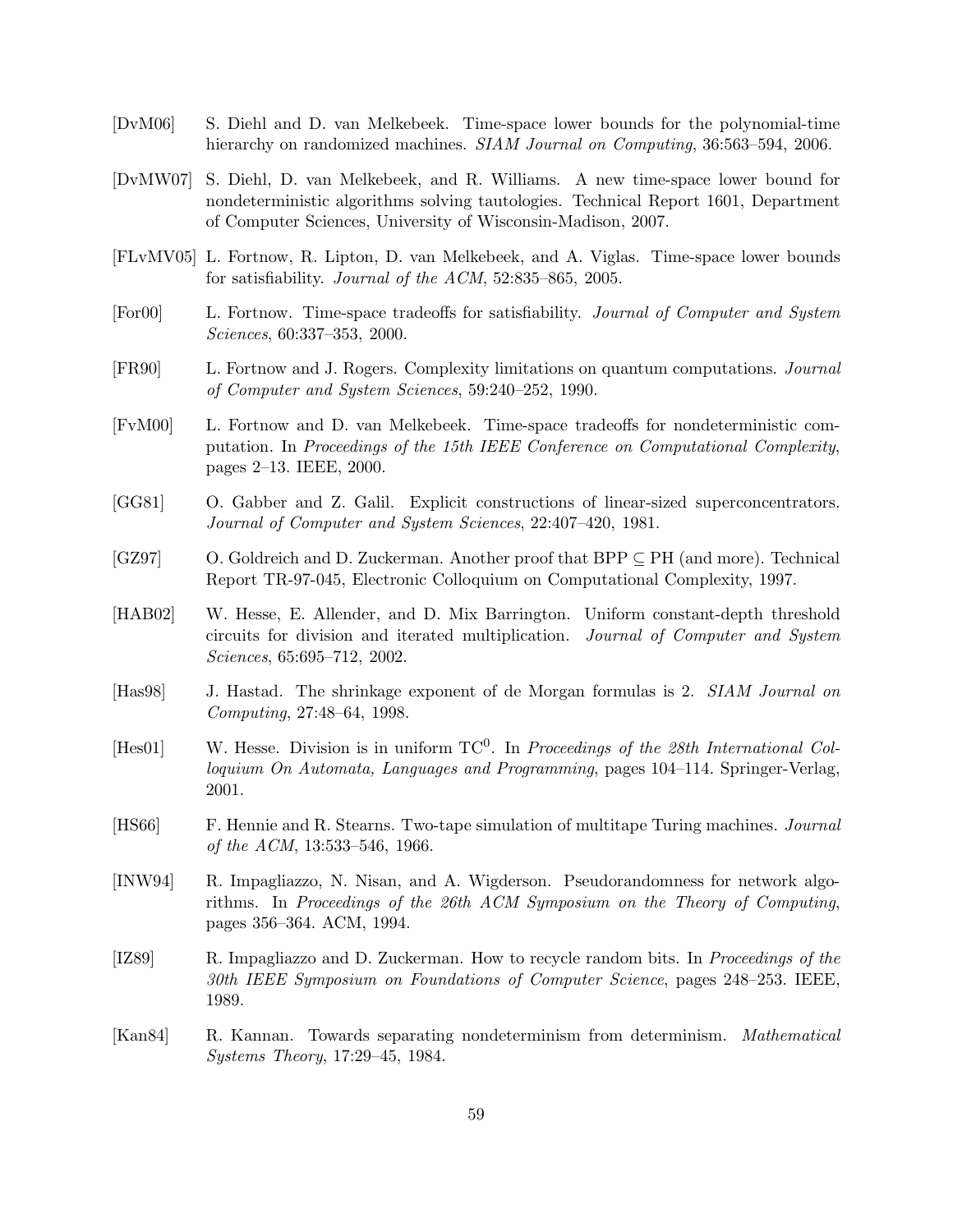[DvM06] S. Diehl and D. van Melkebeek. Time-space lower bounds for the polynomial-time hierarchy on randomized machines. *SIAM Journal on Computing*, 36:563–594, 2006.

[DvMW07] S. Diehl, D. van Melkebeek, and R. Williams. A new time-space lower bound for nondeterministic algorithms solving tautologies. Technical Report 1601, Department of Computer Sciences, University of Wisconsin-Madison, 2007.

[FLvMV05] L. Fortnow, R. Lipton, D. van Melkebeek, and A. Viglas. Time-space lower bounds for satisfiability. *Journal of the ACM*, 52:835–865, 2005.

[For00] L. Fortnow. Time-space tradeoffs for satisfiability. *Journal of Computer and System Sciences*, 60:337–353, 2000.

[FR90] L. Fortnow and J. Rogers. Complexity limitations on quantum computations. *Journal of Computer and System Sciences*, 59:240–252, 1990.

[FvM00] L. Fortnow and D. van Melkebeek. Time-space tradeoffs for nondeterministic computation. In *Proceedings of the 15th IEEE Conference on Computational Complexity*, pages 2–13. IEEE, 2000.

[GG81] O. Gabber and Z. Galil. Explicit constructions of linear-sized superconcentrators. *Journal of Computer and System Sciences*, 22:407–420, 1981.

[GZ97] O. Goldreich and D. Zuckerman. Another proof that BPP $\subseteq$ PH (and more). Technical Report TR-97-045, Electronic Colloquium on Computational Complexity, 1997.

[HAB02] W. Hesse, E. Allender, and D. Mix Barrington. Uniform constant-depth threshold circuits for division and iterated multiplication. *Journal of Computer and System Sciences*, 65:695–712, 2002.

[Has98] J. Hastad. The shrinkage exponent of de Morgan formulas is 2. *SIAM Journal on Computing*, 27:48–64, 1998.

[Hes01] W. Hesse. Division is in uniform $\mathrm{TC}^0$. In *Proceedings of the 28th International Colloquium On Automata, Languages and Programming*, pages 104–114. Springer-Verlag, 2001.

[HS66] F. Hennie and R. Stearns. Two-tape simulation of multitape Turing machines. *Journal of the ACM*, 13:533–546, 1966.

[INW94] R. Impagliazzo, N. Nisan, and A. Wigderson. Pseudorandomness for network algorithms. In *Proceedings of the 26th ACM Symposium on the Theory of Computing*, pages 356–364. ACM, 1994.

[IZ89] R. Impagliazzo and D. Zuckerman. How to recycle random bits. In *Proceedings of the 30th IEEE Symposium on Foundations of Computer Science*, pages 248–253. IEEE, 1989.

[Kan84] R. Kannan. Towards separating nondeterminism from determinism. *Mathematical Systems Theory*, 17:29–45, 1984.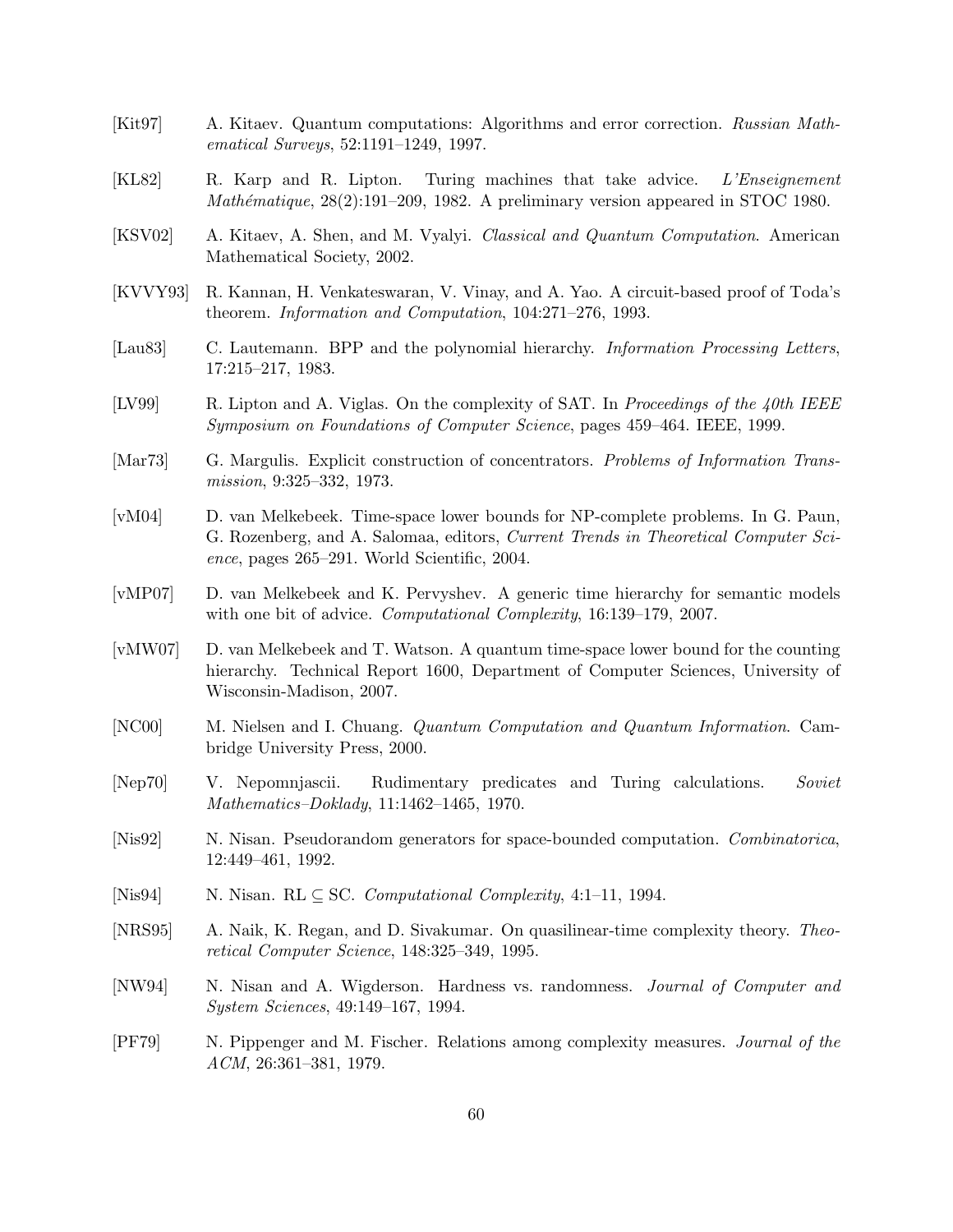[Kit97] A. Kitaev. Quantum computations: Algorithms and error correction. *Russian Mathematical Surveys*, 52:1191–1249, 1997.

[KL82] R. Karp and R. Lipton. Turing machines that take advice. *L'Enseignement Mathématique*, 28(2):191–209, 1982. A preliminary version appeared in STOC 1980.

[KSV02] A. Kitaev, A. Shen, and M. Vyalyi. *Classical and Quantum Computation*. American Mathematical Society, 2002.

[KVVY93] R. Kannan, H. Venkateswaran, V. Vinay, and A. Yao. A circuit-based proof of Toda's theorem. *Information and Computation*, 104:271–276, 1993.

[Lau83] C. Lautemann. BPP and the polynomial hierarchy. *Information Processing Letters*, 17:215–217, 1983.

[LV99] R. Lipton and A. Viglas. On the complexity of SAT. In *Proceedings of the 40th IEEE Symposium on Foundations of Computer Science*, pages 459–464. IEEE, 1999.

[Mar73] G. Margulis. Explicit construction of concentrators. *Problems of Information Transmission*, 9:325–332, 1973.

[vM04] D. van Melkebeek. Time-space lower bounds for NP-complete problems. In G. Paun, G. Rozenberg, and A. Salomaa, editors, *Current Trends in Theoretical Computer Science*, pages 265–291. World Scientific, 2004.

[vMP07] D. van Melkebeek and K. Pervyshev. A generic time hierarchy for semantic models with one bit of advice. *Computational Complexity*, 16:139–179, 2007.

[vMW07] D. van Melkebeek and T. Watson. A quantum time-space lower bound for the counting hierarchy. Technical Report 1600, Department of Computer Sciences, University of Wisconsin-Madison, 2007.

[NC00] M. Nielsen and I. Chuang. *Quantum Computation and Quantum Information*. Cambridge University Press, 2000.

[Nep70] V. Nepomnjascii. Rudimentary predicates and Turing calculations. *Soviet Mathematics–Doklady*, 11:1462–1465, 1970.

[Nis92] N. Nisan. Pseudorandom generators for space-bounded computation. *Combinatorica*, 12:449–461, 1992.

[Nis94] N. Nisan. RL $\subseteq$ SC. *Computational Complexity*, 4:1–11, 1994.

[NRS95] A. Naik, K. Regan, and D. Sivakumar. On quasilinear-time complexity theory. *Theoretical Computer Science*, 148:325–349, 1995.

[NW94] N. Nisan and A. Wigderson. Hardness vs. randomness. *Journal of Computer and System Sciences*, 49:149–167, 1994.

[PF79] N. Pippenger and M. Fischer. Relations among complexity measures. *Journal of the ACM*, 26:361–381, 1979.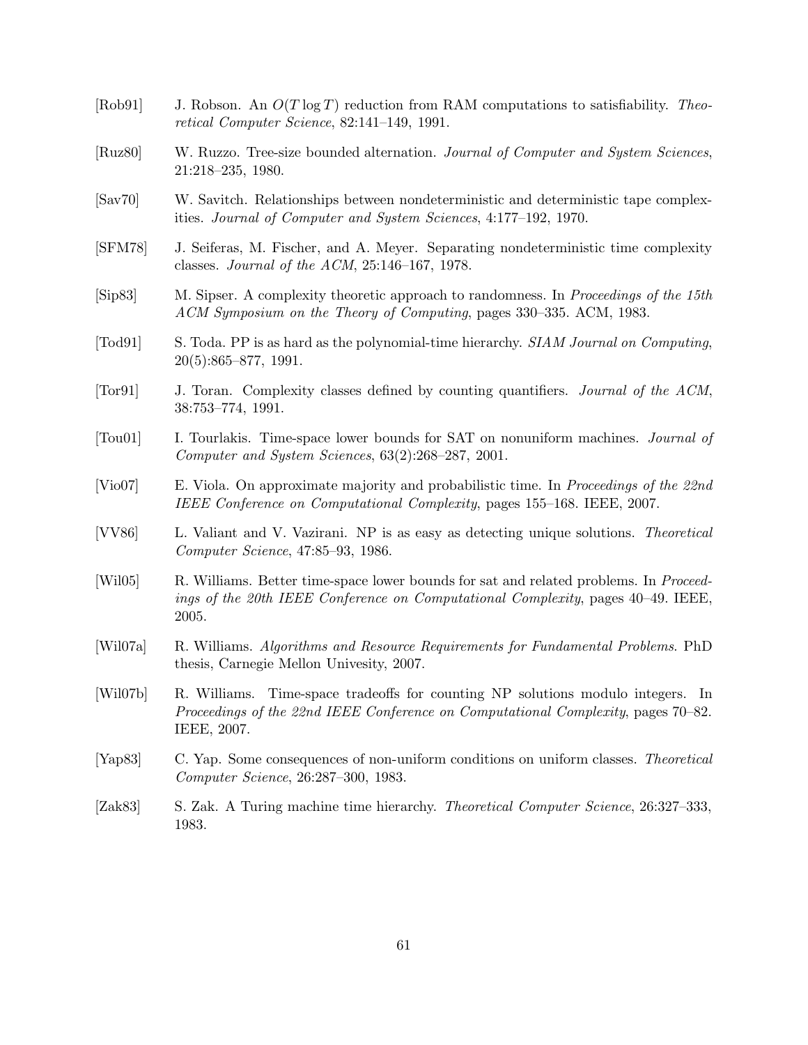[Rob91] J. Robson. An $O(T \log T)$ reduction from RAM computations to satisfiability. *Theoretical Computer Science*, 82:141–149, 1991.

[Ruz80] W. Ruzzo. Tree-size bounded alternation. *Journal of Computer and System Sciences*, 21:218–235, 1980.

[Sav70] W. Savitch. Relationships between nondeterministic and deterministic tape complexities. *Journal of Computer and System Sciences*, 4:177–192, 1970.

[SFM78] J. Seiferas, M. Fischer, and A. Meyer. Separating nondeterministic time complexity classes. *Journal of the ACM*, 25:146–167, 1978.

[Sip83] M. Sipser. A complexity theoretic approach to randomness. In *Proceedings of the 15th ACM Symposium on the Theory of Computing*, pages 330–335. ACM, 1983.

[Tod91] S. Toda. PP is as hard as the polynomial-time hierarchy. *SIAM Journal on Computing*, 20(5):865–877, 1991.

[Tor91] J. Toran. Complexity classes defined by counting quantifiers. *Journal of the ACM*, 38:753–774, 1991.

[Tou01] I. Tourlakis. Time-space lower bounds for SAT on nonuniform machines. *Journal of Computer and System Sciences*, 63(2):268–287, 2001.

[Vio07] E. Viola. On approximate majority and probabilistic time. In *Proceedings of the 22nd IEEE Conference on Computational Complexity*, pages 155–168. IEEE, 2007.

[VV86] L. Valiant and V. Vazirani. NP is as easy as detecting unique solutions. *Theoretical Computer Science*, 47:85–93, 1986.

[Wil05] R. Williams. Better time-space lower bounds for sat and related problems. In *Proceedings of the 20th IEEE Conference on Computational Complexity*, pages 40–49. IEEE, 2005.

[Wil07a] R. Williams. *Algorithms and Resource Requirements for Fundamental Problems*. PhD thesis, Carnegie Mellon Univesity, 2007.

[Wil07b] R. Williams. Time-space tradeoffs for counting NP solutions modulo integers. In *Proceedings of the 22nd IEEE Conference on Computational Complexity*, pages 70–82. IEEE, 2007.

[Yap83] C. Yap. Some consequences of non-uniform conditions on uniform classes. *Theoretical Computer Science*, 26:287–300, 1983.

[Zak83] S. Zak. A Turing machine time hierarchy. *Theoretical Computer Science*, 26:327–333, 1983.